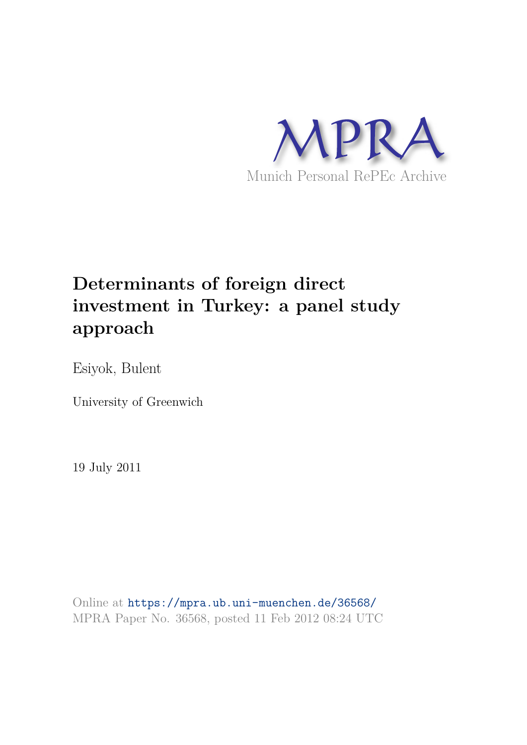MPRA

Munich Personal RePEc Archive

# Determinants of foreign direct investment in Turkey: a panel study approach

Esiyok, Bulent

University of Greenwich

19 July 2011

Online at https://mpra.ub.uni-muenchen.de/36568/
MPRA Paper No. 36568, posted 11 Feb 2012 08:24 UTC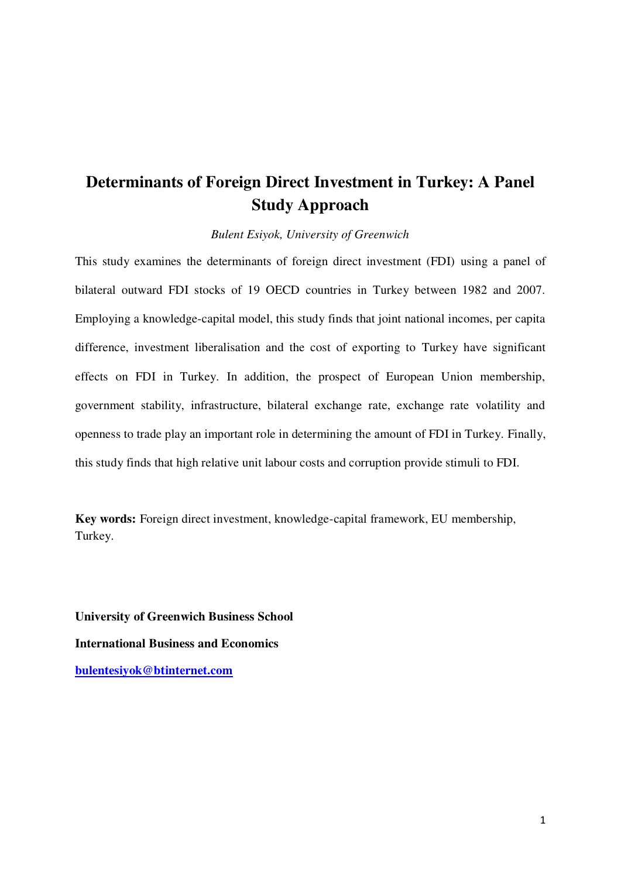# Determinants of Foreign Direct Investment in Turkey: A Panel Study Approach

*Bulent Esiyok, University of Greenwich*

This study examines the determinants of foreign direct investment (FDI) using a panel of bilateral outward FDI stocks of 19 OECD countries in Turkey between 1982 and 2007. Employing a knowledge-capital model, this study finds that joint national incomes, per capita difference, investment liberalisation and the cost of exporting to Turkey have significant effects on FDI in Turkey. In addition, the prospect of European Union membership, government stability, infrastructure, bilateral exchange rate, exchange rate volatility and openness to trade play an important role in determining the amount of FDI in Turkey. Finally, this study finds that high relative unit labour costs and corruption provide stimuli to FDI.

**Key words:** Foreign direct investment, knowledge-capital framework, EU membership, Turkey.

**University of Greenwich Business School**

**International Business and Economics**

**bulentesiyok@btinternet.com**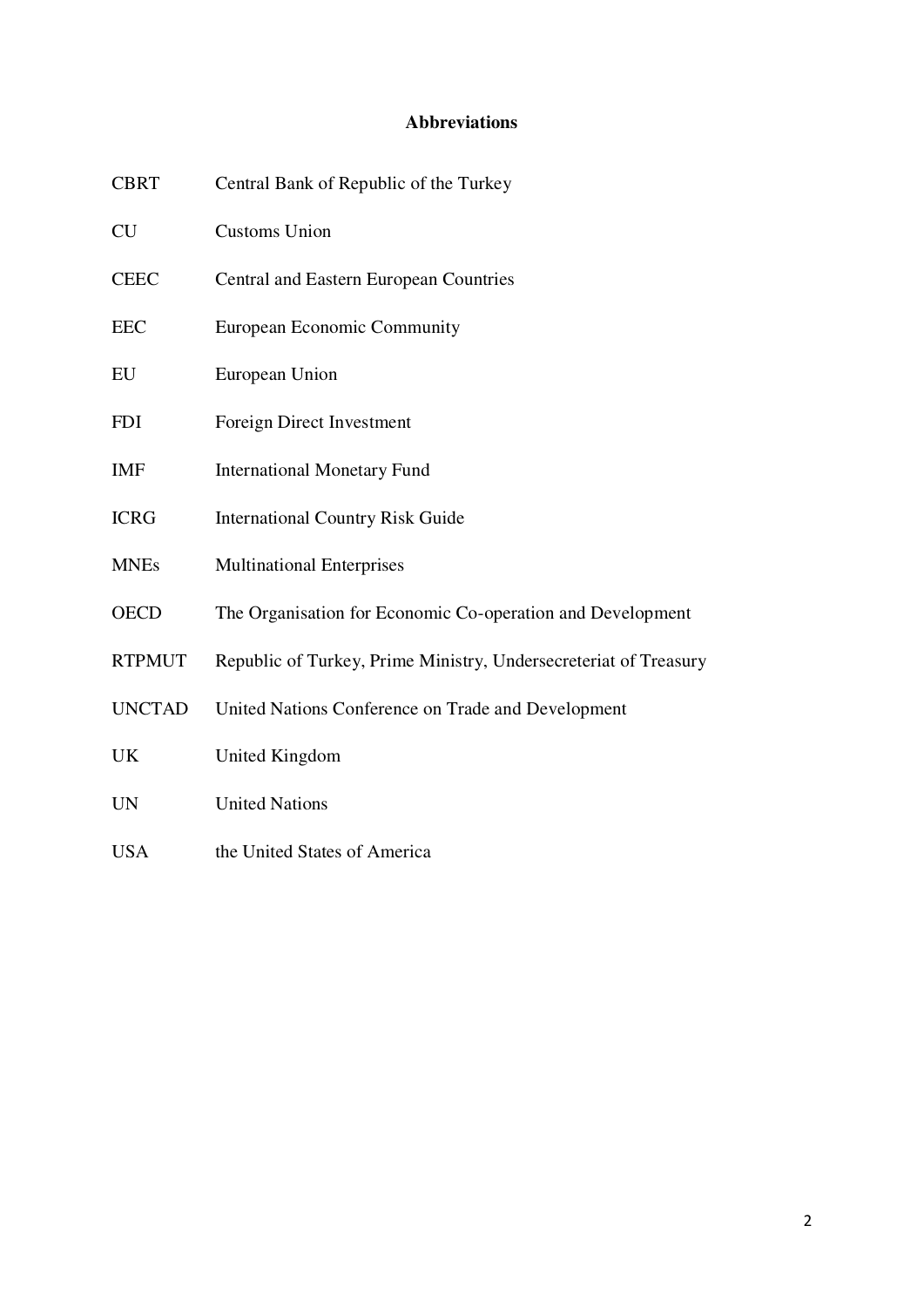# Abbreviations

| | |
|---|---|
| CBRT | Central Bank of Republic of the Turkey |
| CU | Customs Union |
| CEEC | Central and Eastern European Countries |
| EEC | European Economic Community |
| EU | European Union |
| FDI | Foreign Direct Investment |
| IMF | International Monetary Fund |
| ICRG | International Country Risk Guide |
| MNEs | Multinational Enterprises |
| OECD | The Organisation for Economic Co-operation and Development |
| RTPMUT | Republic of Turkey, Prime Ministry, Undersecreteriat of Treasury |
| UNCTAD | United Nations Conference on Trade and Development |
| UK | United Kingdom |
| UN | United Nations |
| USA | the United States of America |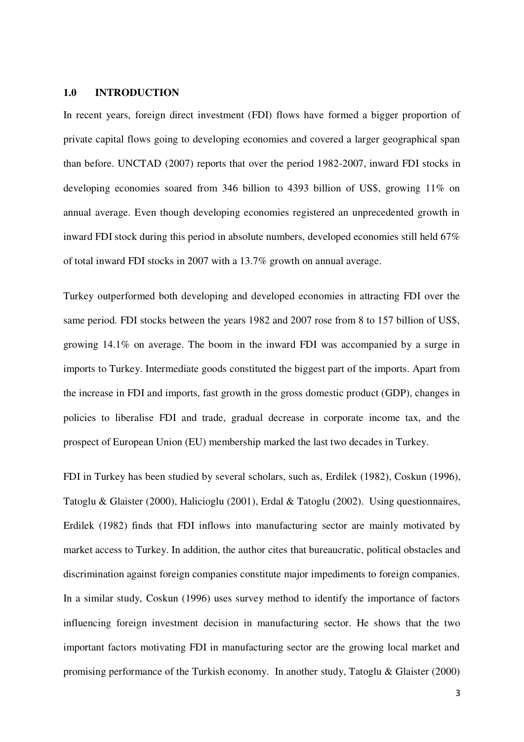## 1.0 INTRODUCTION

In recent years, foreign direct investment (FDI) flows have formed a bigger proportion of private capital flows going to developing economies and covered a larger geographical span than before. UNCTAD (2007) reports that over the period 1982-2007, inward FDI stocks in developing economies soared from 346 billion to 4393 billion of US$, growing 11% on annual average. Even though developing economies registered an unprecedented growth in inward FDI stock during this period in absolute numbers, developed economies still held 67% of total inward FDI stocks in 2007 with a 13.7% growth on annual average.

Turkey outperformed both developing and developed economies in attracting FDI over the same period. FDI stocks between the years 1982 and 2007 rose from 8 to 157 billion of US$, growing 14.1% on average. The boom in the inward FDI was accompanied by a surge in imports to Turkey. Intermediate goods constituted the biggest part of the imports. Apart from the increase in FDI and imports, fast growth in the gross domestic product (GDP), changes in policies to liberalise FDI and trade, gradual decrease in corporate income tax, and the prospect of European Union (EU) membership marked the last two decades in Turkey.

FDI in Turkey has been studied by several scholars, such as, Erdilek (1982), Coskun (1996), Tatoglu & Glaister (2000), Halicioglu (2001), Erdal & Tatoglu (2002). Using questionnaires, Erdilek (1982) finds that FDI inflows into manufacturing sector are mainly motivated by market access to Turkey. In addition, the author cites that bureaucratic, political obstacles and discrimination against foreign companies constitute major impediments to foreign companies. In a similar study, Coskun (1996) uses survey method to identify the importance of factors influencing foreign investment decision in manufacturing sector. He shows that the two important factors motivating FDI in manufacturing sector are the growing local market and promising performance of the Turkish economy. In another study, Tatoglu & Glaister (2000)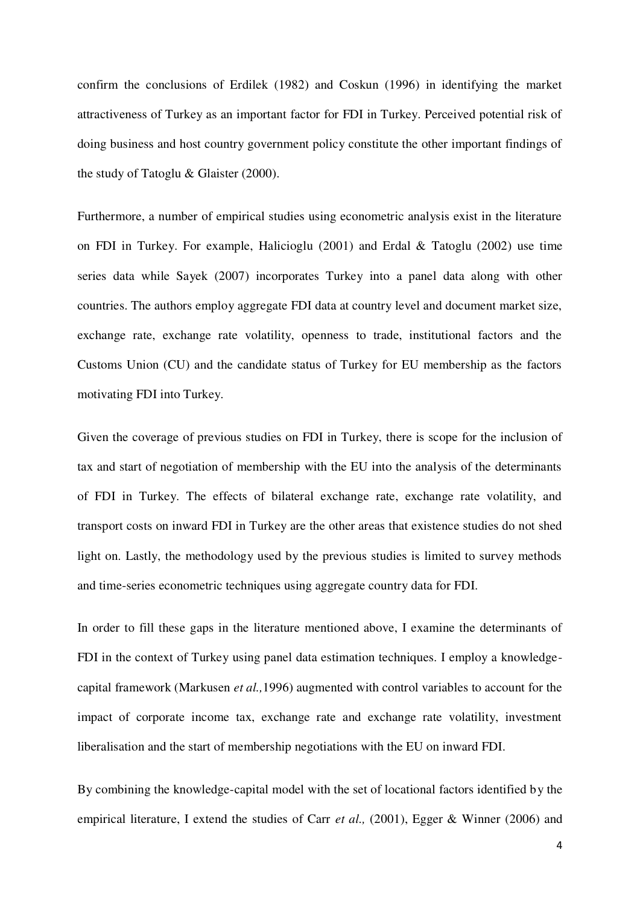confirm the conclusions of Erdilek (1982) and Coskun (1996) in identifying the market attractiveness of Turkey as an important factor for FDI in Turkey. Perceived potential risk of doing business and host country government policy constitute the other important findings of the study of Tatoglu & Glaister (2000).

Furthermore, a number of empirical studies using econometric analysis exist in the literature on FDI in Turkey. For example, Halicioglu (2001) and Erdal & Tatoglu (2002) use time series data while Sayek (2007) incorporates Turkey into a panel data along with other countries. The authors employ aggregate FDI data at country level and document market size, exchange rate, exchange rate volatility, openness to trade, institutional factors and the Customs Union (CU) and the candidate status of Turkey for EU membership as the factors motivating FDI into Turkey.

Given the coverage of previous studies on FDI in Turkey, there is scope for the inclusion of tax and start of negotiation of membership with the EU into the analysis of the determinants of FDI in Turkey. The effects of bilateral exchange rate, exchange rate volatility, and transport costs on inward FDI in Turkey are the other areas that existence studies do not shed light on. Lastly, the methodology used by the previous studies is limited to survey methods and time-series econometric techniques using aggregate country data for FDI.

In order to fill these gaps in the literature mentioned above, I examine the determinants of FDI in the context of Turkey using panel data estimation techniques. I employ a knowledge-capital framework (Markusen *et al.,*1996) augmented with control variables to account for the impact of corporate income tax, exchange rate and exchange rate volatility, investment liberalisation and the start of membership negotiations with the EU on inward FDI.

By combining the knowledge-capital model with the set of locational factors identified by the empirical literature, I extend the studies of Carr *et al.,* (2001), Egger & Winner (2006) and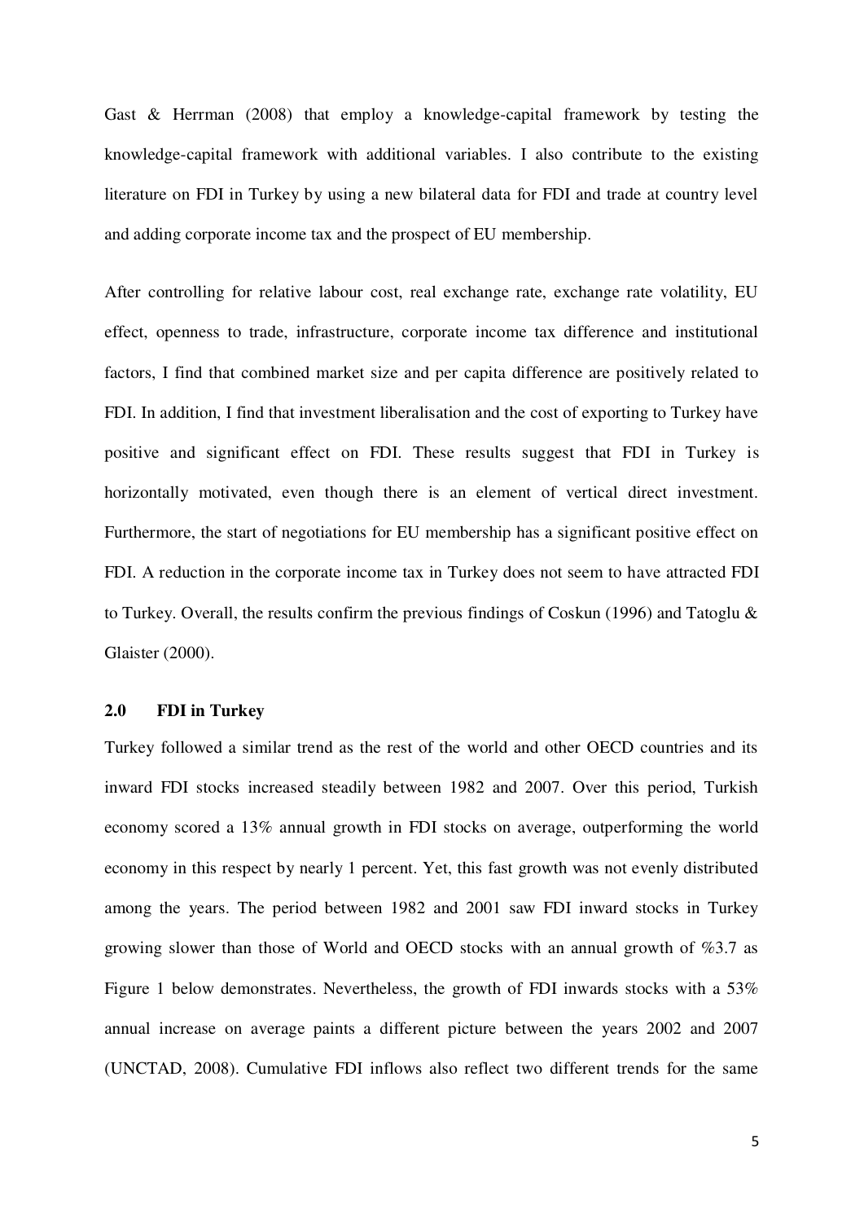Gast & Herrman (2008) that employ a knowledge-capital framework by testing the knowledge-capital framework with additional variables. I also contribute to the existing literature on FDI in Turkey by using a new bilateral data for FDI and trade at country level and adding corporate income tax and the prospect of EU membership.

After controlling for relative labour cost, real exchange rate, exchange rate volatility, EU effect, openness to trade, infrastructure, corporate income tax difference and institutional factors, I find that combined market size and per capita difference are positively related to FDI. In addition, I find that investment liberalisation and the cost of exporting to Turkey have positive and significant effect on FDI. These results suggest that FDI in Turkey is horizontally motivated, even though there is an element of vertical direct investment. Furthermore, the start of negotiations for EU membership has a significant positive effect on FDI. A reduction in the corporate income tax in Turkey does not seem to have attracted FDI to Turkey. Overall, the results confirm the previous findings of Coskun (1996) and Tatoglu & Glaister (2000).

## 2.0 FDI in Turkey

Turkey followed a similar trend as the rest of the world and other OECD countries and its inward FDI stocks increased steadily between 1982 and 2007. Over this period, Turkish economy scored a 13% annual growth in FDI stocks on average, outperforming the world economy in this respect by nearly 1 percent. Yet, this fast growth was not evenly distributed among the years. The period between 1982 and 2001 saw FDI inward stocks in Turkey growing slower than those of World and OECD stocks with an annual growth of %3.7 as Figure 1 below demonstrates. Nevertheless, the growth of FDI inwards stocks with a 53% annual increase on average paints a different picture between the years 2002 and 2007 (UNCTAD, 2008). Cumulative FDI inflows also reflect two different trends for the same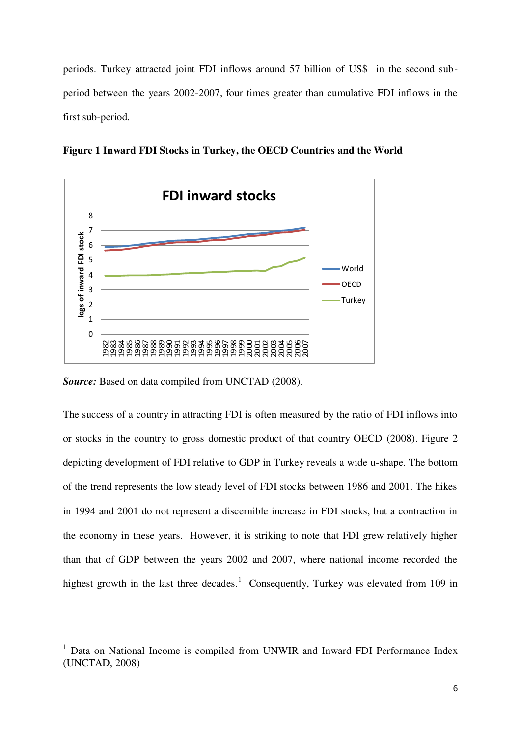periods. Turkey attracted joint FDI inflows around 57 billion of US$ in the second sub-period between the years 2002-2007, four times greater than cumulative FDI inflows in the first sub-period.

**Figure 1 Inward FDI Stocks in Turkey, the OECD Countries and the World**

***Source:*** Based on data compiled from UNCTAD (2008).

The success of a country in attracting FDI is often measured by the ratio of FDI inflows into or stocks in the country to gross domestic product of that country OECD (2008). Figure 2 depicting development of FDI relative to GDP in Turkey reveals a wide u-shape. The bottom of the trend represents the low steady level of FDI stocks between 1986 and 2001. The hikes in 1994 and 2001 do not represent a discernible increase in FDI stocks, but a contraction in the economy in these years. However, it is striking to note that FDI grew relatively higher than that of GDP between the years 2002 and 2007, where national income recorded the highest growth in the last three decades.[1] Consequently, Turkey was elevated from 109 in

[1] Data on National Income is compiled from UNWIR and Inward FDI Performance Index (UNCTAD, 2008)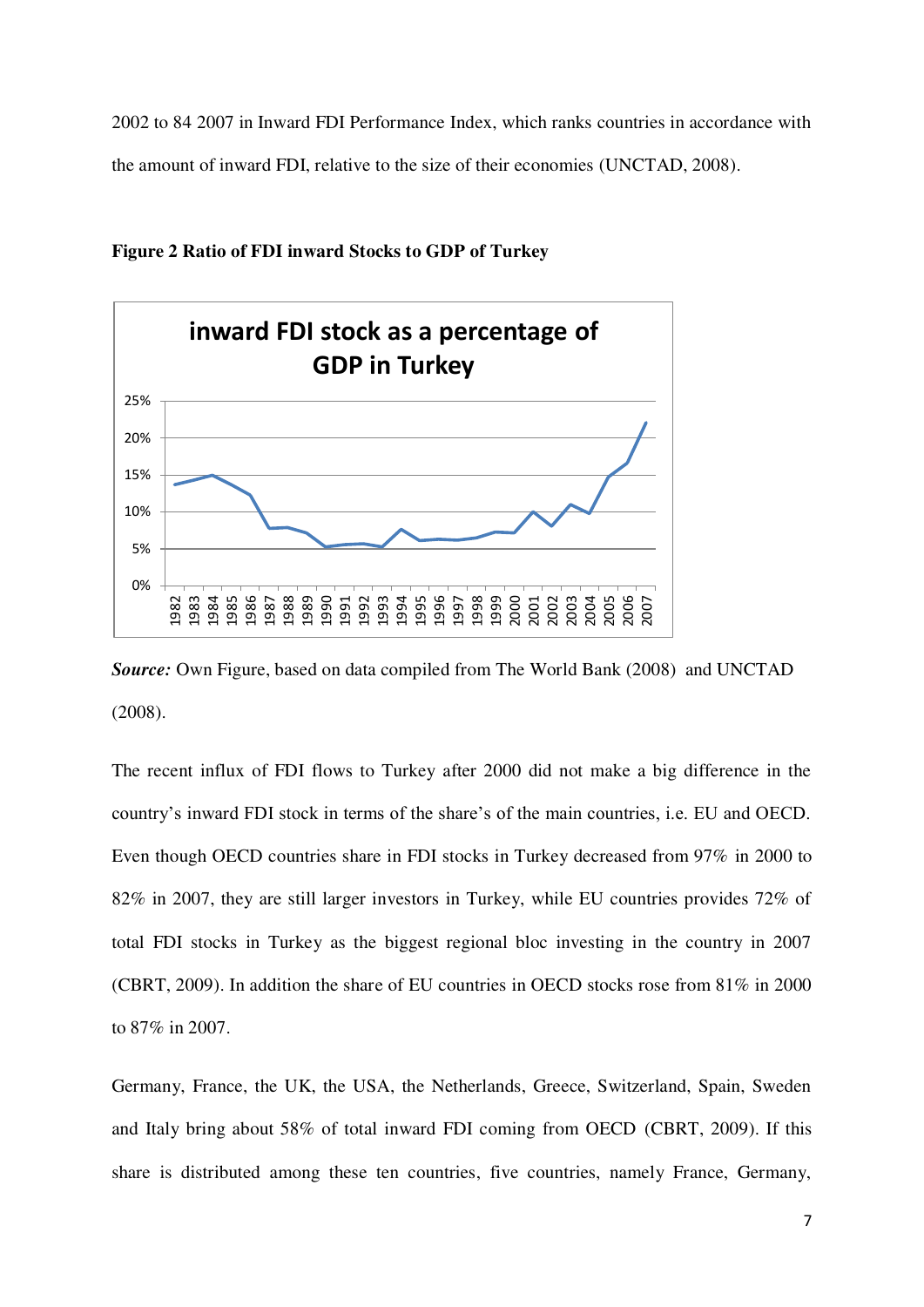2002 to 84 2007 in Inward FDI Performance Index, which ranks countries in accordance with the amount of inward FDI, relative to the size of their economies (UNCTAD, 2008).

**Figure 2 Ratio of FDI inward Stocks to GDP of Turkey**

***Source:*** Own Figure, based on data compiled from The World Bank (2008) and UNCTAD (2008).

The recent influx of FDI flows to Turkey after 2000 did not make a big difference in the country's inward FDI stock in terms of the share's of the main countries, i.e. EU and OECD. Even though OECD countries share in FDI stocks in Turkey decreased from 97% in 2000 to 82% in 2007, they are still larger investors in Turkey, while EU countries provides 72% of total FDI stocks in Turkey as the biggest regional bloc investing in the country in 2007 (CBRT, 2009). In addition the share of EU countries in OECD stocks rose from 81% in 2000 to 87% in 2007.

Germany, France, the UK, the USA, the Netherlands, Greece, Switzerland, Spain, Sweden and Italy bring about 58% of total inward FDI coming from OECD (CBRT, 2009). If this share is distributed among these ten countries, five countries, namely France, Germany,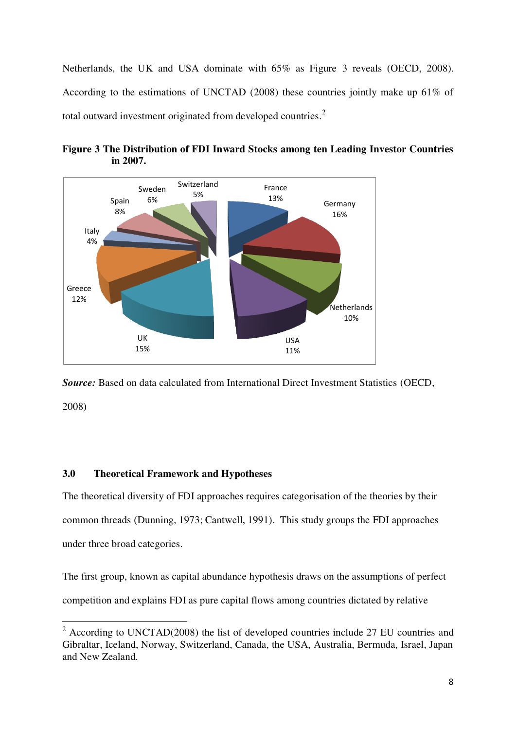Netherlands, the UK and USA dominate with 65% as Figure 3 reveals (OECD, 2008). According to the estimations of UNCTAD (2008) these countries jointly make up 61% of total outward investment originated from developed countries.[2]

**Figure 3 The Distribution of FDI Inward Stocks among ten Leading Investor Countries in 2007.**

*Source:* Based on data calculated from International Direct Investment Statistics (OECD, 2008)

### 3.0 Theoretical Framework and Hypotheses

The theoretical diversity of FDI approaches requires categorisation of the theories by their common threads (Dunning, 1973; Cantwell, 1991). This study groups the FDI approaches under three broad categories.

The first group, known as capital abundance hypothesis draws on the assumptions of perfect competition and explains FDI as pure capital flows among countries dictated by relative

---

[2] According to UNCTAD(2008) the list of developed countries include 27 EU countries and Gibraltar, Iceland, Norway, Switzerland, Canada, the USA, Australia, Bermuda, Israel, Japan and New Zealand.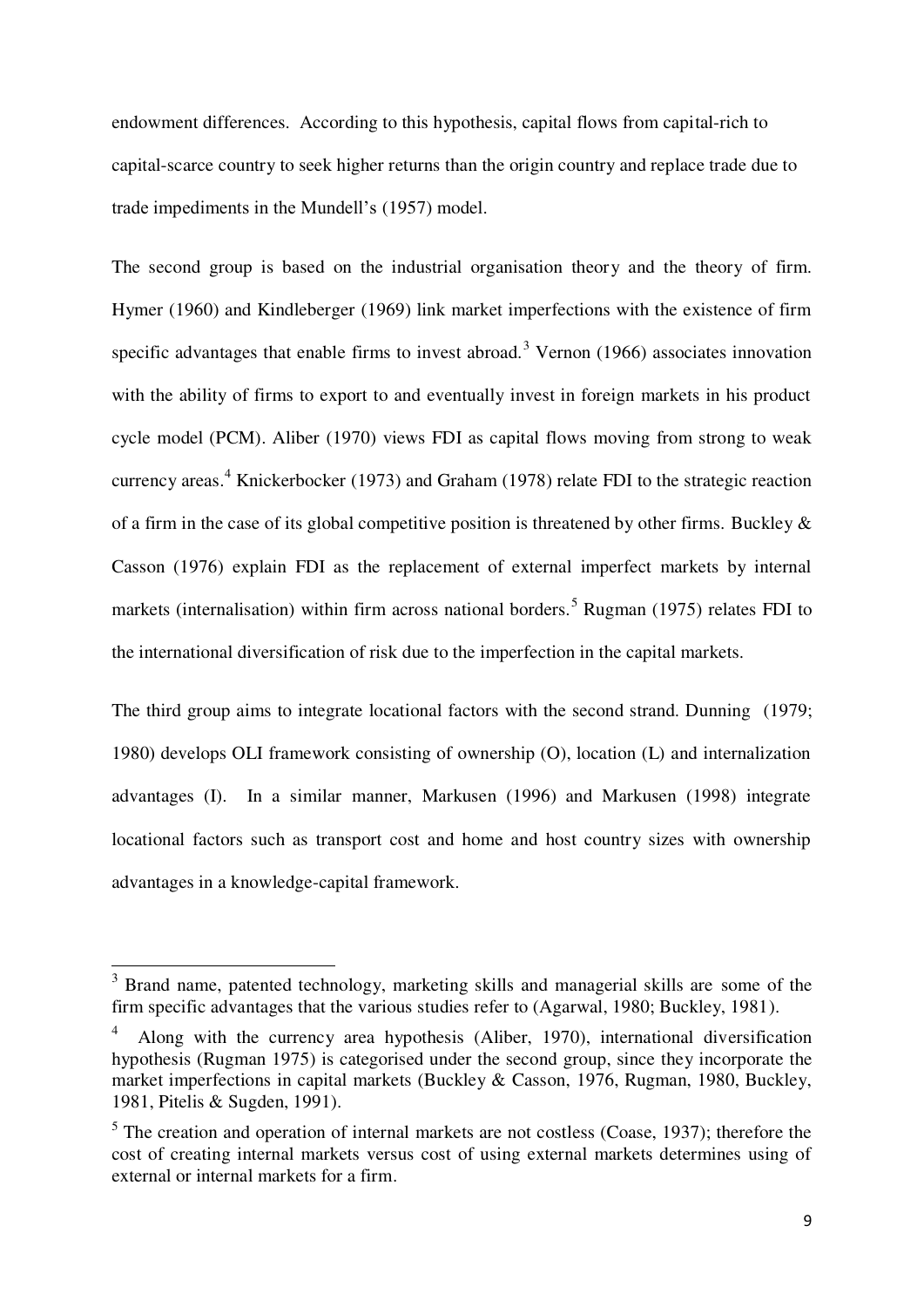endowment differences. According to this hypothesis, capital flows from capital-rich to capital-scarce country to seek higher returns than the origin country and replace trade due to trade impediments in the Mundell's (1957) model.

The second group is based on the industrial organisation theory and the theory of firm. Hymer (1960) and Kindleberger (1969) link market imperfections with the existence of firm specific advantages that enable firms to invest abroad.[3] Vernon (1966) associates innovation with the ability of firms to export to and eventually invest in foreign markets in his product cycle model (PCM). Aliber (1970) views FDI as capital flows moving from strong to weak currency areas.[4] Knickerbocker (1973) and Graham (1978) relate FDI to the strategic reaction of a firm in the case of its global competitive position is threatened by other firms. Buckley & Casson (1976) explain FDI as the replacement of external imperfect markets by internal markets (internalisation) within firm across national borders.[5] Rugman (1975) relates FDI to the international diversification of risk due to the imperfection in the capital markets.

The third group aims to integrate locational factors with the second strand. Dunning (1979; 1980) develops OLI framework consisting of ownership (O), location (L) and internalization advantages (I). In a similar manner, Markusen (1996) and Markusen (1998) integrate locational factors such as transport cost and home and host country sizes with ownership advantages in a knowledge-capital framework.

---

[3] Brand name, patented technology, marketing skills and managerial skills are some of the firm specific advantages that the various studies refer to (Agarwal, 1980; Buckley, 1981).

[4] Along with the currency area hypothesis (Aliber, 1970), international diversification hypothesis (Rugman 1975) is categorised under the second group, since they incorporate the market imperfections in capital markets (Buckley & Casson, 1976, Rugman, 1980, Buckley, 1981, Pitelis & Sugden, 1991).

[5] The creation and operation of internal markets are not costless (Coase, 1937); therefore the cost of creating internal markets versus cost of using external markets determines using of external or internal markets for a firm.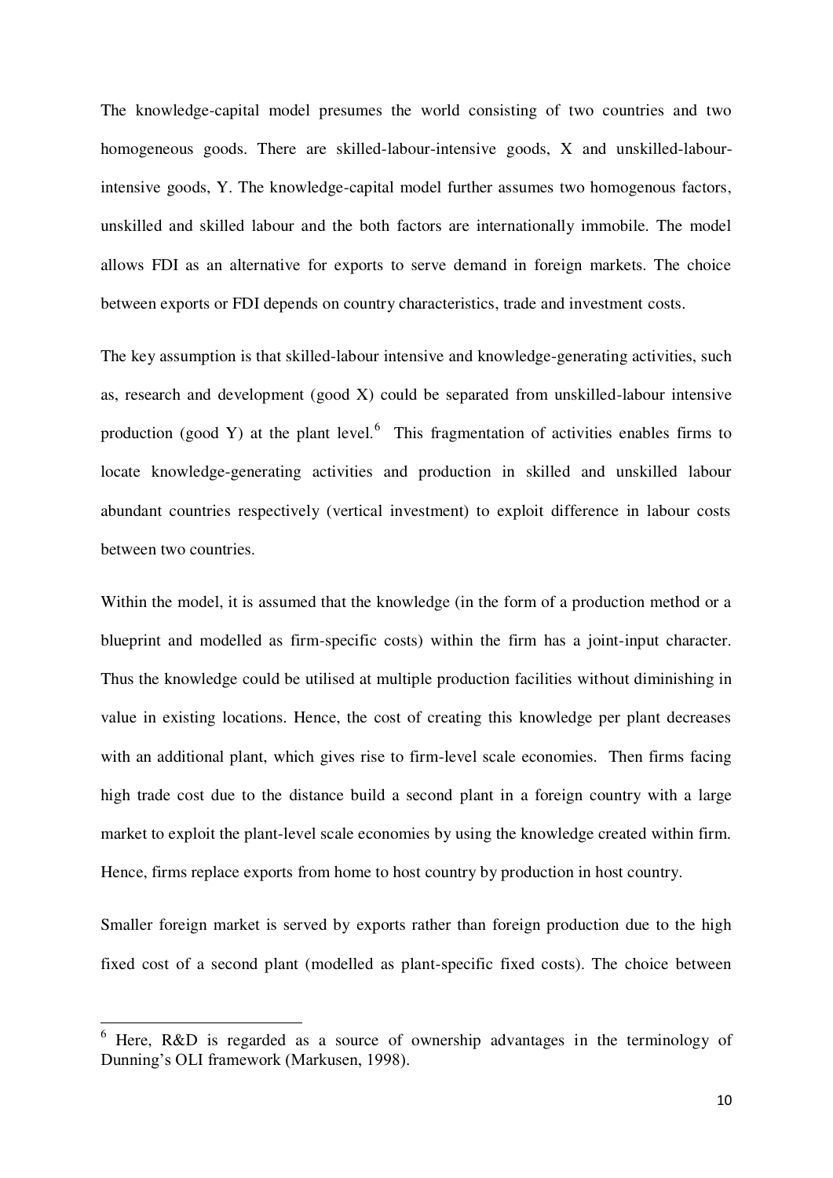The knowledge-capital model presumes the world consisting of two countries and two homogeneous goods. There are skilled-labour-intensive goods, X and unskilled-labour-intensive goods, Y. The knowledge-capital model further assumes two homogenous factors, unskilled and skilled labour and the both factors are internationally immobile. The model allows FDI as an alternative for exports to serve demand in foreign markets. The choice between exports or FDI depends on country characteristics, trade and investment costs.

The key assumption is that skilled-labour intensive and knowledge-generating activities, such as, research and development (good X) could be separated from unskilled-labour intensive production (good Y) at the plant level.[6] This fragmentation of activities enables firms to locate knowledge-generating activities and production in skilled and unskilled labour abundant countries respectively (vertical investment) to exploit difference in labour costs between two countries.

Within the model, it is assumed that the knowledge (in the form of a production method or a blueprint and modelled as firm-specific costs) within the firm has a joint-input character. Thus the knowledge could be utilised at multiple production facilities without diminishing in value in existing locations. Hence, the cost of creating this knowledge per plant decreases with an additional plant, which gives rise to firm-level scale economies. Then firms facing high trade cost due to the distance build a second plant in a foreign country with a large market to exploit the plant-level scale economies by using the knowledge created within firm. Hence, firms replace exports from home to host country by production in host country.

Smaller foreign market is served by exports rather than foreign production due to the high fixed cost of a second plant (modelled as plant-specific fixed costs). The choice between

---

[6] Here, R&D is regarded as a source of ownership advantages in the terminology of Dunning's OLI framework (Markusen, 1998).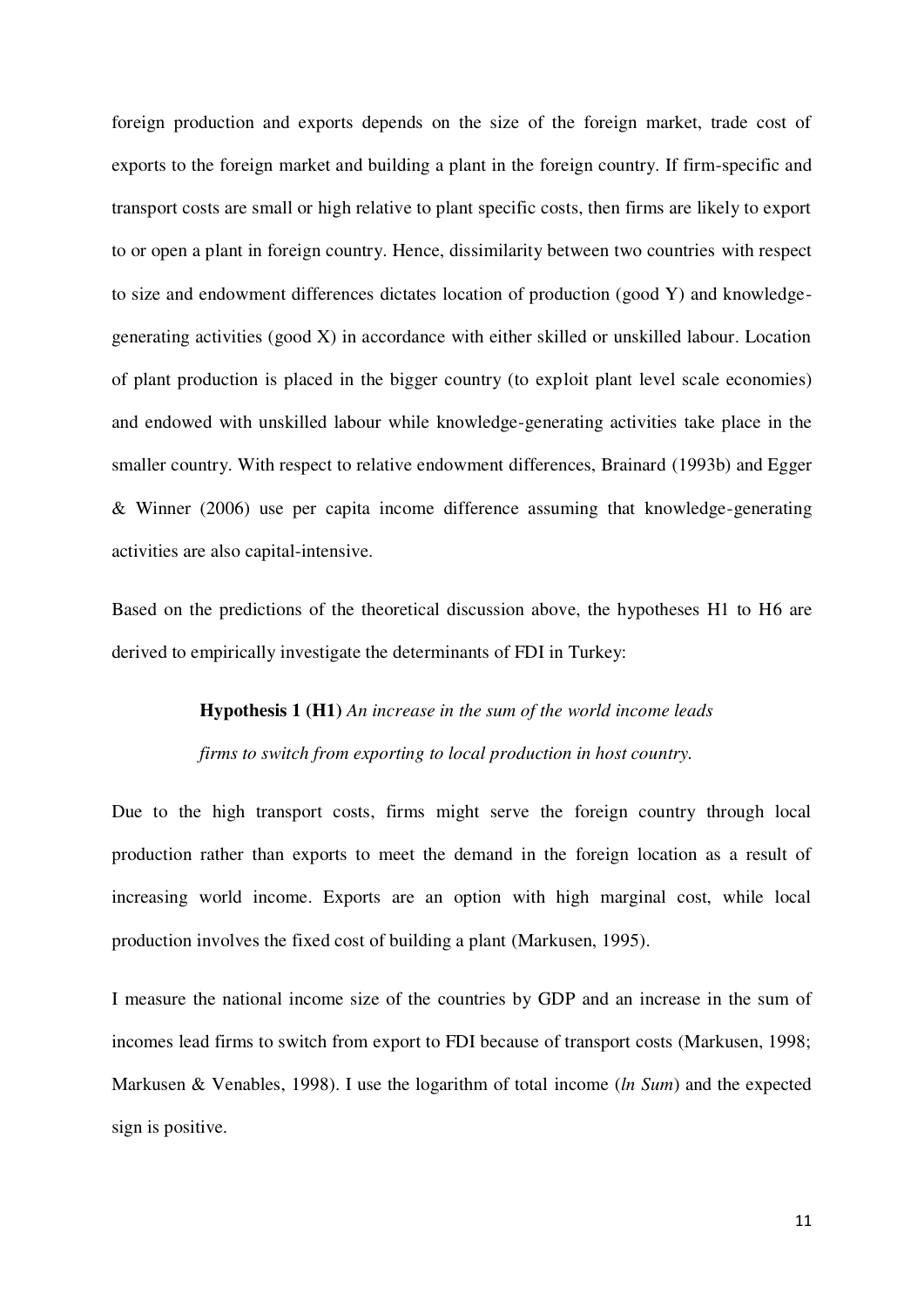foreign production and exports depends on the size of the foreign market, trade cost of exports to the foreign market and building a plant in the foreign country. If firm-specific and transport costs are small or high relative to plant specific costs, then firms are likely to export to or open a plant in foreign country. Hence, dissimilarity between two countries with respect to size and endowment differences dictates location of production (good Y) and knowledge-generating activities (good X) in accordance with either skilled or unskilled labour. Location of plant production is placed in the bigger country (to exp1oit plant level scale economies) and endowed with unskilled labour while knowledge-generating activities take place in the smaller country. With respect to relative endowment differences, Brainard (1993b) and Egger & Winner (2006) use per capita income difference assuming that knowledge-generating activities are also capital-intensive.

Based on the predictions of the theoretical discussion above, the hypotheses H1 to H6 are derived to empirically investigate the determinants of FDI in Turkey:

> **Hypothesis 1 (H1)** *An increase in the sum of the world income leads firms to switch from exporting to local production in host country.*

Due to the high transport costs, firms might serve the foreign country through local production rather than exports to meet the demand in the foreign location as a result of increasing world income. Exports are an option with high marginal cost, while local production involves the fixed cost of building a plant (Markusen, 1995).

I measure the national income size of the countries by GDP and an increase in the sum of incomes lead firms to switch from export to FDI because of transport costs (Markusen, 1998; Markusen & Venables, 1998). I use the logarithm of total income (*ln Sum*) and the expected sign is positive.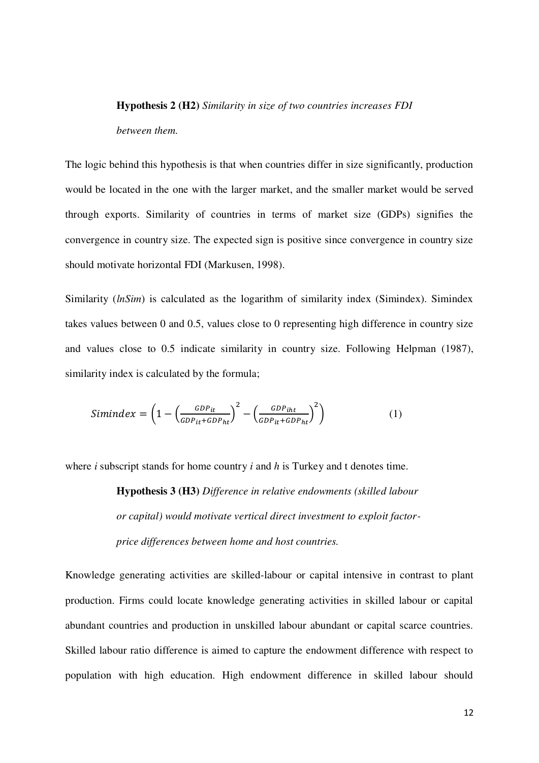**Hypothesis 2 (H2)** *Similarity in size of two countries increases FDI between them.*

The logic behind this hypothesis is that when countries differ in size significantly, production would be located in the one with the larger market, and the smaller market would be served through exports. Similarity of countries in terms of market size (GDPs) signifies the convergence in country size. The expected sign is positive since convergence in country size should motivate horizontal FDI (Markusen, 1998).

Similarity (*lnSim*) is calculated as the logarithm of similarity index (Simindex). Simindex takes values between 0 and 0.5, values close to 0 representing high difference in country size and values close to 0.5 indicate similarity in country size. Following Helpman (1987), similarity index is calculated by the formula;

$$Simindex = \left(1 - \left(\frac{GDP_{it}}{GDP_{it}+GDP_{ht}}\right)^2 - \left(\frac{GDP_{iht}}{GDP_{it}+GDP_{ht}}\right)^2\right) \qquad (1)$$

where *i* subscript stands for home country *i* and *h* is Turkey and t denotes time.

**Hypothesis 3 (H3)** *Difference in relative endowments (skilled labour or capital) would motivate vertical direct investment to exploit factor-price differences between home and host countries.*

Knowledge generating activities are skilled-labour or capital intensive in contrast to plant production. Firms could locate knowledge generating activities in skilled labour or capital abundant countries and production in unskilled labour abundant or capital scarce countries. Skilled labour ratio difference is aimed to capture the endowment difference with respect to population with high education. High endowment difference in skilled labour should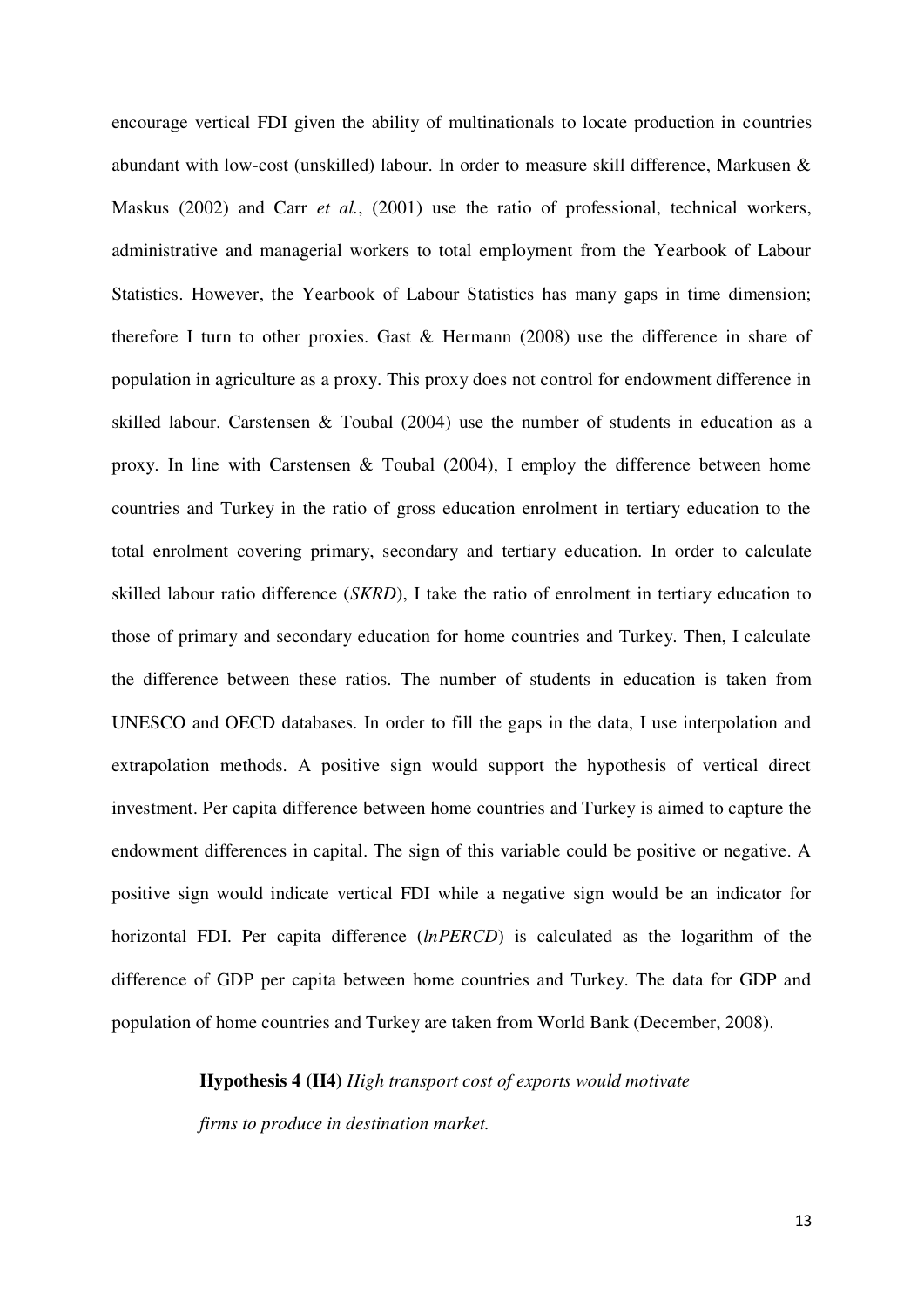encourage vertical FDI given the ability of multinationals to locate production in countries abundant with low-cost (unskilled) labour. In order to measure skill difference, Markusen & Maskus (2002) and Carr *et al.*, (2001) use the ratio of professional, technical workers, administrative and managerial workers to total employment from the Yearbook of Labour Statistics. However, the Yearbook of Labour Statistics has many gaps in time dimension; therefore I turn to other proxies. Gast & Hermann (2008) use the difference in share of population in agriculture as a proxy. This proxy does not control for endowment difference in skilled labour. Carstensen & Toubal (2004) use the number of students in education as a proxy. In line with Carstensen & Toubal (2004), I employ the difference between home countries and Turkey in the ratio of gross education enrolment in tertiary education to the total enrolment covering primary, secondary and tertiary education. In order to calculate skilled labour ratio difference (*SKRD*), I take the ratio of enrolment in tertiary education to those of primary and secondary education for home countries and Turkey. Then, I calculate the difference between these ratios. The number of students in education is taken from UNESCO and OECD databases. In order to fill the gaps in the data, I use interpolation and extrapolation methods. A positive sign would support the hypothesis of vertical direct investment. Per capita difference between home countries and Turkey is aimed to capture the endowment differences in capital. The sign of this variable could be positive or negative. A positive sign would indicate vertical FDI while a negative sign would be an indicator for horizontal FDI. Per capita difference (*lnPERCD*) is calculated as the logarithm of the difference of GDP per capita between home countries and Turkey. The data for GDP and population of home countries and Turkey are taken from World Bank (December, 2008).

**Hypothesis 4 (H4)** *High transport cost of exports would motivate firms to produce in destination market.*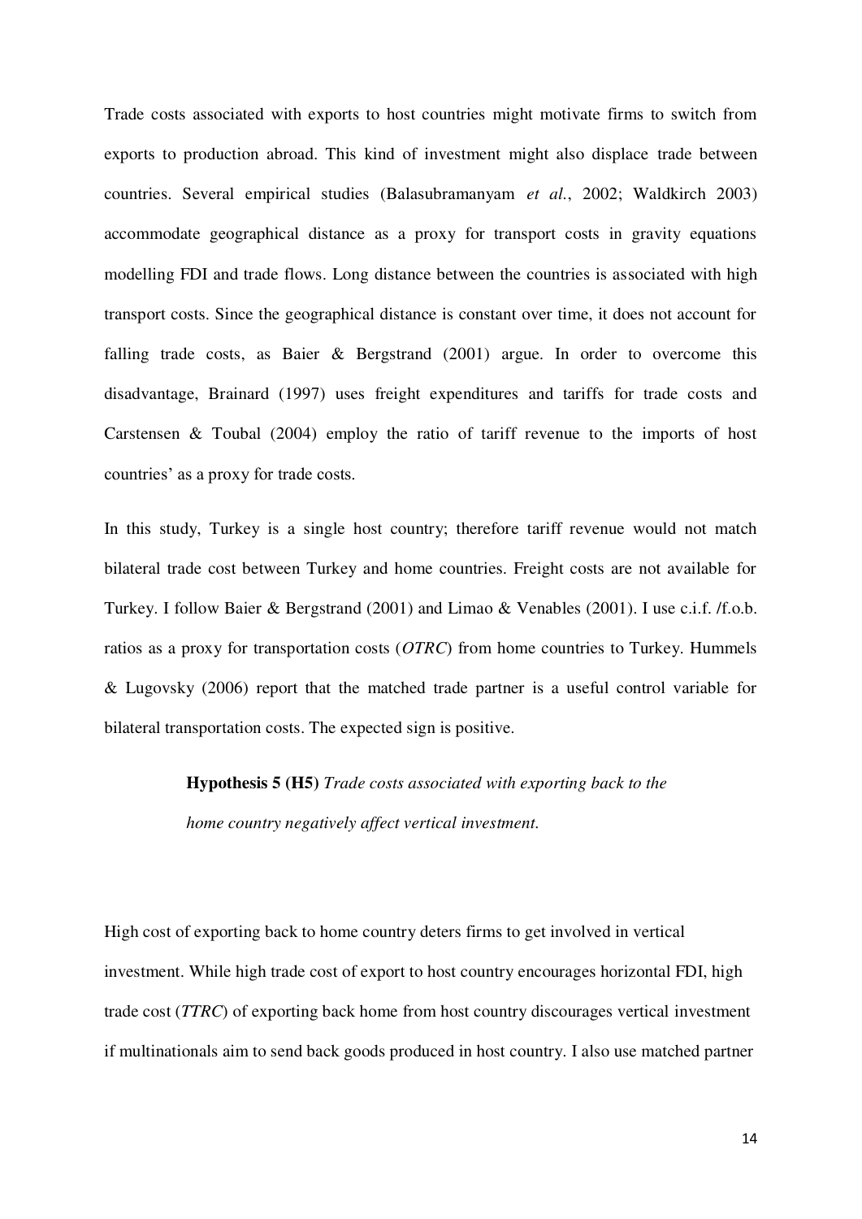Trade costs associated with exports to host countries might motivate firms to switch from exports to production abroad. This kind of investment might also displace trade between countries. Several empirical studies (Balasubramanyam *et al.*, 2002; Waldkirch 2003) accommodate geographical distance as a proxy for transport costs in gravity equations modelling FDI and trade flows. Long distance between the countries is associated with high transport costs. Since the geographical distance is constant over time, it does not account for falling trade costs, as Baier & Bergstrand (2001) argue. In order to overcome this disadvantage, Brainard (1997) uses freight expenditures and tariffs for trade costs and Carstensen & Toubal (2004) employ the ratio of tariff revenue to the imports of host countries' as a proxy for trade costs.

In this study, Turkey is a single host country; therefore tariff revenue would not match bilateral trade cost between Turkey and home countries. Freight costs are not available for Turkey. I follow Baier & Bergstrand (2001) and Limao & Venables (2001). I use c.i.f. /f.o.b. ratios as a proxy for transportation costs (*OTRC*) from home countries to Turkey. Hummels & Lugovsky (2006) report that the matched trade partner is a useful control variable for bilateral transportation costs. The expected sign is positive.

> **Hypothesis 5 (H5)** *Trade costs associated with exporting back to the home country negatively affect vertical investment.*

High cost of exporting back to home country deters firms to get involved in vertical investment. While high trade cost of export to host country encourages horizontal FDI, high trade cost (*TTRC*) of exporting back home from host country discourages vertical investment if multinationals aim to send back goods produced in host country. I also use matched partner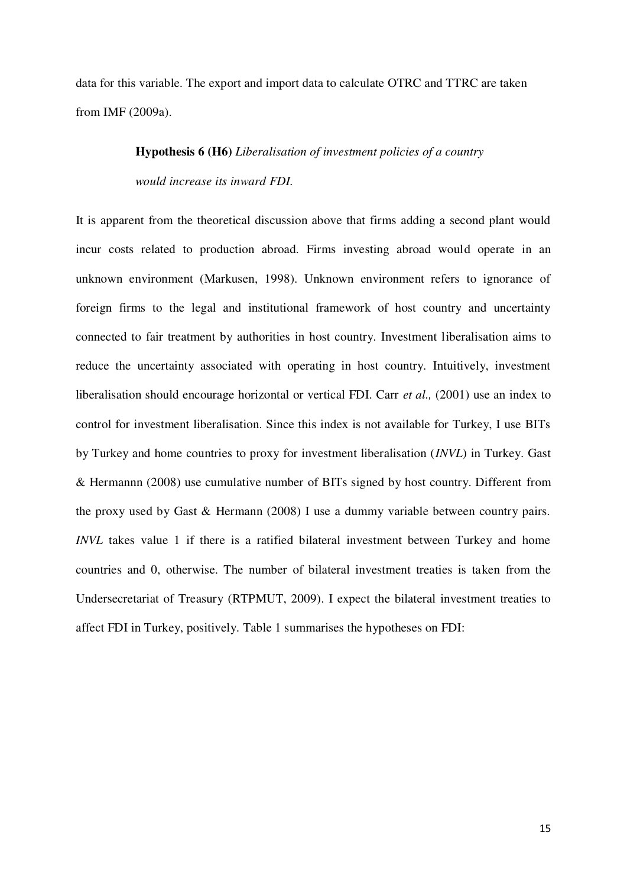data for this variable. The export and import data to calculate OTRC and TTRC are taken from IMF (2009a).

> **Hypothesis 6 (H6)** *Liberalisation of investment policies of a country would increase its inward FDI.*

It is apparent from the theoretical discussion above that firms adding a second plant would incur costs related to production abroad. Firms investing abroad would operate in an unknown environment (Markusen, 1998). Unknown environment refers to ignorance of foreign firms to the legal and institutional framework of host country and uncertainty connected to fair treatment by authorities in host country. Investment liberalisation aims to reduce the uncertainty associated with operating in host country. Intuitively, investment liberalisation should encourage horizontal or vertical FDI. Carr *et al.,* (2001) use an index to control for investment liberalisation. Since this index is not available for Turkey, I use BITs by Turkey and home countries to proxy for investment liberalisation (*INVL*) in Turkey. Gast & Hermannn (2008) use cumulative number of BITs signed by host country. Different from the proxy used by Gast & Hermann (2008) I use a dummy variable between country pairs. *INVL* takes value 1 if there is a ratified bilateral investment between Turkey and home countries and 0, otherwise. The number of bilateral investment treaties is taken from the Undersecretariat of Treasury (RTPMUT, 2009). I expect the bilateral investment treaties to affect FDI in Turkey, positively. Table 1 summarises the hypotheses on FDI: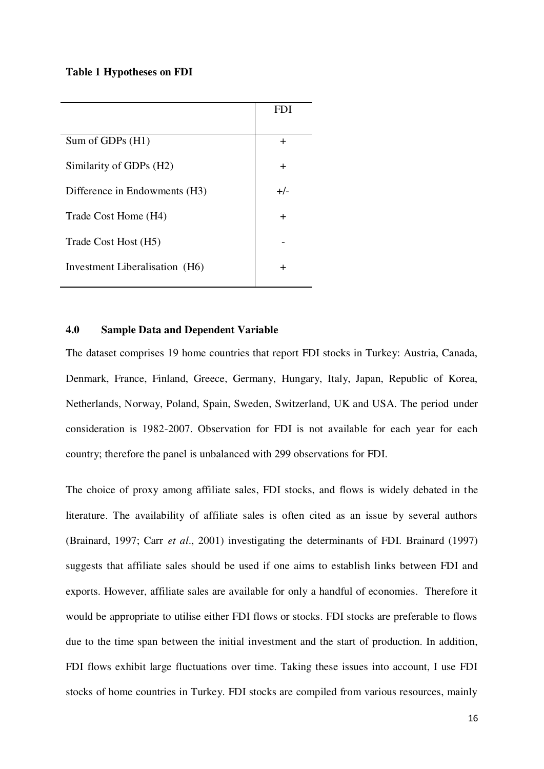**Table 1 Hypotheses on FDI**

| | FDI |
|---|---|
| Sum of GDPs (H1) | + |
| Similarity of GDPs (H2) | + |
| Difference in Endowments (H3) | +/- |
| Trade Cost Home (H4) | + |
| Trade Cost Host (H5) | - |
| Investment Liberalisation (H6) | + |

### 4.0 Sample Data and Dependent Variable

The dataset comprises 19 home countries that report FDI stocks in Turkey: Austria, Canada, Denmark, France, Finland, Greece, Germany, Hungary, Italy, Japan, Republic of Korea, Netherlands, Norway, Poland, Spain, Sweden, Switzerland, UK and USA. The period under consideration is 1982-2007. Observation for FDI is not available for each year for each country; therefore the panel is unbalanced with 299 observations for FDI.

The choice of proxy among affiliate sales, FDI stocks, and flows is widely debated in the literature. The availability of affiliate sales is often cited as an issue by several authors (Brainard, 1997; Carr *et al*., 2001) investigating the determinants of FDI. Brainard (1997) suggests that affiliate sales should be used if one aims to establish links between FDI and exports. However, affiliate sales are available for only a handful of economies. Therefore it would be appropriate to utilise either FDI flows or stocks. FDI stocks are preferable to flows due to the time span between the initial investment and the start of production. In addition, FDI flows exhibit large fluctuations over time. Taking these issues into account, I use FDI stocks of home countries in Turkey. FDI stocks are compiled from various resources, mainly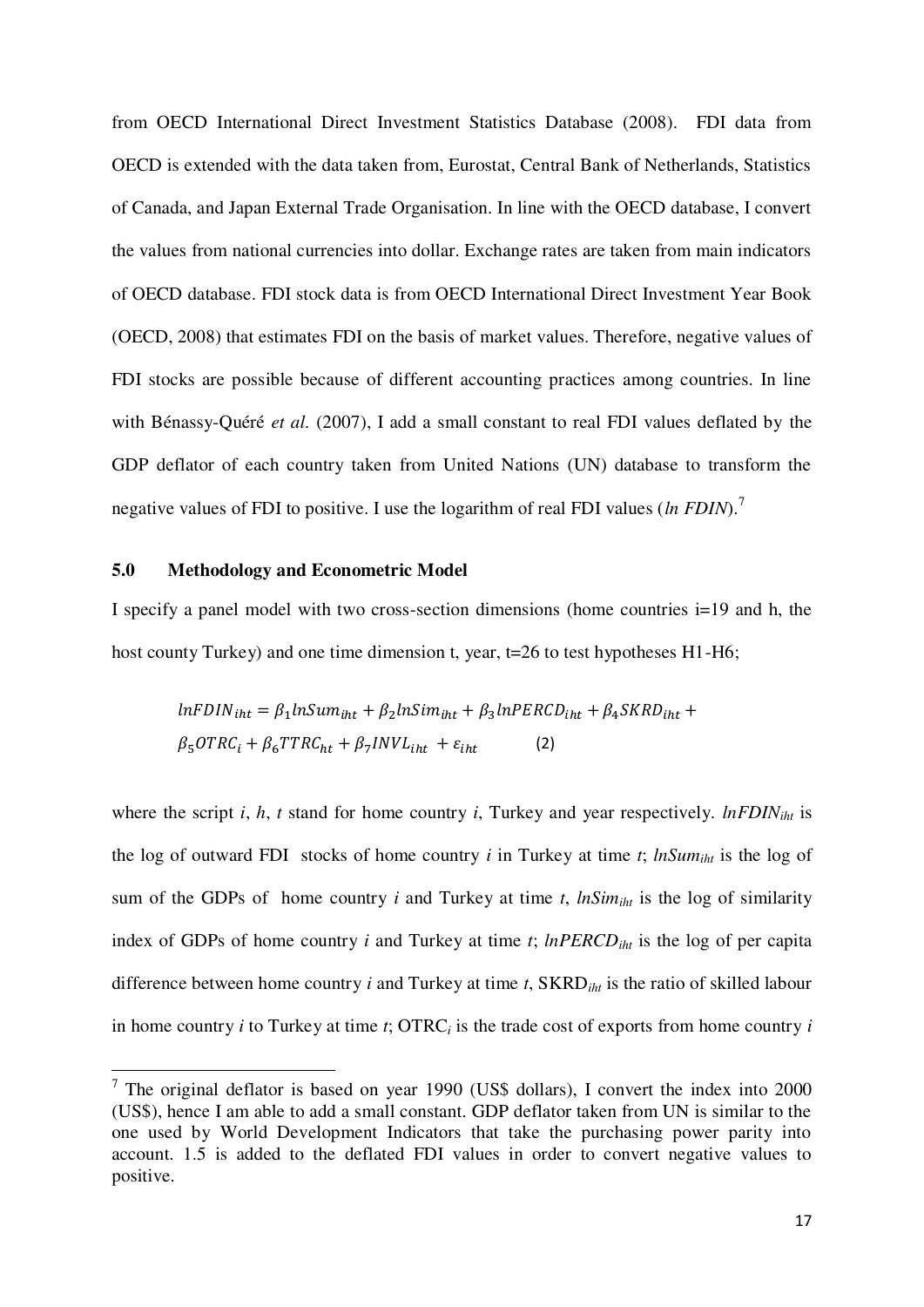from OECD International Direct Investment Statistics Database (2008). FDI data from OECD is extended with the data taken from, Eurostat, Central Bank of Netherlands, Statistics of Canada, and Japan External Trade Organisation. In line with the OECD database, I convert the values from national currencies into dollar. Exchange rates are taken from main indicators of OECD database. FDI stock data is from OECD International Direct Investment Year Book (OECD, 2008) that estimates FDI on the basis of market values. Therefore, negative values of FDI stocks are possible because of different accounting practices among countries. In line with Bénassy-Quéré *et al.* (2007), I add a small constant to real FDI values deflated by the GDP deflator of each country taken from United Nations (UN) database to transform the negative values of FDI to positive. I use the logarithm of real FDI values (*ln FDIN*).[7]

## 5.0 Methodology and Econometric Model

I specify a panel model with two cross-section dimensions (home countries i=19 and h, the host county Turkey) and one time dimension t, year, t=26 to test hypotheses H1-H6;

$$lnFDIN_{iht} = \beta_1 lnSum_{iht} + \beta_2 lnSim_{iht} + \beta_3 lnPERCD_{iht} + \beta_4 SKRD_{iht} + \beta_5 OTRC_i + \beta_6 TTRC_{ht} + \beta_7 INVL_{iht} + \varepsilon_{iht} \qquad (2)$$

where the script *i*, *h*, *t* stand for home country *i*, Turkey and year respectively. $lnFDIN_{iht}$ is the log of outward FDI stocks of home country *i* in Turkey at time *t*; $lnSum_{iht}$ is the log of sum of the GDPs of home country *i* and Turkey at time *t*, $lnSim_{iht}$ is the log of similarity index of GDPs of home country *i* and Turkey at time *t*; $lnPERCD_{iht}$ is the log of per capita difference between home country *i* and Turkey at time *t*, $SKRD_{iht}$ is the ratio of skilled labour in home country *i* to Turkey at time *t*; $OTRC_i$ is the trade cost of exports from home country *i*

[7] The original deflator is based on year 1990 (US$ dollars), I convert the index into 2000 (US$), hence I am able to add a small constant. GDP deflator taken from UN is similar to the one used by World Development Indicators that take the purchasing power parity into account. 1.5 is added to the deflated FDI values in order to convert negative values to positive.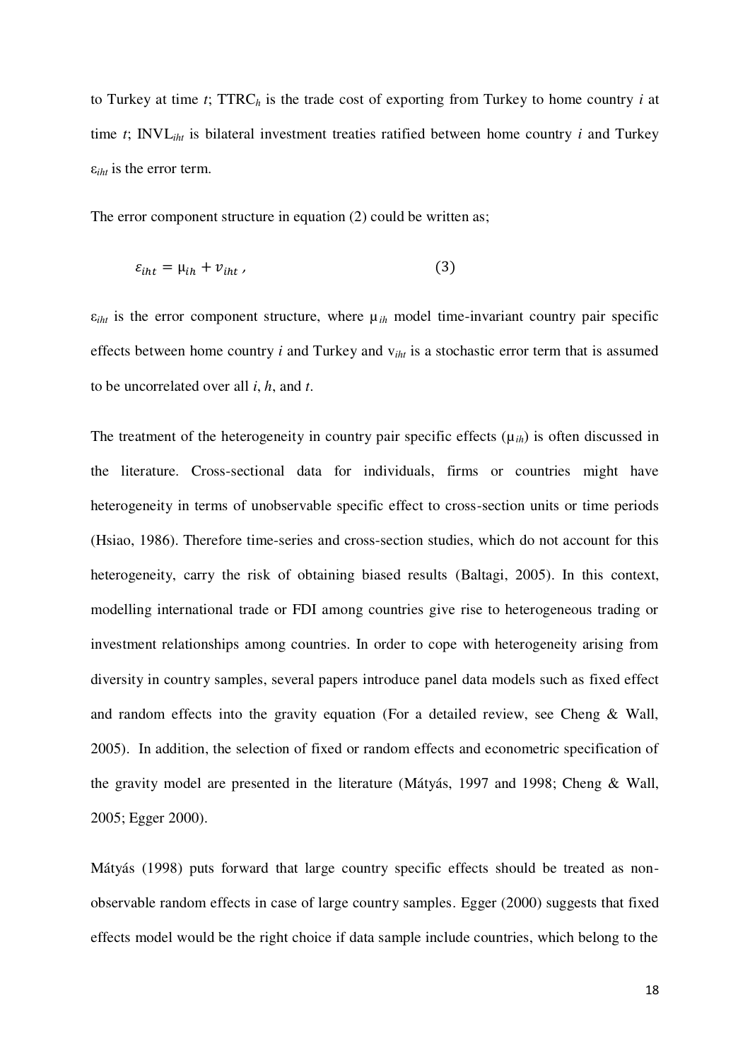to Turkey at time $t$; $TTRC_h$ is the trade cost of exporting from Turkey to home country $i$ at time $t$; $INVL_{iht}$ is bilateral investment treaties ratified between home country $i$ and Turkey $\varepsilon_{iht}$ is the error term.

The error component structure in equation (2) could be written as;

$$\varepsilon_{iht} = \mu_{ih} + v_{iht}\,, \qquad (3)$$

$\varepsilon_{iht}$ is the error component structure, where $\mu_{ih}$ model time-invariant country pair specific effects between home country $i$ and Turkey and $v_{iht}$ is a stochastic error term that is assumed to be uncorrelated over all $i$, $h$, and $t$.

The treatment of the heterogeneity in country pair specific effects ($\mu_{ih}$) is often discussed in the literature. Cross-sectional data for individuals, firms or countries might have heterogeneity in terms of unobservable specific effect to cross-section units or time periods (Hsiao, 1986). Therefore time-series and cross-section studies, which do not account for this heterogeneity, carry the risk of obtaining biased results (Baltagi, 2005). In this context, modelling international trade or FDI among countries give rise to heterogeneous trading or investment relationships among countries. In order to cope with heterogeneity arising from diversity in country samples, several papers introduce panel data models such as fixed effect and random effects into the gravity equation (For a detailed review, see Cheng & Wall, 2005). In addition, the selection of fixed or random effects and econometric specification of the gravity model are presented in the literature (Mátyás, 1997 and 1998; Cheng & Wall, 2005; Egger 2000).

Mátyás (1998) puts forward that large country specific effects should be treated as non-observable random effects in case of large country samples. Egger (2000) suggests that fixed effects model would be the right choice if data sample include countries, which belong to the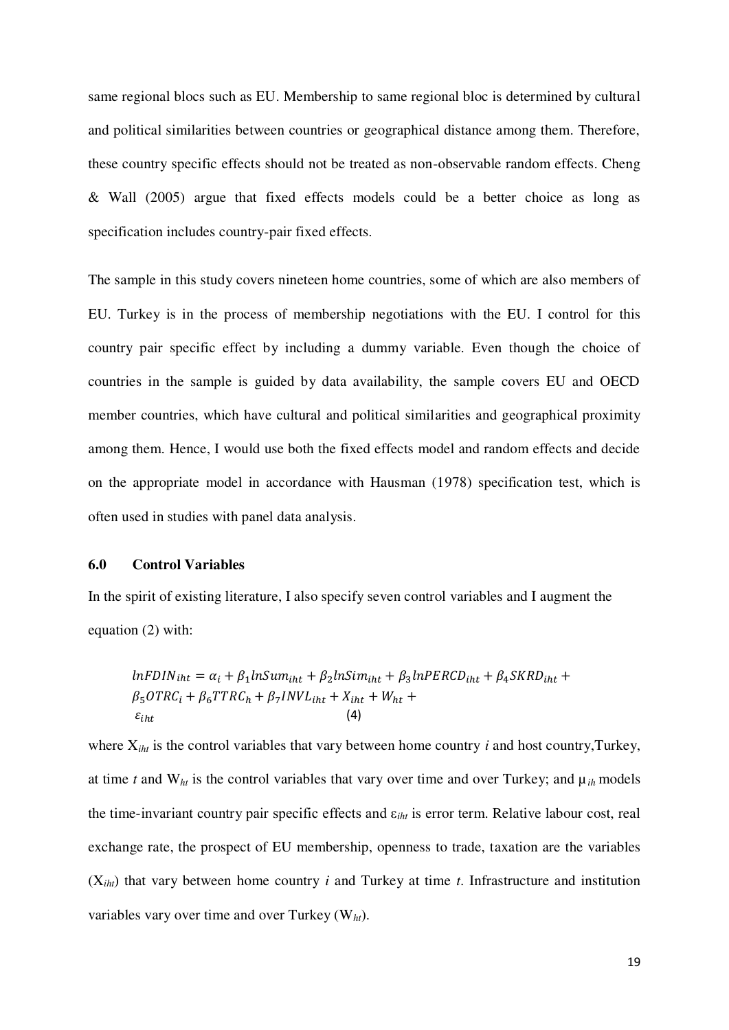same regional blocs such as EU. Membership to same regional bloc is determined by cultural and political similarities between countries or geographical distance among them. Therefore, these country specific effects should not be treated as non-observable random effects. Cheng & Wall (2005) argue that fixed effects models could be a better choice as long as specification includes country-pair fixed effects.

The sample in this study covers nineteen home countries, some of which are also members of EU. Turkey is in the process of membership negotiations with the EU. I control for this country pair specific effect by including a dummy variable. Even though the choice of countries in the sample is guided by data availability, the sample covers EU and OECD member countries, which have cultural and political similarities and geographical proximity among them. Hence, I would use both the fixed effects model and random effects and decide on the appropriate model in accordance with Hausman (1978) specification test, which is often used in studies with panel data analysis.

## 6.0 Control Variables

In the spirit of existing literature, I also specify seven control variables and I augment the equation (2) with:

$$lnFDIN_{iht} = \alpha_i + \beta_1 lnSum_{iht} + \beta_2 lnSim_{iht} + \beta_3 lnPERCD_{iht} + \beta_4 SKRD_{iht} + \beta_5 OTRC_i + \beta_6 TTRC_h + \beta_7 INVL_{iht} + X_{iht} + W_{ht} + \varepsilon_{iht} \quad (4)$$

where $X_{iht}$ is the control variables that vary between home country $i$ and host country,Turkey, at time $t$ and $W_{ht}$ is the control variables that vary over time and over Turkey; and $\mu_{ih}$ models the time-invariant country pair specific effects and $\varepsilon_{iht}$ is error term. Relative labour cost, real exchange rate, the prospect of EU membership, openness to trade, taxation are the variables ($X_{iht}$) that vary between home country $i$ and Turkey at time $t$. Infrastructure and institution variables vary over time and over Turkey ($W_{ht}$).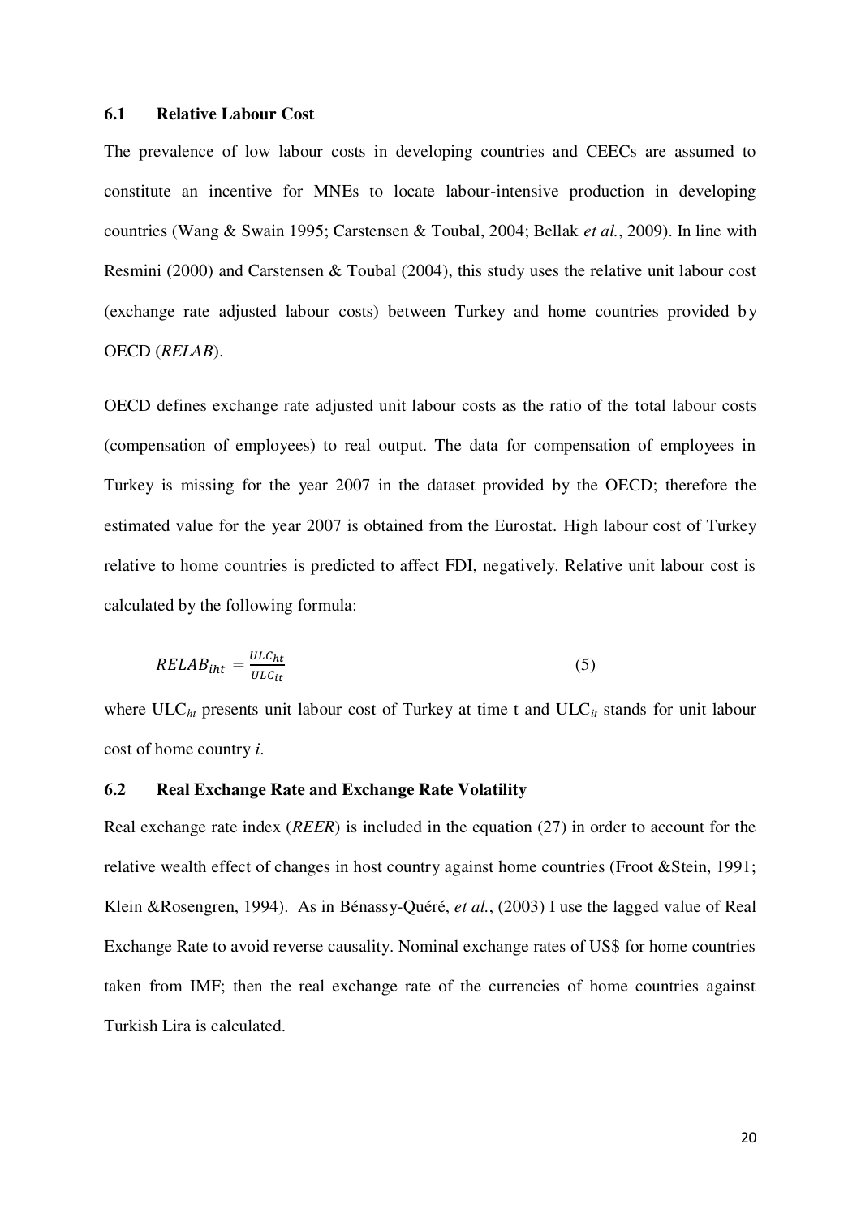### 6.1 Relative Labour Cost

The prevalence of low labour costs in developing countries and CEECs are assumed to constitute an incentive for MNEs to locate labour-intensive production in developing countries (Wang & Swain 1995; Carstensen & Toubal, 2004; Bellak *et al.*, 2009). In line with Resmini (2000) and Carstensen & Toubal (2004), this study uses the relative unit labour cost (exchange rate adjusted labour costs) between Turkey and home countries provided by OECD (*RELAB*).

OECD defines exchange rate adjusted unit labour costs as the ratio of the total labour costs (compensation of employees) to real output. The data for compensation of employees in Turkey is missing for the year 2007 in the dataset provided by the OECD; therefore the estimated value for the year 2007 is obtained from the Eurostat. High labour cost of Turkey relative to home countries is predicted to affect FDI, negatively. Relative unit labour cost is calculated by the following formula:

$$RELAB_{iht} = \frac{ULC_{ht}}{ULC_{it}} \quad (5)$$

where $ULC_{ht}$ presents unit labour cost of Turkey at time t and $ULC_{it}$ stands for unit labour cost of home country *i*.

### 6.2 Real Exchange Rate and Exchange Rate Volatility

Real exchange rate index (*REER*) is included in the equation (27) in order to account for the relative wealth effect of changes in host country against home countries (Froot &Stein, 1991; Klein &Rosengren, 1994). As in Bénassy-Quéré, *et al.*, (2003) I use the lagged value of Real Exchange Rate to avoid reverse causality. Nominal exchange rates of US$ for home countries taken from IMF; then the real exchange rate of the currencies of home countries against Turkish Lira is calculated.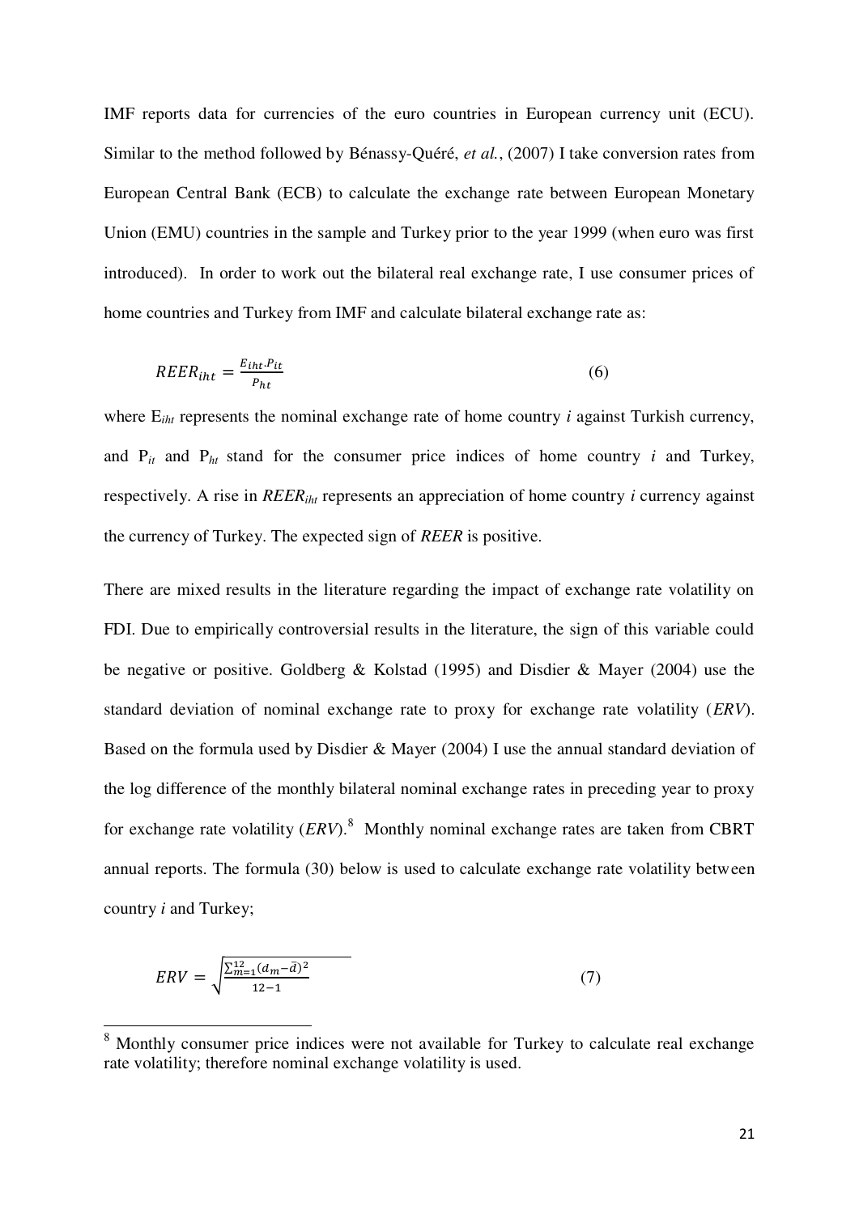IMF reports data for currencies of the euro countries in European currency unit (ECU). Similar to the method followed by Bénassy-Quéré, *et al.*, (2007) I take conversion rates from European Central Bank (ECB) to calculate the exchange rate between European Monetary Union (EMU) countries in the sample and Turkey prior to the year 1999 (when euro was first introduced). In order to work out the bilateral real exchange rate, I use consumer prices of home countries and Turkey from IMF and calculate bilateral exchange rate as:

$$REER_{iht} = \frac{E_{iht}.P_{it}}{P_{ht}} \tag{6}$$

where $E_{iht}$ represents the nominal exchange rate of home country *i* against Turkish currency, and $P_{it}$ and $P_{ht}$ stand for the consumer price indices of home country *i* and Turkey, respectively. A rise in $REER_{iht}$ represents an appreciation of home country *i* currency against the currency of Turkey. The expected sign of *REER* is positive.

There are mixed results in the literature regarding the impact of exchange rate volatility on FDI. Due to empirically controversial results in the literature, the sign of this variable could be negative or positive. Goldberg & Kolstad (1995) and Disdier & Mayer (2004) use the standard deviation of nominal exchange rate to proxy for exchange rate volatility (*ERV*). Based on the formula used by Disdier & Mayer (2004) I use the annual standard deviation of the log difference of the monthly bilateral nominal exchange rates in preceding year to proxy for exchange rate volatility (*ERV*).[8] Monthly nominal exchange rates are taken from CBRT annual reports. The formula (30) below is used to calculate exchange rate volatility between country *i* and Turkey;

$$ERV = \sqrt{\frac{\sum_{m=1}^{12}(d_m - \bar{d})^2}{12-1}} \tag{7}$$

[8] Monthly consumer price indices were not available for Turkey to calculate real exchange rate volatility; therefore nominal exchange volatility is used.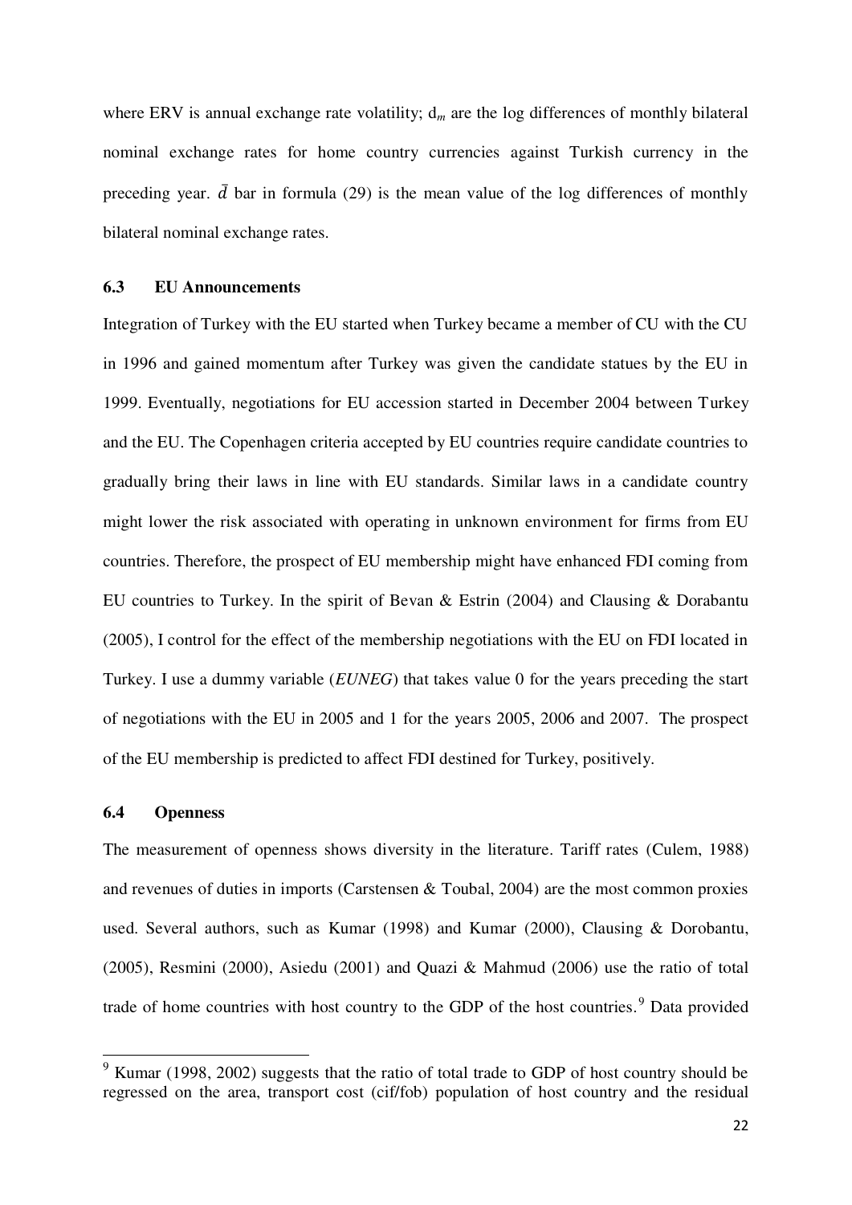where ERV is annual exchange rate volatility; $d_m$ are the log differences of monthly bilateral nominal exchange rates for home country currencies against Turkish currency in the preceding year. $\bar{d}$ bar in formula (29) is the mean value of the log differences of monthly bilateral nominal exchange rates.

### 6.3 EU Announcements

Integration of Turkey with the EU started when Turkey became a member of CU with the CU in 1996 and gained momentum after Turkey was given the candidate statues by the EU in 1999. Eventually, negotiations for EU accession started in December 2004 between Turkey and the EU. The Copenhagen criteria accepted by EU countries require candidate countries to gradually bring their laws in line with EU standards. Similar laws in a candidate country might lower the risk associated with operating in unknown environment for firms from EU countries. Therefore, the prospect of EU membership might have enhanced FDI coming from EU countries to Turkey. In the spirit of Bevan & Estrin (2004) and Clausing & Dorabantu (2005), I control for the effect of the membership negotiations with the EU on FDI located in Turkey. I use a dummy variable (*EUNEG*) that takes value 0 for the years preceding the start of negotiations with the EU in 2005 and 1 for the years 2005, 2006 and 2007. The prospect of the EU membership is predicted to affect FDI destined for Turkey, positively.

### 6.4 Openness

The measurement of openness shows diversity in the literature. Tariff rates (Culem, 1988) and revenues of duties in imports (Carstensen & Toubal, 2004) are the most common proxies used. Several authors, such as Kumar (1998) and Kumar (2000), Clausing & Dorobantu, (2005), Resmini (2000), Asiedu (2001) and Quazi & Mahmud (2006) use the ratio of total trade of home countries with host country to the GDP of the host countries.[9] Data provided

[9] Kumar (1998, 2002) suggests that the ratio of total trade to GDP of host country should be regressed on the area, transport cost (cif/fob) population of host country and the residual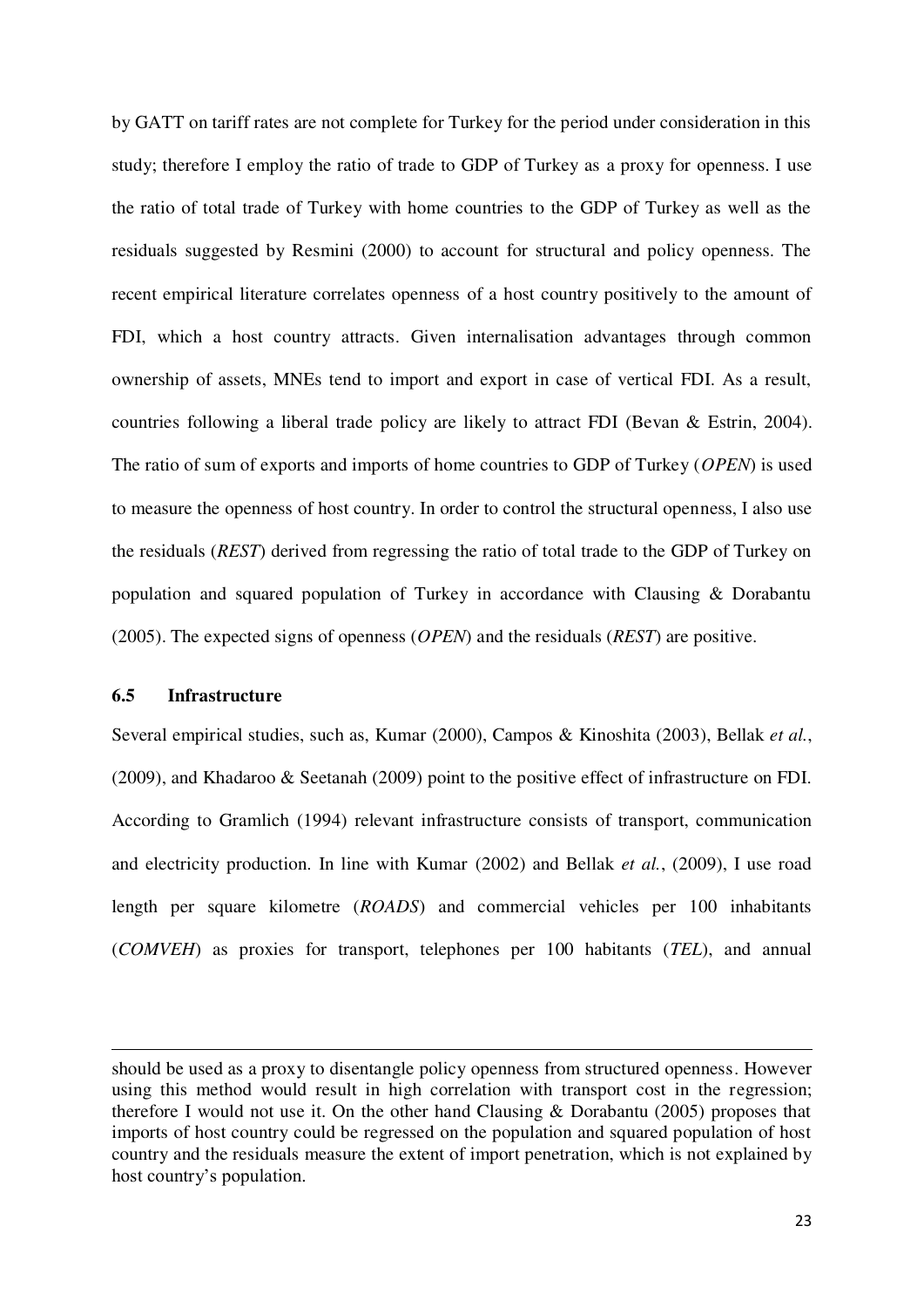by GATT on tariff rates are not complete for Turkey for the period under consideration in this study; therefore I employ the ratio of trade to GDP of Turkey as a proxy for openness. I use the ratio of total trade of Turkey with home countries to the GDP of Turkey as well as the residuals suggested by Resmini (2000) to account for structural and policy openness. The recent empirical literature correlates openness of a host country positively to the amount of FDI, which a host country attracts. Given internalisation advantages through common ownership of assets, MNEs tend to import and export in case of vertical FDI. As a result, countries following a liberal trade policy are likely to attract FDI (Bevan & Estrin, 2004). The ratio of sum of exports and imports of home countries to GDP of Turkey (*OPEN*) is used to measure the openness of host country. In order to control the structural openness, I also use the residuals (*REST*) derived from regressing the ratio of total trade to the GDP of Turkey on population and squared population of Turkey in accordance with Clausing & Dorabantu (2005). The expected signs of openness (*OPEN*) and the residuals (*REST*) are positive.

### 6.5 Infrastructure

Several empirical studies, such as, Kumar (2000), Campos & Kinoshita (2003), Bellak *et al.*, (2009), and Khadaroo & Seetanah (2009) point to the positive effect of infrastructure on FDI. According to Gramlich (1994) relevant infrastructure consists of transport, communication and electricity production. In line with Kumar (2002) and Bellak *et al.*, (2009), I use road length per square kilometre (*ROADS*) and commercial vehicles per 100 inhabitants (*COMVEH*) as proxies for transport, telephones per 100 habitants (*TEL*), and annual

---

should be used as a proxy to disentangle policy openness from structured openness. However using this method would result in high correlation with transport cost in the regression; therefore I would not use it. On the other hand Clausing & Dorabantu (2005) proposes that imports of host country could be regressed on the population and squared population of host country and the residuals measure the extent of import penetration, which is not explained by host country's population.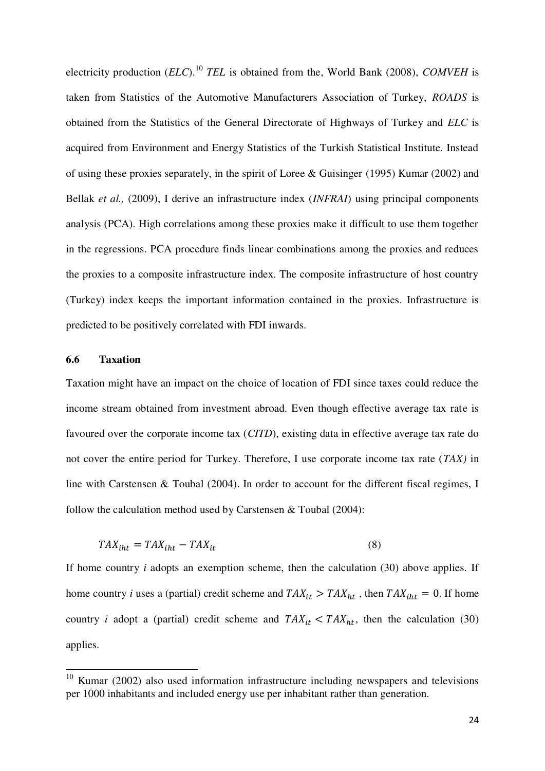electricity production (*ELC*).[10] *TEL* is obtained from the, World Bank (2008), *COMVEH* is taken from Statistics of the Automotive Manufacturers Association of Turkey, *ROADS* is obtained from the Statistics of the General Directorate of Highways of Turkey and *ELC* is acquired from Environment and Energy Statistics of the Turkish Statistical Institute. Instead of using these proxies separately, in the spirit of Loree & Guisinger (1995) Kumar (2002) and Bellak *et al.,* (2009), I derive an infrastructure index (*INFRAI*) using principal components analysis (PCA). High correlations among these proxies make it difficult to use them together in the regressions. PCA procedure finds linear combinations among the proxies and reduces the proxies to a composite infrastructure index. The composite infrastructure of host country (Turkey) index keeps the important information contained in the proxies. Infrastructure is predicted to be positively correlated with FDI inwards.

### 6.6 Taxation

Taxation might have an impact on the choice of location of FDI since taxes could reduce the income stream obtained from investment abroad. Even though effective average tax rate is favoured over the corporate income tax (*CITD*), existing data in effective average tax rate do not cover the entire period for Turkey. Therefore, I use corporate income tax rate (*TAX)* in line with Carstensen & Toubal (2004). In order to account for the different fiscal regimes, I follow the calculation method used by Carstensen & Toubal (2004):

$$TAX_{iht} = TAX_{iht} - TAX_{it} \tag{8}$$

If home country *i* adopts an exemption scheme, then the calculation (30) above applies. If home country *i* uses a (partial) credit scheme and $TAX_{it} > TAX_{ht}$ , then $TAX_{iht} = 0$. If home country *i* adopt a (partial) credit scheme and $TAX_{it} < TAX_{ht}$, then the calculation (30) applies.

---

[10] Kumar (2002) also used information infrastructure including newspapers and televisions per 1000 inhabitants and included energy use per inhabitant rather than generation.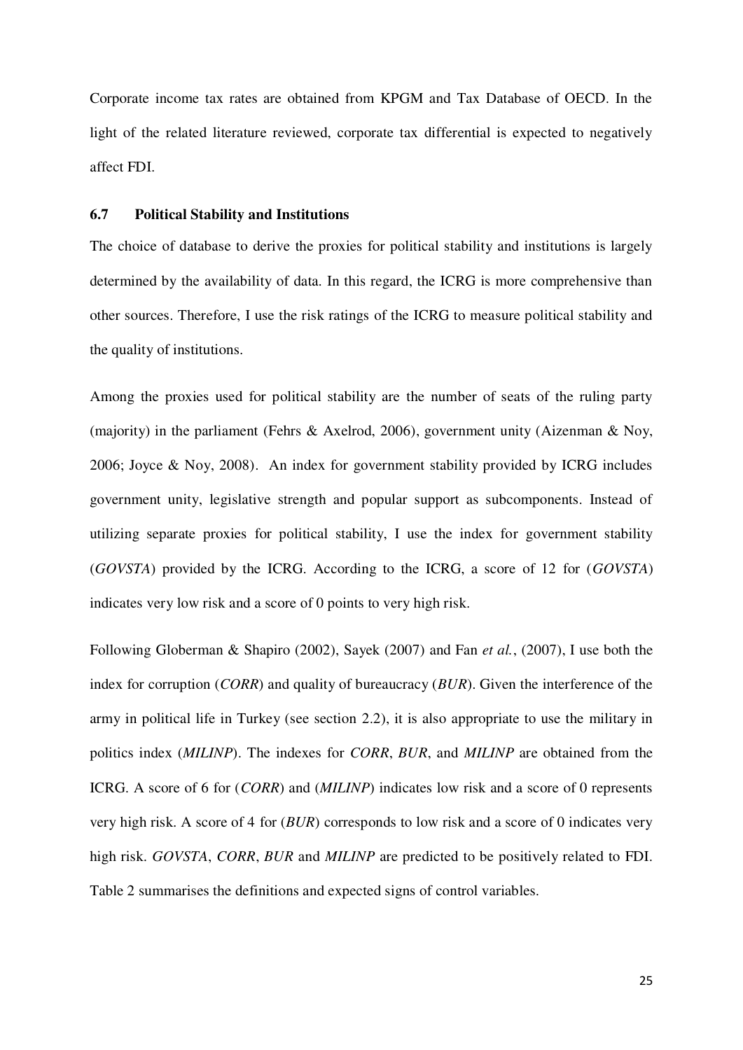Corporate income tax rates are obtained from KPGM and Tax Database of OECD. In the light of the related literature reviewed, corporate tax differential is expected to negatively affect FDI.

### 6.7 Political Stability and Institutions

The choice of database to derive the proxies for political stability and institutions is largely determined by the availability of data. In this regard, the ICRG is more comprehensive than other sources. Therefore, I use the risk ratings of the ICRG to measure political stability and the quality of institutions.

Among the proxies used for political stability are the number of seats of the ruling party (majority) in the parliament (Fehrs & Axelrod, 2006), government unity (Aizenman & Noy, 2006; Joyce & Noy, 2008). An index for government stability provided by ICRG includes government unity, legislative strength and popular support as subcomponents. Instead of utilizing separate proxies for political stability, I use the index for government stability (*GOVSTA*) provided by the ICRG. According to the ICRG, a score of 12 for (*GOVSTA*) indicates very low risk and a score of 0 points to very high risk.

Following Globerman & Shapiro (2002), Sayek (2007) and Fan *et al.*, (2007), I use both the index for corruption (*CORR*) and quality of bureaucracy (*BUR*). Given the interference of the army in political life in Turkey (see section 2.2), it is also appropriate to use the military in politics index (*MILINP*). The indexes for *CORR*, *BUR*, and *MILINP* are obtained from the ICRG. A score of 6 for (*CORR*) and (*MILINP*) indicates low risk and a score of 0 represents very high risk. A score of 4 for (*BUR*) corresponds to low risk and a score of 0 indicates very high risk. *GOVSTA*, *CORR*, *BUR* and *MILINP* are predicted to be positively related to FDI. Table 2 summarises the definitions and expected signs of control variables.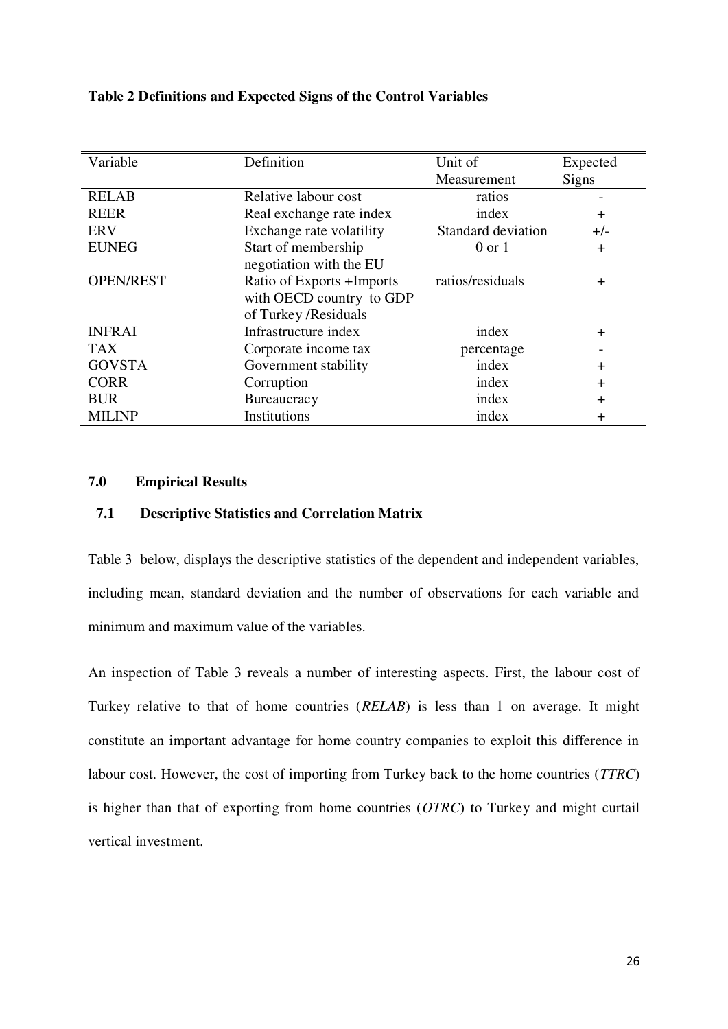**Table 2 Definitions and Expected Signs of the Control Variables**

| Variable | Definition | Unit of Measurement | Expected Signs |
|---|---|---|---|
| RELAB | Relative labour cost | ratios | - |
| REER | Real exchange rate index | index | + |
| ERV | Exchange rate volatility | Standard deviation | +/- |
| EUNEG | Start of membership negotiation with the EU | 0 or 1 | + |
| OPEN/REST | Ratio of Exports +Imports with OECD country to GDP of Turkey /Residuals | ratios/residuals | + |
| INFRAI | Infrastructure index | index | + |
| TAX | Corporate income tax | percentage | - |
| GOVSTA | Government stability | index | + |
| CORR | Corruption | index | + |
| BUR | Bureaucracy | index | + |
| MILINP | Institutions | index | + |

## 7.0 Empirical Results

### 7.1 Descriptive Statistics and Correlation Matrix

Table 3 below, displays the descriptive statistics of the dependent and independent variables, including mean, standard deviation and the number of observations for each variable and minimum and maximum value of the variables.

An inspection of Table 3 reveals a number of interesting aspects. First, the labour cost of Turkey relative to that of home countries (*RELAB*) is less than 1 on average. It might constitute an important advantage for home country companies to exploit this difference in labour cost. However, the cost of importing from Turkey back to the home countries (*TTRC*) is higher than that of exporting from home countries (*OTRC*) to Turkey and might curtail vertical investment.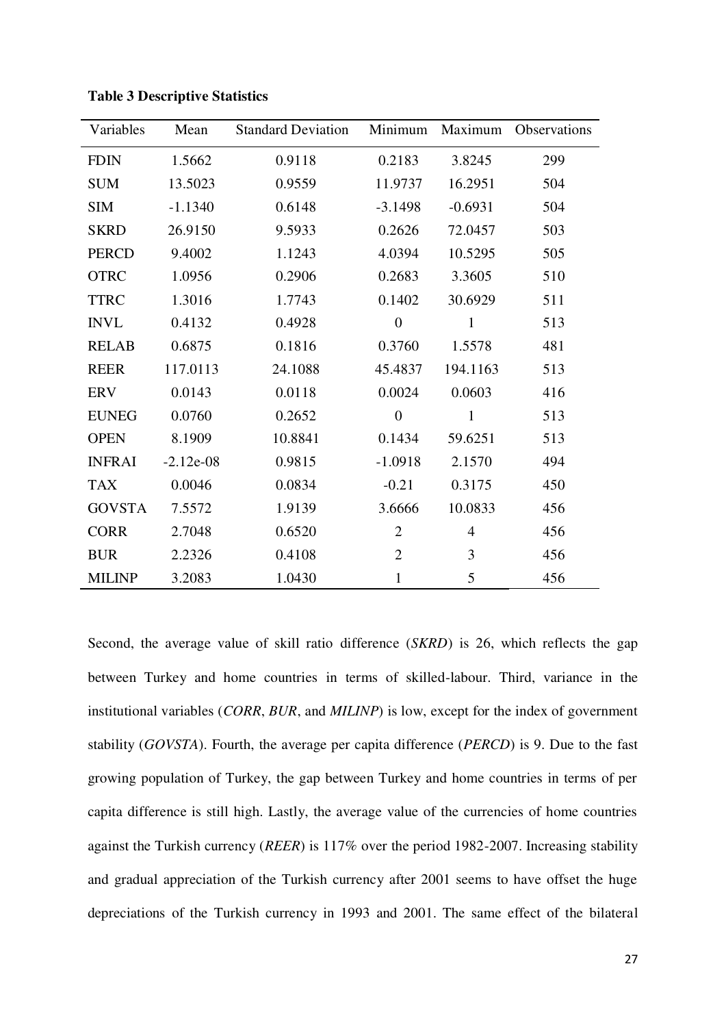**Table 3 Descriptive Statistics**

| Variables | Mean | Standard Deviation | Minimum | Maximum | Observations |
|---|---|---|---|---|---|
| FDIN | 1.5662 | 0.9118 | 0.2183 | 3.8245 | 299 |
| SUM | 13.5023 | 0.9559 | 11.9737 | 16.2951 | 504 |
| SIM | -1.1340 | 0.6148 | -3.1498 | -0.6931 | 504 |
| SKRD | 26.9150 | 9.5933 | 0.2626 | 72.0457 | 503 |
| PERCD | 9.4002 | 1.1243 | 4.0394 | 10.5295 | 505 |
| OTRC | 1.0956 | 0.2906 | 0.2683 | 3.3605 | 510 |
| TTRC | 1.3016 | 1.7743 | 0.1402 | 30.6929 | 511 |
| INVL | 0.4132 | 0.4928 | 0 | 1 | 513 |
| RELAB | 0.6875 | 0.1816 | 0.3760 | 1.5578 | 481 |
| REER | 117.0113 | 24.1088 | 45.4837 | 194.1163 | 513 |
| ERV | 0.0143 | 0.0118 | 0.0024 | 0.0603 | 416 |
| EUNEG | 0.0760 | 0.2652 | 0 | 1 | 513 |
| OPEN | 8.1909 | 10.8841 | 0.1434 | 59.6251 | 513 |
| INFRAI | -2.12e-08 | 0.9815 | -1.0918 | 2.1570 | 494 |
| TAX | 0.0046 | 0.0834 | -0.21 | 0.3175 | 450 |
| GOVSTA | 7.5572 | 1.9139 | 3.6666 | 10.0833 | 456 |
| CORR | 2.7048 | 0.6520 | 2 | 4 | 456 |
| BUR | 2.2326 | 0.4108 | 2 | 3 | 456 |
| MILINP | 3.2083 | 1.0430 | 1 | 5 | 456 |

Second, the average value of skill ratio difference (*SKRD*) is 26, which reflects the gap between Turkey and home countries in terms of skilled-labour. Third, variance in the institutional variables (*CORR*, *BUR*, and *MILINP*) is low, except for the index of government stability (*GOVSTA*). Fourth, the average per capita difference (*PERCD*) is 9. Due to the fast growing population of Turkey, the gap between Turkey and home countries in terms of per capita difference is still high. Lastly, the average value of the currencies of home countries against the Turkish currency (*REER*) is 117% over the period 1982-2007. Increasing stability and gradual appreciation of the Turkish currency after 2001 seems to have offset the huge depreciations of the Turkish currency in 1993 and 2001. The same effect of the bilateral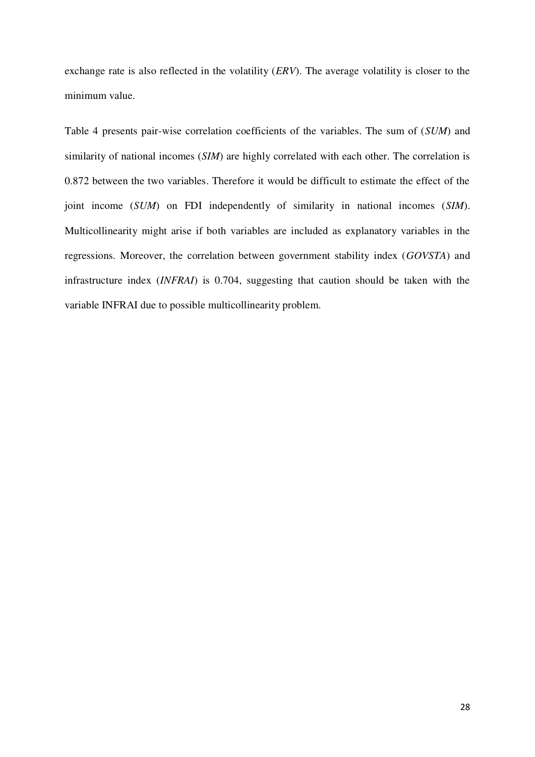exchange rate is also reflected in the volatility (*ERV*). The average volatility is closer to the minimum value.

Table 4 presents pair-wise correlation coefficients of the variables. The sum of (*SUM*) and similarity of national incomes (*SIM*) are highly correlated with each other. The correlation is 0.872 between the two variables. Therefore it would be difficult to estimate the effect of the joint income (*SUM*) on FDI independently of similarity in national incomes (*SIM*). Multicollinearity might arise if both variables are included as explanatory variables in the regressions. Moreover, the correlation between government stability index (*GOVSTA*) and infrastructure index (*INFRAI*) is 0.704, suggesting that caution should be taken with the variable INFRAI due to possible multicollinearity problem.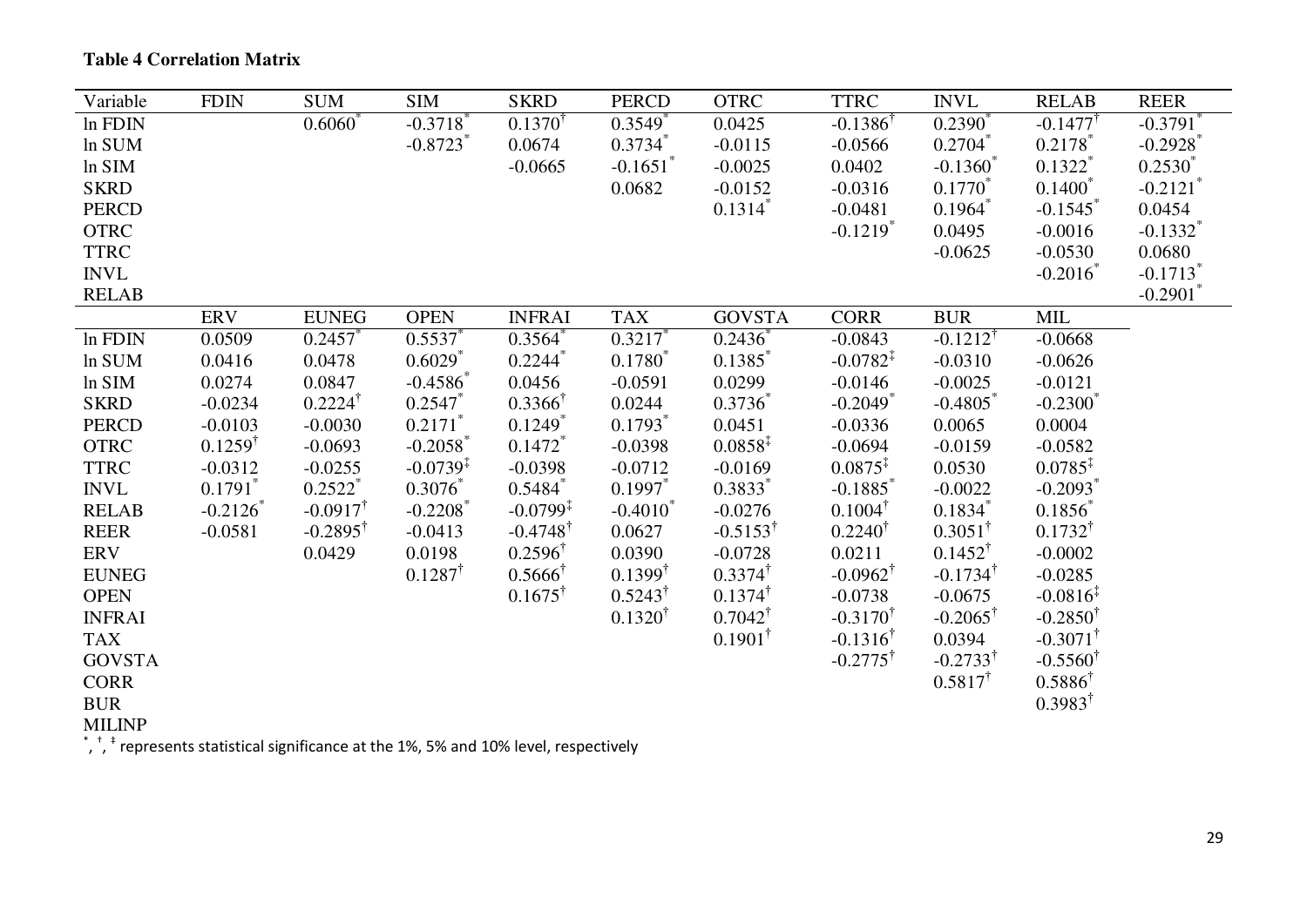**Table 4 Correlation Matrix**

| Variable | FDIN | SUM | SIM | SKRD | PERCD | OTRC | TTRC | INVL | RELAB | REER |
|---|---|---|---|---|---|---|---|---|---|---|
| ln FDIN | | $0.6060^{*}$ | $-0.3718^{*}$ | $0.1370^{\dagger}$ | $0.3549^{*}$ | 0.0425 | $-0.1386^{\dagger}$ | $0.2390^{*}$ | $-0.1477^{\dagger}$ | $-0.3791^{*}$ |
| ln SUM | | | $-0.8723^{*}$ | 0.0674 | $0.3734^{*}$ | -0.0115 | -0.0566 | $0.2704^{*}$ | $0.2178^{*}$ | $-0.2928^{*}$ |
| ln SIM | | | | -0.0665 | $-0.1651^{*}$ | -0.0025 | 0.0402 | $-0.1360^{*}$ | $0.1322^{*}$ | $0.2530^{*}$ |
| SKRD | | | | | 0.0682 | -0.0152 | -0.0316 | $0.1770^{*}$ | $0.1400^{*}$ | $-0.2121^{*}$ |
| PERCD | | | | | | $0.1314^{*}$ | -0.0481 | $0.1964^{*}$ | $-0.1545^{*}$ | 0.0454 |
| OTRC | | | | | | | $-0.1219^{*}$ | 0.0495 | -0.0016 | $-0.1332^{*}$ |
| TTRC | | | | | | | | -0.0625 | -0.0530 | 0.0680 |
| INVL | | | | | | | | | $-0.2016^{*}$ | $-0.1713^{*}$ |
| RELAB | | | | | | | | | | $-0.2901^{*}$ |
| | **ERV** | **EUNEG** | **OPEN** | **INFRAI** | **TAX** | **GOVSTA** | **CORR** | **BUR** | **MIL** | |
| ln FDIN | 0.0509 | $0.2457^{*}$ | $0.5537^{*}$ | $0.3564^{*}$ | $0.3217^{*}$ | $0.2436^{*}$ | -0.0843 | $-0.1212^{\dagger}$ | -0.0668 | |
| ln SUM | 0.0416 | 0.0478 | $0.6029^{*}$ | $0.2244^{*}$ | $0.1780^{*}$ | $0.1385^{*}$ | $-0.0782^{\ddagger}$ | -0.0310 | -0.0626 | |
| ln SIM | 0.0274 | 0.0847 | $-0.4586^{*}$ | 0.0456 | -0.0591 | 0.0299 | -0.0146 | -0.0025 | -0.0121 | |
| SKRD | -0.0234 | $0.2224^{\dagger}$ | $0.2547^{*}$ | $0.3366^{\dagger}$ | 0.0244 | $0.3736^{*}$ | $-0.2049^{*}$ | $-0.4805^{*}$ | $-0.2300^{*}$ | |
| PERCD | -0.0103 | -0.0030 | $0.2171^{*}$ | $0.1249^{*}$ | $0.1793^{*}$ | 0.0451 | -0.0336 | 0.0065 | 0.0004 | |
| OTRC | $0.1259^{\dagger}$ | -0.0693 | $-0.2058^{*}$ | $0.1472^{*}$ | -0.0398 | $0.0858^{\ddagger}$ | -0.0694 | -0.0159 | -0.0582 | |
| TTRC | -0.0312 | -0.0255 | $-0.0739^{\ddagger}$ | -0.0398 | -0.0712 | -0.0169 | $0.0875^{\ddagger}$ | 0.0530 | $0.0785^{\ddagger}$ | |
| INVL | $0.1791^{*}$ | $0.2522^{*}$ | $0.3076^{*}$ | $0.5484^{*}$ | $0.1997^{*}$ | $0.3833^{*}$ | $-0.1885^{*}$ | -0.0022 | $-0.2093^{*}$ | |
| RELAB | $-0.2126^{*}$ | $-0.0917^{\dagger}$ | $-0.2208^{*}$ | $-0.0799^{\ddagger}$ | $-0.4010^{*}$ | -0.0276 | $0.1004^{\dagger}$ | $0.1834^{*}$ | $0.1856^{*}$ | |
| REER | -0.0581 | $-0.2895^{\dagger}$ | -0.0413 | $-0.4748^{\dagger}$ | 0.0627 | $-0.5153^{\dagger}$ | $0.2240^{\dagger}$ | $0.3051^{\dagger}$ | $0.1732^{\dagger}$ | |
| ERV | | 0.0429 | 0.0198 | $0.2596^{\dagger}$ | 0.0390 | -0.0728 | 0.0211 | $0.1452^{\dagger}$ | -0.0002 | |
| EUNEG | | | $0.1287^{\dagger}$ | $0.5666^{\dagger}$ | $0.1399^{\dagger}$ | $0.3374^{\dagger}$ | $-0.0962^{\dagger}$ | $-0.1734^{\dagger}$ | -0.0285 | |
| OPEN | | | | $0.1675^{\dagger}$ | $0.5243^{\dagger}$ | $0.1374^{\dagger}$ | -0.0738 | -0.0675 | $-0.0816^{\ddagger}$ | |
| INFRAI | | | | | $0.1320^{\dagger}$ | $0.7042^{\dagger}$ | $-0.3170^{\dagger}$ | $-0.2065^{\dagger}$ | $-0.2850^{\dagger}$ | |
| TAX | | | | | | $0.1901^{\dagger}$ | $-0.1316^{\dagger}$ | 0.0394 | $-0.3071^{\dagger}$ | |
| GOVSTA | | | | | | | $-0.2775^{\dagger}$ | $-0.2733^{\dagger}$ | $-0.5560^{\dagger}$ | |
| CORR | | | | | | | | $0.5817^{\dagger}$ | $0.5886^{\dagger}$ | |
| BUR | | | | | | | | | $0.3983^{\dagger}$ | |
| MILINP | | | | | | | | | | |

$^{*}$, $^{\dagger}$, $^{\ddagger}$ represents statistical significance at the 1%, 5% and 10% level, respectively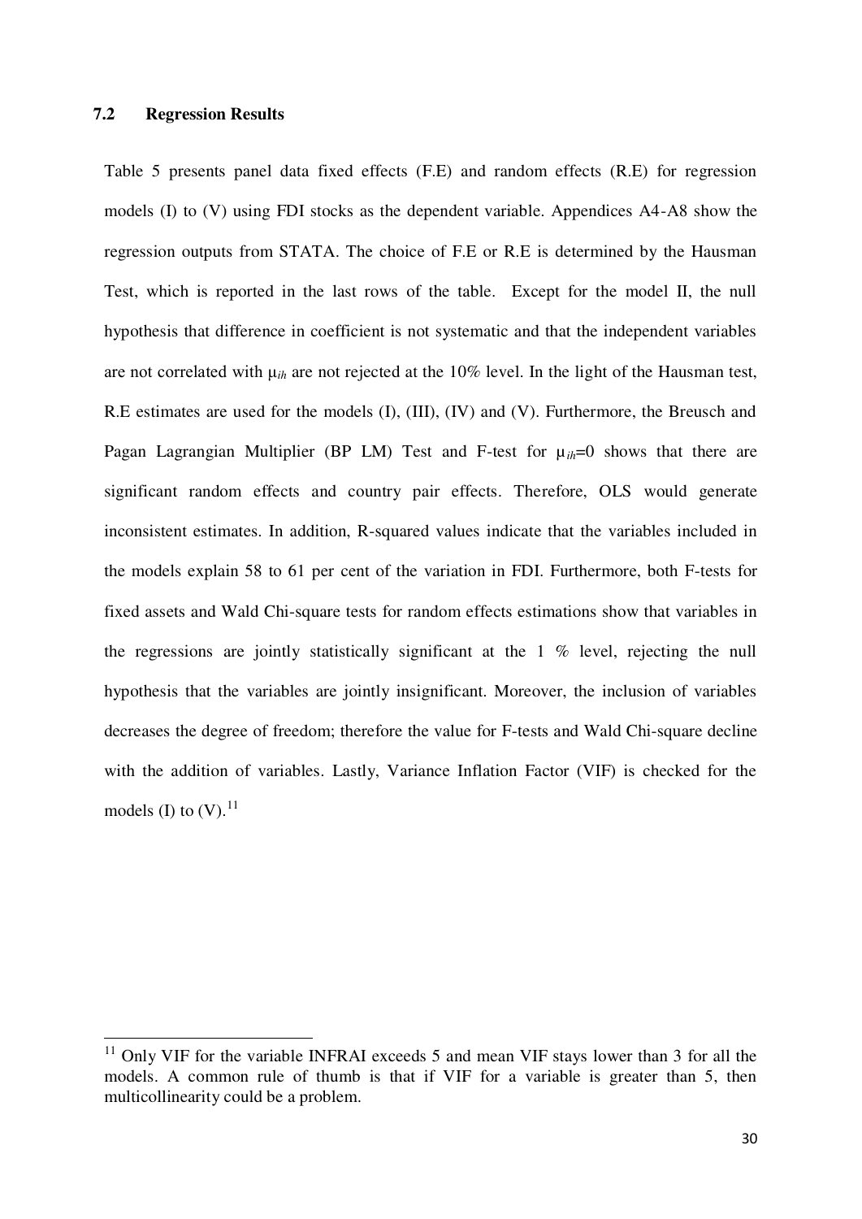### 7.2 Regression Results

Table 5 presents panel data fixed effects (F.E) and random effects (R.E) for regression models (I) to (V) using FDI stocks as the dependent variable. Appendices A4-A8 show the regression outputs from STATA. The choice of F.E or R.E is determined by the Hausman Test, which is reported in the last rows of the table. Except for the model II, the null hypothesis that difference in coefficient is not systematic and that the independent variables are not correlated with $\mu_{ih}$ are not rejected at the 10% level. In the light of the Hausman test, R.E estimates are used for the models (I), (III), (IV) and (V). Furthermore, the Breusch and Pagan Lagrangian Multiplier (BP LM) Test and F-test for $\mu_{ih}$=0 shows that there are significant random effects and country pair effects. Therefore, OLS would generate inconsistent estimates. In addition, R-squared values indicate that the variables included in the models explain 58 to 61 per cent of the variation in FDI. Furthermore, both F-tests for fixed assets and Wald Chi-square tests for random effects estimations show that variables in the regressions are jointly statistically significant at the 1 % level, rejecting the null hypothesis that the variables are jointly insignificant. Moreover, the inclusion of variables decreases the degree of freedom; therefore the value for F-tests and Wald Chi-square decline with the addition of variables. Lastly, Variance Inflation Factor (VIF) is checked for the models (I) to (V).[11]

---

[11] Only VIF for the variable INFRAI exceeds 5 and mean VIF stays lower than 3 for all the models. A common rule of thumb is that if VIF for a variable is greater than 5, then multicollinearity could be a problem.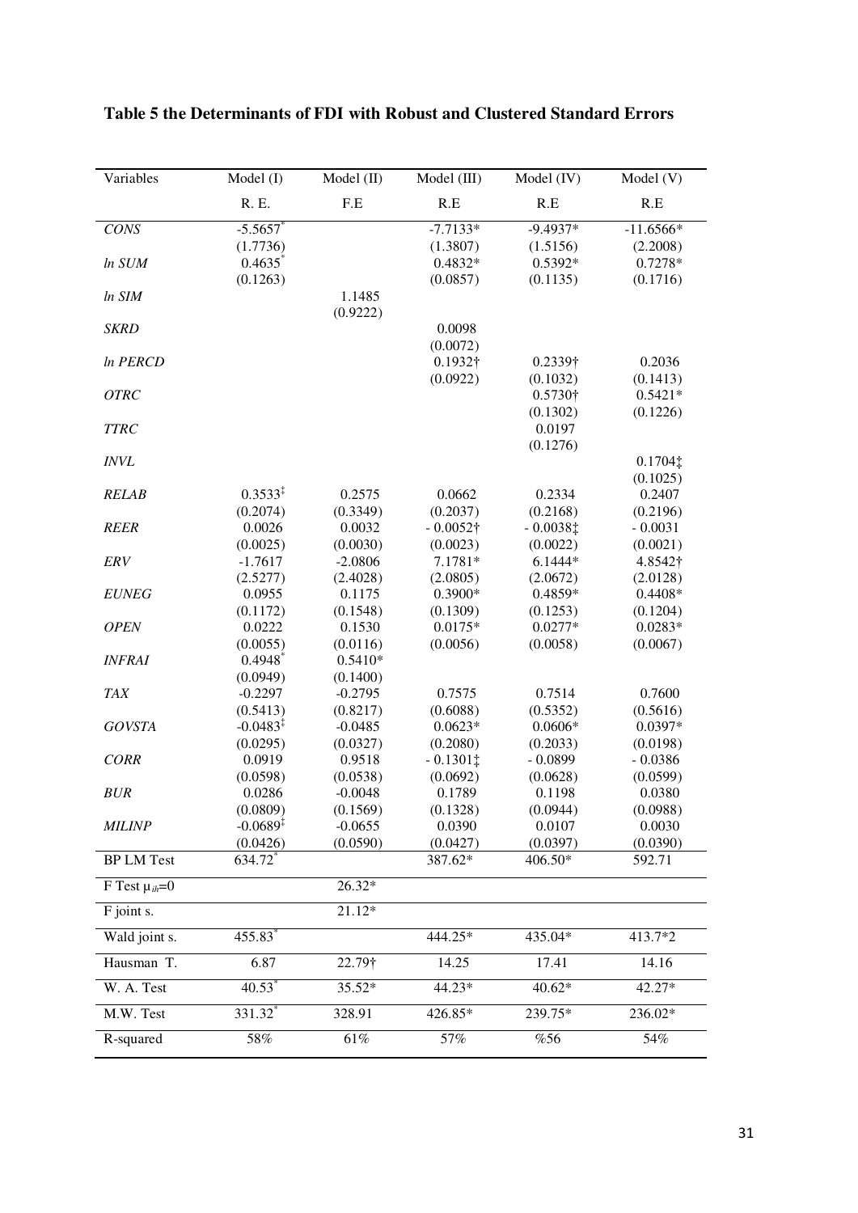**Table 5 the Determinants of FDI with Robust and Clustered Standard Errors**

| Variables | Model (I) | Model (II) | Model (III) | Model (IV) | Model (V) |
|---|---|---|---|---|---|
| | R. E. | F.E | R.E | R.E | R.E |
| *CONS* | -5.5657* | | -7.7133* | -9.4937* | -11.6566* |
| | (1.7736) | | (1.3807) | (1.5156) | (2.2008) |
| *ln SUM* | 0.4635* | | 0.4832* | 0.5392* | 0.7278* |
| | (0.1263) | | (0.0857) | (0.1135) | (0.1716) |
| *ln SIM* | | 1.1485 | | | |
| | | (0.9222) | | | |
| *SKRD* | | | 0.0098 | | |
| | | | (0.0072) | | |
| *ln PERCD* | | | 0.1932† | 0.2339† | 0.2036 |
| | | | (0.0922) | (0.1032) | (0.1413) |
| *OTRC* | | | | 0.5730† | 0.5421* |
| | | | | (0.1302) | (0.1226) |
| *TTRC* | | | | 0.0197 | |
| | | | | (0.1276) | |
| *INVL* | | | | | 0.1704‡ |
| | | | | | (0.1025) |
| *RELAB* | 0.3533‡ | 0.2575 | 0.0662 | 0.2334 | 0.2407 |
| | (0.2074) | (0.3349) | (0.2037) | (0.2168) | (0.2196) |
| *REER* | 0.0026 | 0.0032 | - 0.0052† | - 0.0038‡ | - 0.0031 |
| | (0.0025) | (0.0030) | (0.0023) | (0.0022) | (0.0021) |
| *ERV* | -1.7617 | -2.0806 | 7.1781* | 6.1444* | 4.8542† |
| | (2.5277) | (2.4028) | (2.0805) | (2.0672) | (2.0128) |
| *EUNEG* | 0.0955 | 0.1175 | 0.3900* | 0.4859* | 0.4408* |
| | (0.1172) | (0.1548) | (0.1309) | (0.1253) | (0.1204) |
| *OPEN* | 0.0222 | 0.1530 | 0.0175* | 0.0277* | 0.0283* |
| | (0.0055) | (0.0116) | (0.0056) | (0.0058) | (0.0067) |
| *INFRAI* | 0.4948* | 0.5410* | | | |
| | (0.0949) | (0.1400) | | | |
| *TAX* | -0.2297 | -0.2795 | 0.7575 | 0.7514 | 0.7600 |
| | (0.5413) | (0.8217) | (0.6088) | (0.5352) | (0.5616) |
| *GOVSTA* | -0.0483‡ | -0.0485 | 0.0623* | 0.0606* | 0.0397* |
| | (0.0295) | (0.0327) | (0.2080) | (0.2033) | (0.0198) |
| *CORR* | 0.0919 | 0.9518 | - 0.1301‡ | - 0.0899 | - 0.0386 |
| | (0.0598) | (0.0538) | (0.0692) | (0.0628) | (0.0599) |
| *BUR* | 0.0286 | -0.0048 | 0.1789 | 0.1198 | 0.0380 |
| | (0.0809) | (0.1569) | (0.1328) | (0.0944) | (0.0988) |
| *MILINP* | -0.0689‡ | -0.0655 | 0.0390 | 0.0107 | 0.0030 |
| | (0.0426) | (0.0590) | (0.0427) | (0.0397) | (0.0390) |
| BP LM Test | 634.72* | | 387.62* | 406.50* | 592.71 |
| F Test $\mu_{ih}$=0 | | 26.32* | | | |
| F joint s. | | 21.12* | | | |
| Wald joint s. | 455.83* | | 444.25* | 435.04* | 413.7*2 |
| Hausman T. | 6.87 | 22.79† | 14.25 | 17.41 | 14.16 |
| W. A. Test | 40.53* | 35.52* | 44.23* | 40.62* | 42.27* |
| M.W. Test | 331.32* | 328.91 | 426.85* | 239.75* | 236.02* |
| R-squared | 58% | 61% | 57% | %56 | 54% |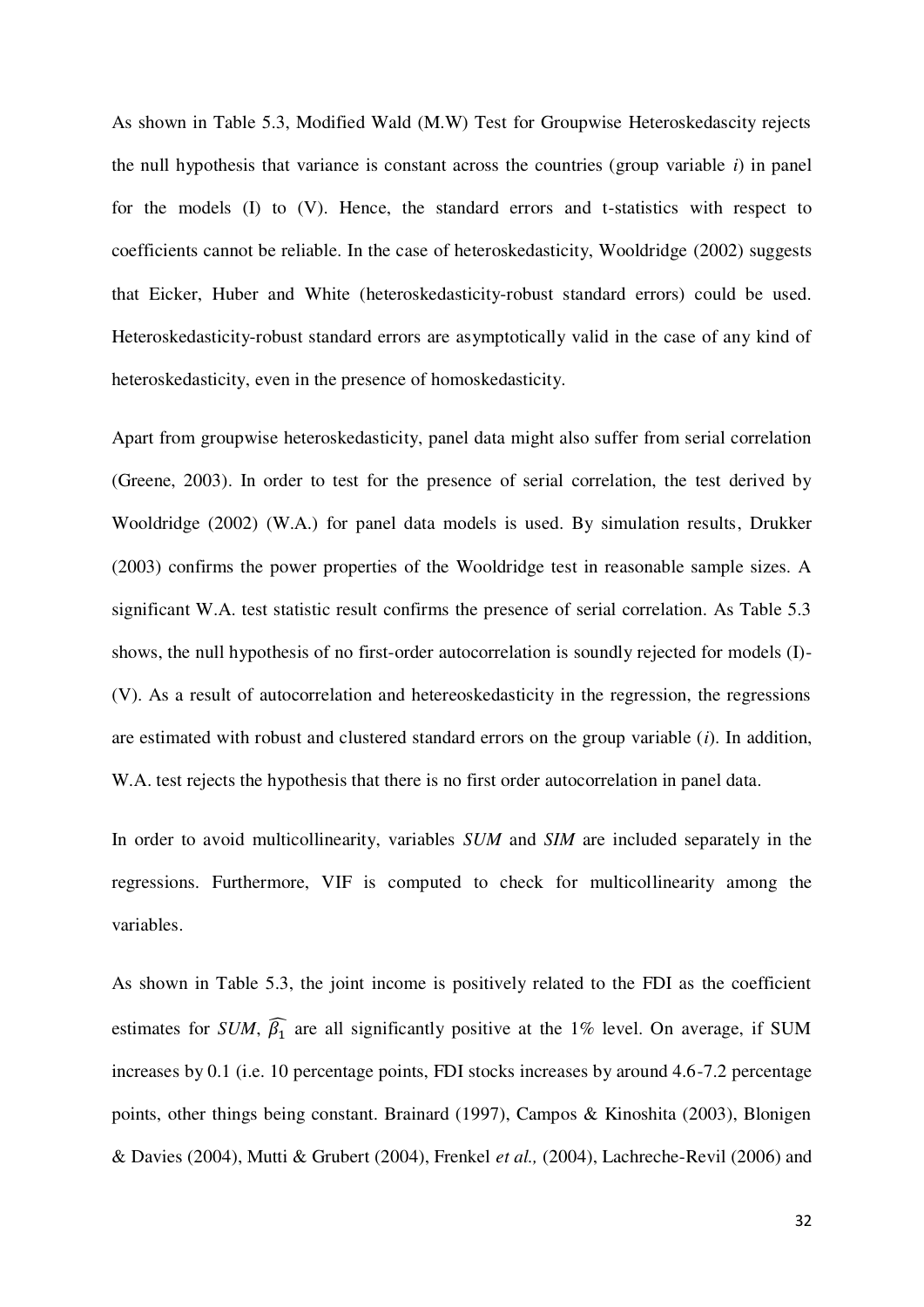As shown in Table 5.3, Modified Wald (M.W) Test for Groupwise Heteroskedascity rejects the null hypothesis that variance is constant across the countries (group variable *i*) in panel for the models (I) to (V). Hence, the standard errors and t-statistics with respect to coefficients cannot be reliable. In the case of heteroskedasticity, Wooldridge (2002) suggests that Eicker, Huber and White (heteroskedasticity-robust standard errors) could be used. Heteroskedasticity-robust standard errors are asymptotically valid in the case of any kind of heteroskedasticity, even in the presence of homoskedasticity.

Apart from groupwise heteroskedasticity, panel data might also suffer from serial correlation (Greene, 2003). In order to test for the presence of serial correlation, the test derived by Wooldridge (2002) (W.A.) for panel data models is used. By simulation results, Drukker (2003) confirms the power properties of the Wooldridge test in reasonable sample sizes. A significant W.A. test statistic result confirms the presence of serial correlation. As Table 5.3 shows, the null hypothesis of no first-order autocorrelation is soundly rejected for models (I)-(V). As a result of autocorrelation and hetereoskedasticity in the regression, the regressions are estimated with robust and clustered standard errors on the group variable (*i*). In addition, W.A. test rejects the hypothesis that there is no first order autocorrelation in panel data.

In order to avoid multicollinearity, variables *SUM* and *SIM* are included separately in the regressions. Furthermore, VIF is computed to check for multicollinearity among the variables.

As shown in Table 5.3, the joint income is positively related to the FDI as the coefficient estimates for *SUM*, $\widehat{\beta_1}$ are all significantly positive at the 1% level. On average, if SUM increases by 0.1 (i.e. 10 percentage points, FDI stocks increases by around 4.6-7.2 percentage points, other things being constant. Brainard (1997), Campos & Kinoshita (2003), Blonigen & Davies (2004), Mutti & Grubert (2004), Frenkel *et al.,* (2004), Lachreche-Revil (2006) and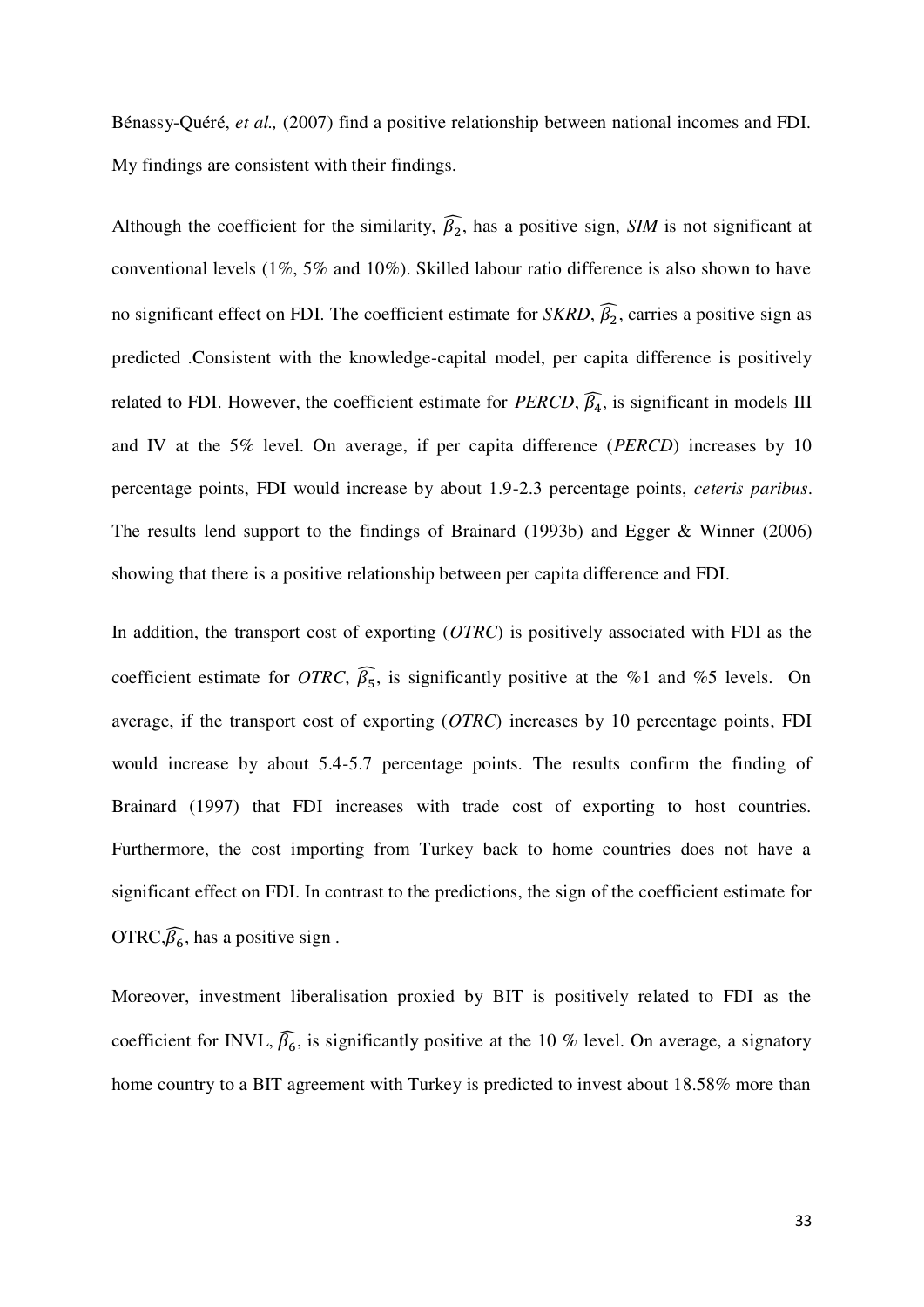Bénassy-Quéré, *et al.,* (2007) find a positive relationship between national incomes and FDI. My findings are consistent with their findings.

Although the coefficient for the similarity, $\widehat{\beta_2}$, has a positive sign, *SIM* is not significant at conventional levels (1%, 5% and 10%). Skilled labour ratio difference is also shown to have no significant effect on FDI. The coefficient estimate for *SKRD*, $\widehat{\beta_2}$, carries a positive sign as predicted .Consistent with the knowledge-capital model, per capita difference is positively related to FDI. However, the coefficient estimate for *PERCD*, $\widehat{\beta_4}$, is significant in models III and IV at the 5% level. On average, if per capita difference (*PERCD*) increases by 10 percentage points, FDI would increase by about 1.9-2.3 percentage points, *ceteris paribus*. The results lend support to the findings of Brainard (1993b) and Egger & Winner (2006) showing that there is a positive relationship between per capita difference and FDI.

In addition, the transport cost of exporting (*OTRC*) is positively associated with FDI as the coefficient estimate for *OTRC*, $\widehat{\beta_5}$, is significantly positive at the %1 and %5 levels. On average, if the transport cost of exporting (*OTRC*) increases by 10 percentage points, FDI would increase by about 5.4-5.7 percentage points. The results confirm the finding of Brainard (1997) that FDI increases with trade cost of exporting to host countries. Furthermore, the cost importing from Turkey back to home countries does not have a significant effect on FDI. In contrast to the predictions, the sign of the coefficient estimate for OTRC,$\widehat{\beta_6}$, has a positive sign .

Moreover, investment liberalisation proxied by BIT is positively related to FDI as the coefficient for INVL, $\widehat{\beta_6}$, is significantly positive at the 10 % level. On average, a signatory home country to a BIT agreement with Turkey is predicted to invest about 18.58% more than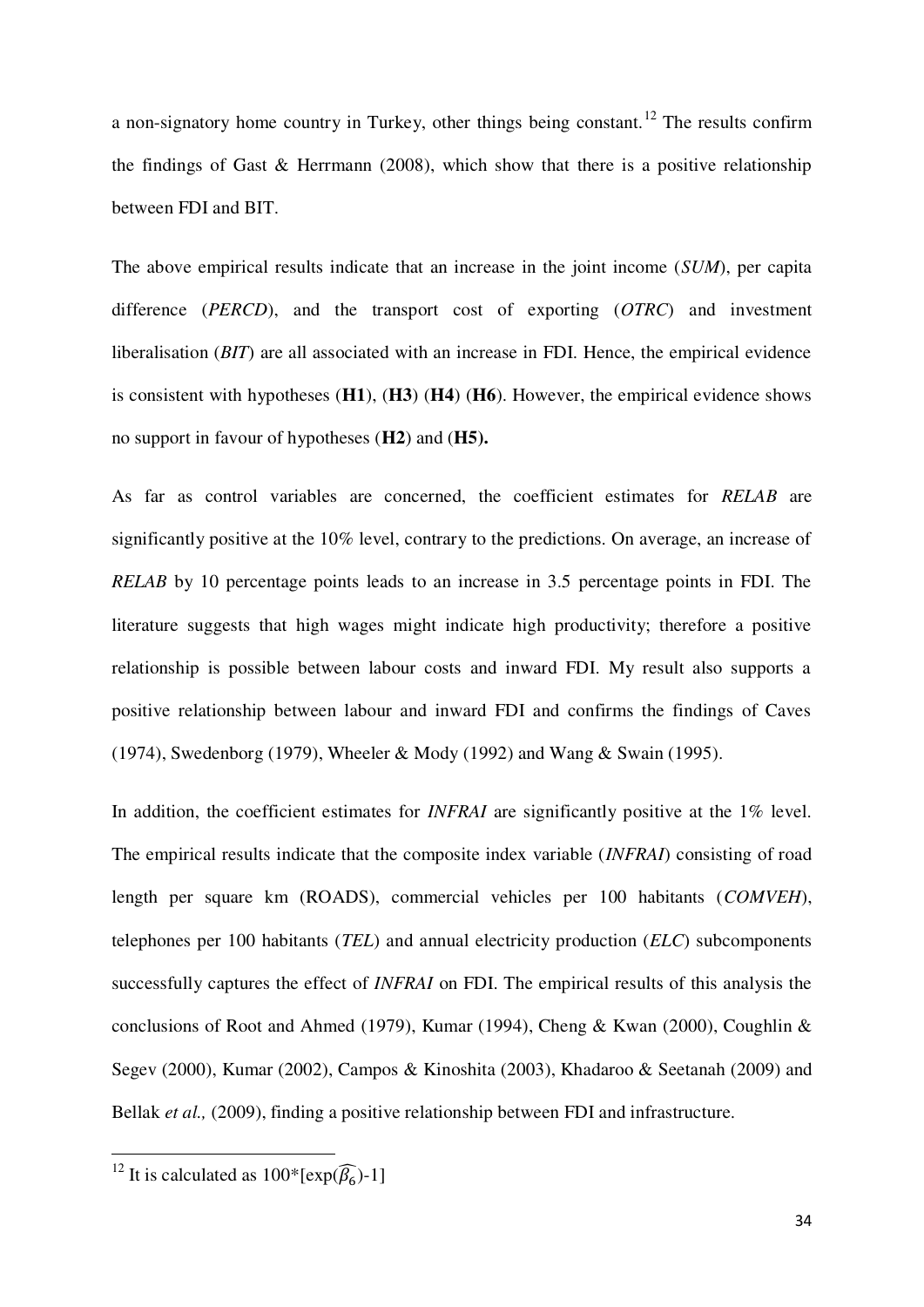a non-signatory home country in Turkey, other things being constant.[12] The results confirm the findings of Gast & Herrmann (2008), which show that there is a positive relationship between FDI and BIT.

The above empirical results indicate that an increase in the joint income (*SUM*), per capita difference (*PERCD*), and the transport cost of exporting (*OTRC*) and investment liberalisation (*BIT*) are all associated with an increase in FDI. Hence, the empirical evidence is consistent with hypotheses (**H1**), (**H3**) (**H4**) (**H6**). However, the empirical evidence shows no support in favour of hypotheses (**H2**) and (**H5).**

As far as control variables are concerned, the coefficient estimates for *RELAB* are significantly positive at the 10% level, contrary to the predictions. On average, an increase of *RELAB* by 10 percentage points leads to an increase in 3.5 percentage points in FDI. The literature suggests that high wages might indicate high productivity; therefore a positive relationship is possible between labour costs and inward FDI. My result also supports a positive relationship between labour and inward FDI and confirms the findings of Caves (1974), Swedenborg (1979), Wheeler & Mody (1992) and Wang & Swain (1995).

In addition, the coefficient estimates for *INFRAI* are significantly positive at the 1% level. The empirical results indicate that the composite index variable (*INFRAI*) consisting of road length per square km (ROADS), commercial vehicles per 100 habitants (*COMVEH*), telephones per 100 habitants (*TEL*) and annual electricity production (*ELC*) subcomponents successfully captures the effect of *INFRAI* on FDI. The empirical results of this analysis the conclusions of Root and Ahmed (1979), Kumar (1994), Cheng & Kwan (2000), Coughlin & Segev (2000), Kumar (2002), Campos & Kinoshita (2003), Khadaroo & Seetanah (2009) and Bellak *et al.,* (2009), finding a positive relationship between FDI and infrastructure.

---

[12] It is calculated as 100*[exp($\widehat{\beta_6}$)-1]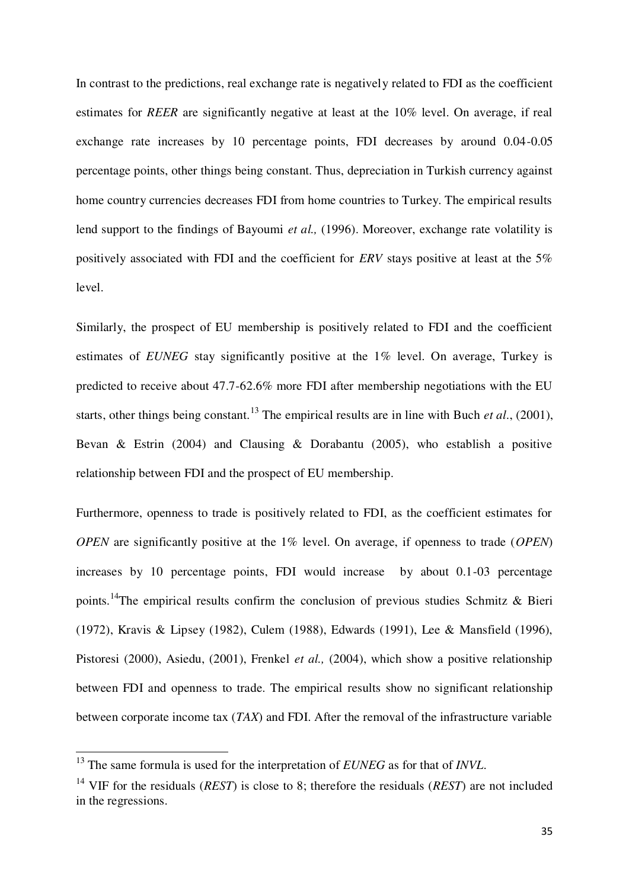In contrast to the predictions, real exchange rate is negatively related to FDI as the coefficient estimates for *REER* are significantly negative at least at the 10% level. On average, if real exchange rate increases by 10 percentage points, FDI decreases by around 0.04-0.05 percentage points, other things being constant. Thus, depreciation in Turkish currency against home country currencies decreases FDI from home countries to Turkey. The empirical results lend support to the findings of Bayoumi *et al.,* (1996). Moreover, exchange rate volatility is positively associated with FDI and the coefficient for *ERV* stays positive at least at the 5% level.

Similarly, the prospect of EU membership is positively related to FDI and the coefficient estimates of *EUNEG* stay significantly positive at the 1% level. On average, Turkey is predicted to receive about 47.7-62.6% more FDI after membership negotiations with the EU starts, other things being constant.[13] The empirical results are in line with Buch *et al*., (2001), Bevan & Estrin (2004) and Clausing & Dorabantu (2005), who establish a positive relationship between FDI and the prospect of EU membership.

Furthermore, openness to trade is positively related to FDI, as the coefficient estimates for *OPEN* are significantly positive at the 1% level. On average, if openness to trade (*OPEN*) increases by 10 percentage points, FDI would increase by about 0.1-03 percentage points.[14]The empirical results confirm the conclusion of previous studies Schmitz & Bieri (1972), Kravis & Lipsey (1982), Culem (1988), Edwards (1991), Lee & Mansfield (1996), Pistoresi (2000), Asiedu, (2001), Frenkel *et al.,* (2004), which show a positive relationship between FDI and openness to trade. The empirical results show no significant relationship between corporate income tax (*TAX*) and FDI. After the removal of the infrastructure variable

[13] The same formula is used for the interpretation of *EUNEG* as for that of *INVL*.

[14] VIF for the residuals (*REST*) is close to 8; therefore the residuals (*REST*) are not included in the regressions.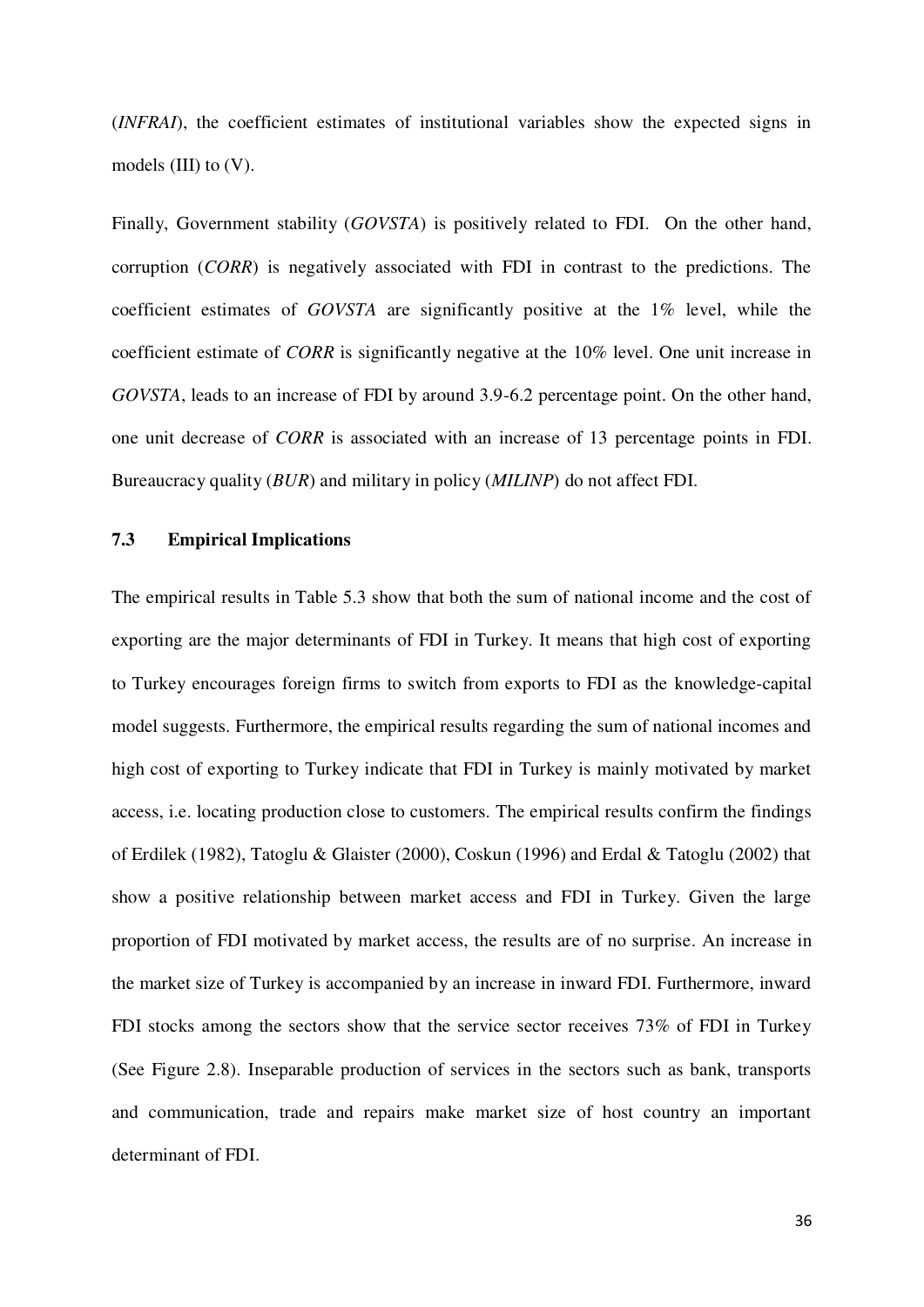(*INFRAI*), the coefficient estimates of institutional variables show the expected signs in models (III) to (V).

Finally, Government stability (*GOVSTA*) is positively related to FDI. On the other hand, corruption (*CORR*) is negatively associated with FDI in contrast to the predictions. The coefficient estimates of *GOVSTA* are significantly positive at the 1% level, while the coefficient estimate of *CORR* is significantly negative at the 10% level. One unit increase in *GOVSTA*, leads to an increase of FDI by around 3.9-6.2 percentage point. On the other hand, one unit decrease of *CORR* is associated with an increase of 13 percentage points in FDI. Bureaucracy quality (*BUR*) and military in policy (*MILINP*) do not affect FDI.

### 7.3 Empirical Implications

The empirical results in Table 5.3 show that both the sum of national income and the cost of exporting are the major determinants of FDI in Turkey. It means that high cost of exporting to Turkey encourages foreign firms to switch from exports to FDI as the knowledge-capital model suggests. Furthermore, the empirical results regarding the sum of national incomes and high cost of exporting to Turkey indicate that FDI in Turkey is mainly motivated by market access, i.e. locating production close to customers. The empirical results confirm the findings of Erdilek (1982), Tatoglu & Glaister (2000), Coskun (1996) and Erdal & Tatoglu (2002) that show a positive relationship between market access and FDI in Turkey. Given the large proportion of FDI motivated by market access, the results are of no surprise. An increase in the market size of Turkey is accompanied by an increase in inward FDI. Furthermore, inward FDI stocks among the sectors show that the service sector receives 73% of FDI in Turkey (See Figure 2.8). Inseparable production of services in the sectors such as bank, transports and communication, trade and repairs make market size of host country an important determinant of FDI.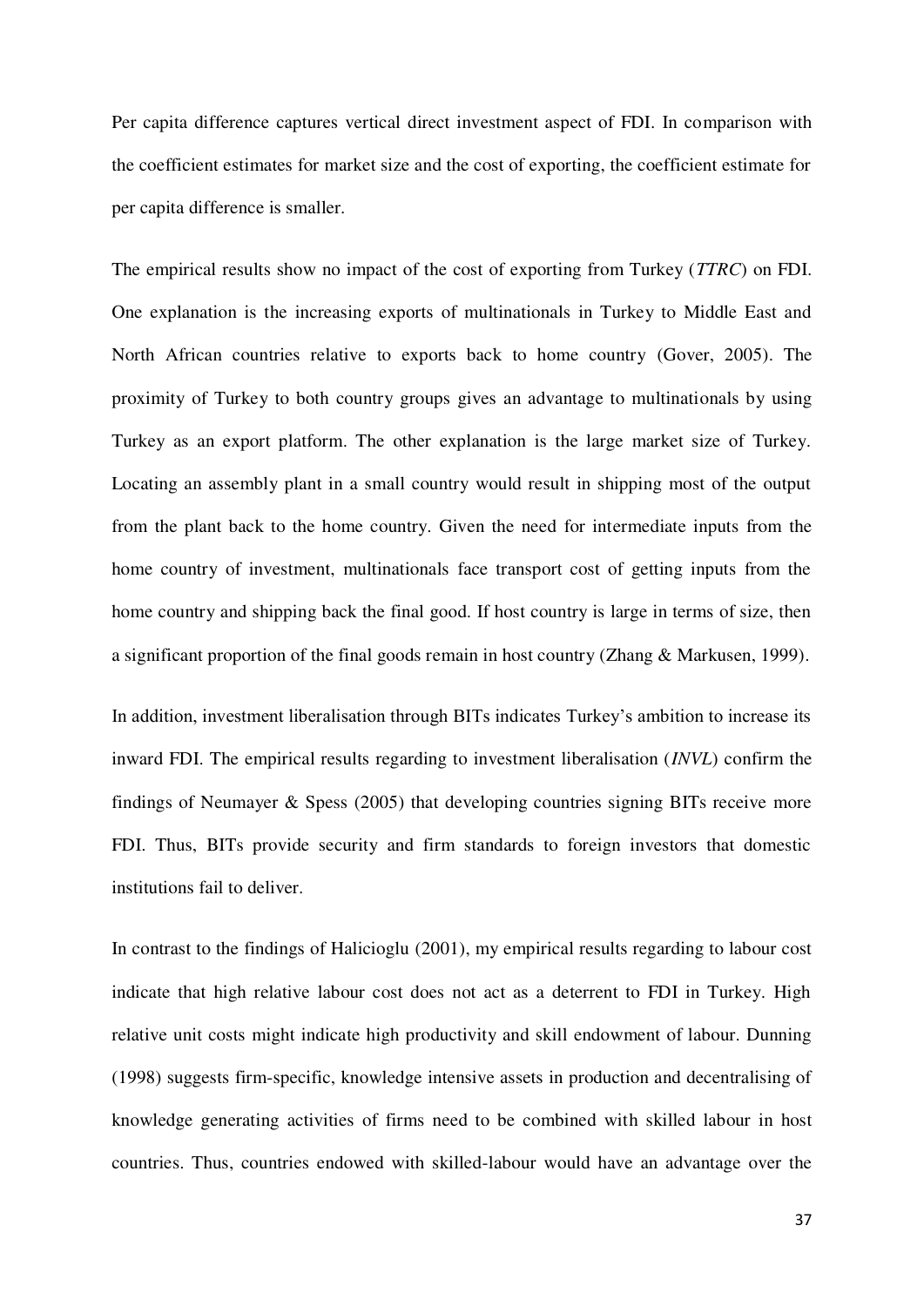Per capita difference captures vertical direct investment aspect of FDI. In comparison with the coefficient estimates for market size and the cost of exporting, the coefficient estimate for per capita difference is smaller.

The empirical results show no impact of the cost of exporting from Turkey (*TTRC*) on FDI. One explanation is the increasing exports of multinationals in Turkey to Middle East and North African countries relative to exports back to home country (Gover, 2005). The proximity of Turkey to both country groups gives an advantage to multinationals by using Turkey as an export platform. The other explanation is the large market size of Turkey. Locating an assembly plant in a small country would result in shipping most of the output from the plant back to the home country. Given the need for intermediate inputs from the home country of investment, multinationals face transport cost of getting inputs from the home country and shipping back the final good. If host country is large in terms of size, then a significant proportion of the final goods remain in host country (Zhang & Markusen, 1999).

In addition, investment liberalisation through BITs indicates Turkey's ambition to increase its inward FDI. The empirical results regarding to investment liberalisation (*INVL*) confirm the findings of Neumayer & Spess (2005) that developing countries signing BITs receive more FDI. Thus, BITs provide security and firm standards to foreign investors that domestic institutions fail to deliver.

In contrast to the findings of Halicioglu (2001), my empirical results regarding to labour cost indicate that high relative labour cost does not act as a deterrent to FDI in Turkey. High relative unit costs might indicate high productivity and skill endowment of labour. Dunning (1998) suggests firm-specific, knowledge intensive assets in production and decentralising of knowledge generating activities of firms need to be combined with skilled labour in host countries. Thus, countries endowed with skilled-labour would have an advantage over the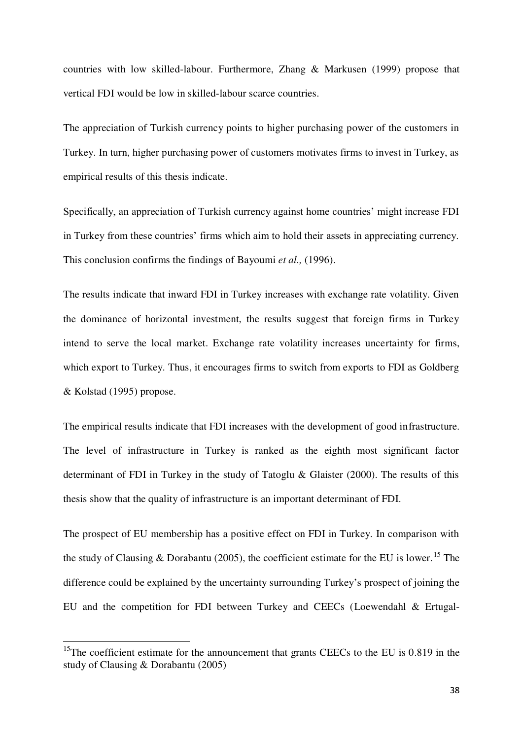countries with low skilled-labour. Furthermore, Zhang & Markusen (1999) propose that vertical FDI would be low in skilled-labour scarce countries.

The appreciation of Turkish currency points to higher purchasing power of the customers in Turkey. In turn, higher purchasing power of customers motivates firms to invest in Turkey, as empirical results of this thesis indicate.

Specifically, an appreciation of Turkish currency against home countries' might increase FDI in Turkey from these countries' firms which aim to hold their assets in appreciating currency. This conclusion confirms the findings of Bayoumi *et al.,* (1996).

The results indicate that inward FDI in Turkey increases with exchange rate volatility. Given the dominance of horizontal investment, the results suggest that foreign firms in Turkey intend to serve the local market. Exchange rate volatility increases uncertainty for firms, which export to Turkey. Thus, it encourages firms to switch from exports to FDI as Goldberg & Kolstad (1995) propose.

The empirical results indicate that FDI increases with the development of good infrastructure. The level of infrastructure in Turkey is ranked as the eighth most significant factor determinant of FDI in Turkey in the study of Tatoglu & Glaister (2000). The results of this thesis show that the quality of infrastructure is an important determinant of FDI.

The prospect of EU membership has a positive effect on FDI in Turkey. In comparison with the study of Clausing & Dorabantu (2005), the coefficient estimate for the EU is lower.[15] The difference could be explained by the uncertainty surrounding Turkey's prospect of joining the EU and the competition for FDI between Turkey and CEECs (Loewendahl & Ertugal-

[15]The coefficient estimate for the announcement that grants CEECs to the EU is 0.819 in the study of Clausing & Dorabantu (2005)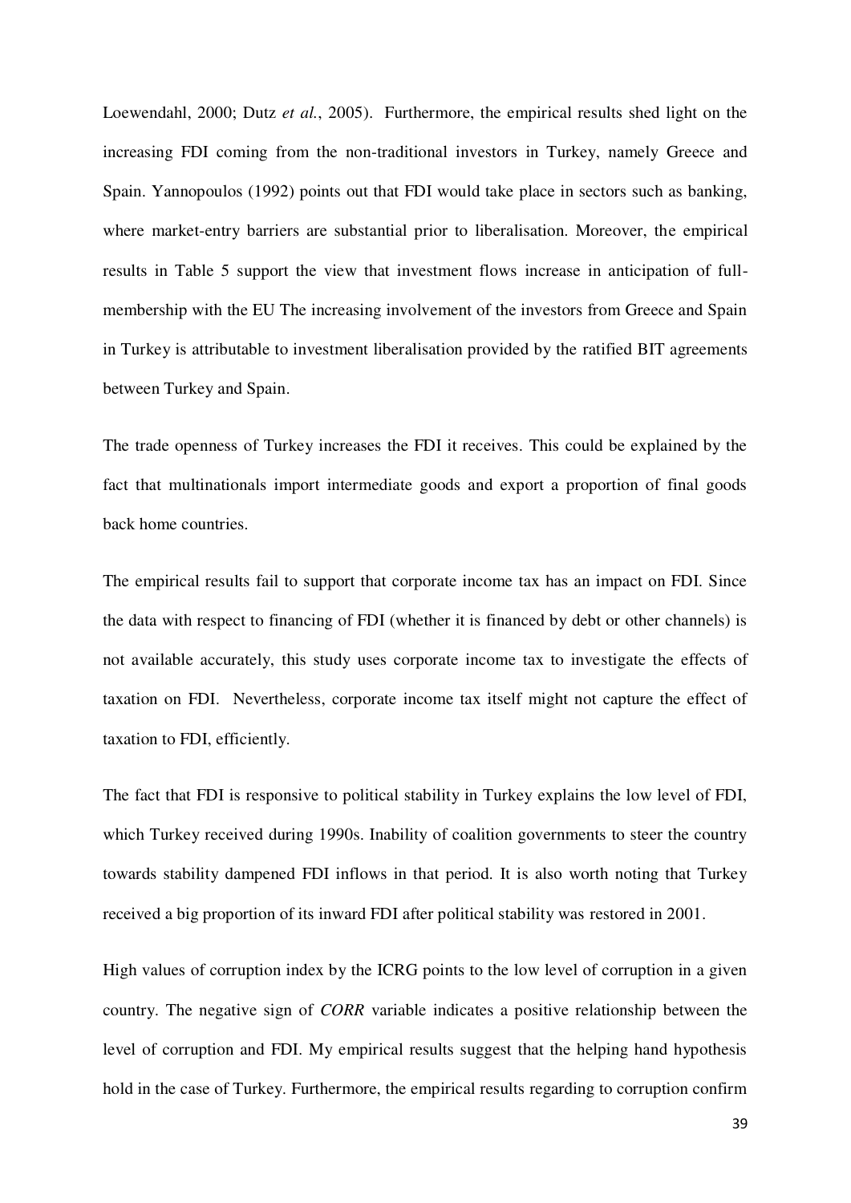Loewendahl, 2000; Dutz *et al.*, 2005). Furthermore, the empirical results shed light on the increasing FDI coming from the non-traditional investors in Turkey, namely Greece and Spain. Yannopoulos (1992) points out that FDI would take place in sectors such as banking, where market-entry barriers are substantial prior to liberalisation. Moreover, the empirical results in Table 5 support the view that investment flows increase in anticipation of full-membership with the EU The increasing involvement of the investors from Greece and Spain in Turkey is attributable to investment liberalisation provided by the ratified BIT agreements between Turkey and Spain.

The trade openness of Turkey increases the FDI it receives. This could be explained by the fact that multinationals import intermediate goods and export a proportion of final goods back home countries.

The empirical results fail to support that corporate income tax has an impact on FDI. Since the data with respect to financing of FDI (whether it is financed by debt or other channels) is not available accurately, this study uses corporate income tax to investigate the effects of taxation on FDI. Nevertheless, corporate income tax itself might not capture the effect of taxation to FDI, efficiently.

The fact that FDI is responsive to political stability in Turkey explains the low level of FDI, which Turkey received during 1990s. Inability of coalition governments to steer the country towards stability dampened FDI inflows in that period. It is also worth noting that Turkey received a big proportion of its inward FDI after political stability was restored in 2001.

High values of corruption index by the ICRG points to the low level of corruption in a given country. The negative sign of *CORR* variable indicates a positive relationship between the level of corruption and FDI. My empirical results suggest that the helping hand hypothesis hold in the case of Turkey. Furthermore, the empirical results regarding to corruption confirm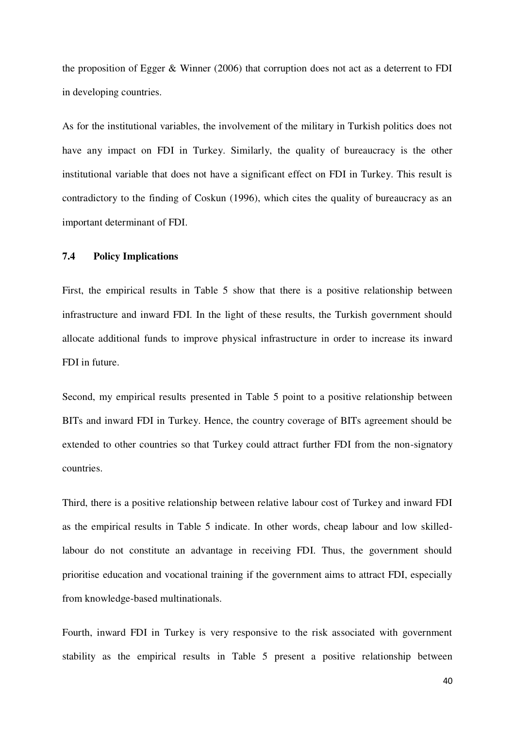the proposition of Egger & Winner (2006) that corruption does not act as a deterrent to FDI in developing countries.

As for the institutional variables, the involvement of the military in Turkish politics does not have any impact on FDI in Turkey. Similarly, the quality of bureaucracy is the other institutional variable that does not have a significant effect on FDI in Turkey. This result is contradictory to the finding of Coskun (1996), which cites the quality of bureaucracy as an important determinant of FDI.

### 7.4 Policy Implications

First, the empirical results in Table 5 show that there is a positive relationship between infrastructure and inward FDI. In the light of these results, the Turkish government should allocate additional funds to improve physical infrastructure in order to increase its inward FDI in future.

Second, my empirical results presented in Table 5 point to a positive relationship between BITs and inward FDI in Turkey. Hence, the country coverage of BITs agreement should be extended to other countries so that Turkey could attract further FDI from the non-signatory countries.

Third, there is a positive relationship between relative labour cost of Turkey and inward FDI as the empirical results in Table 5 indicate. In other words, cheap labour and low skilled-labour do not constitute an advantage in receiving FDI. Thus, the government should prioritise education and vocational training if the government aims to attract FDI, especially from knowledge-based multinationals.

Fourth, inward FDI in Turkey is very responsive to the risk associated with government stability as the empirical results in Table 5 present a positive relationship between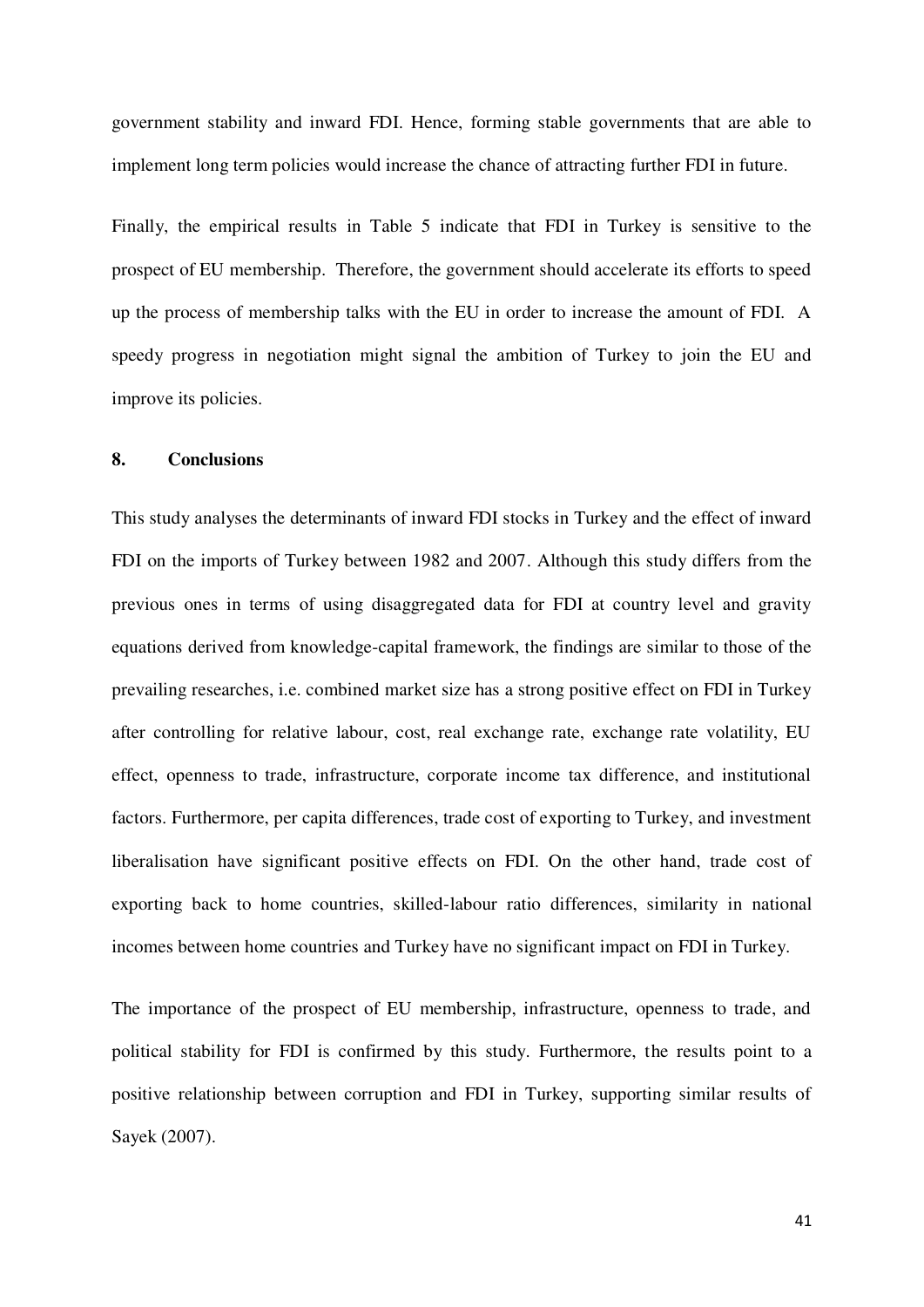government stability and inward FDI. Hence, forming stable governments that are able to implement long term policies would increase the chance of attracting further FDI in future.

Finally, the empirical results in Table 5 indicate that FDI in Turkey is sensitive to the prospect of EU membership. Therefore, the government should accelerate its efforts to speed up the process of membership talks with the EU in order to increase the amount of FDI. A speedy progress in negotiation might signal the ambition of Turkey to join the EU and improve its policies.

## 8. Conclusions

This study analyses the determinants of inward FDI stocks in Turkey and the effect of inward FDI on the imports of Turkey between 1982 and 2007. Although this study differs from the previous ones in terms of using disaggregated data for FDI at country level and gravity equations derived from knowledge-capital framework, the findings are similar to those of the prevailing researches, i.e. combined market size has a strong positive effect on FDI in Turkey after controlling for relative labour, cost, real exchange rate, exchange rate volatility, EU effect, openness to trade, infrastructure, corporate income tax difference, and institutional factors. Furthermore, per capita differences, trade cost of exporting to Turkey, and investment liberalisation have significant positive effects on FDI. On the other hand, trade cost of exporting back to home countries, skilled-labour ratio differences, similarity in national incomes between home countries and Turkey have no significant impact on FDI in Turkey.

The importance of the prospect of EU membership, infrastructure, openness to trade, and political stability for FDI is confirmed by this study. Furthermore, the results point to a positive relationship between corruption and FDI in Turkey, supporting similar results of Sayek (2007).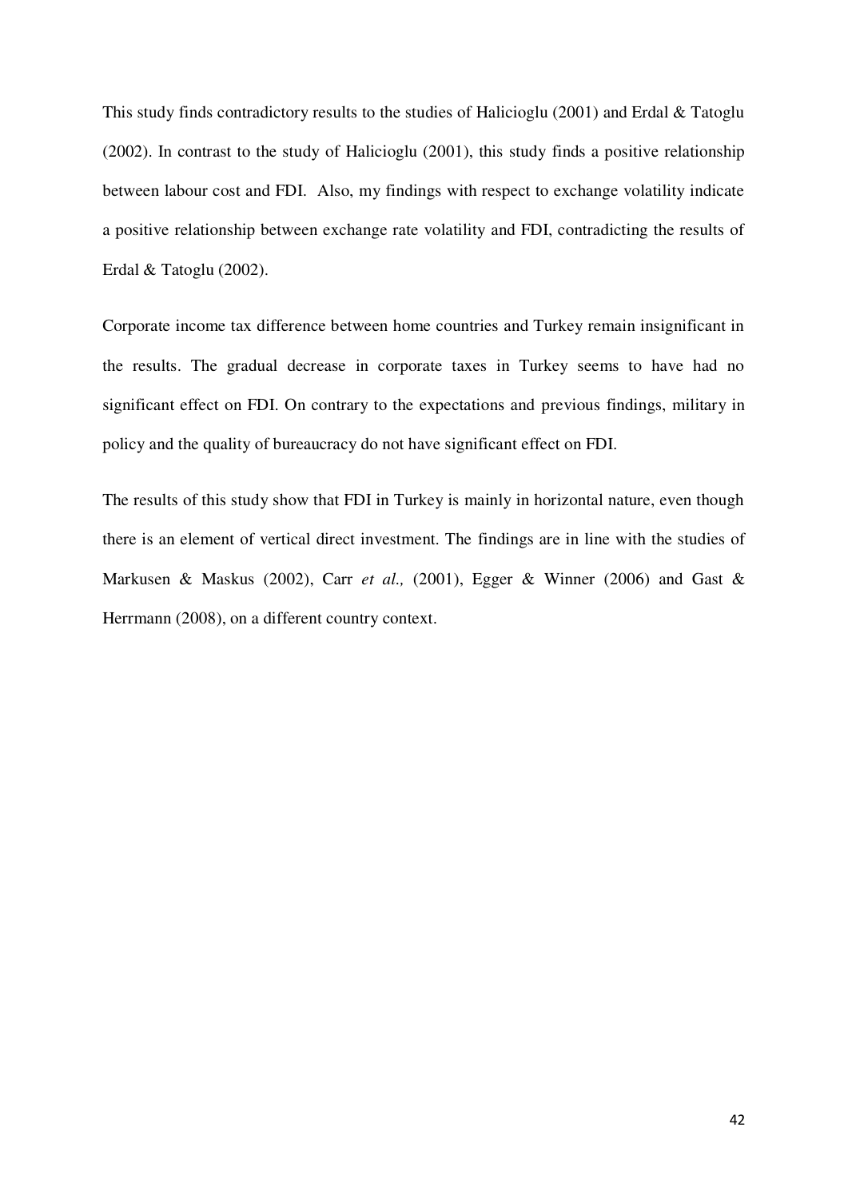This study finds contradictory results to the studies of Halicioglu (2001) and Erdal & Tatoglu (2002). In contrast to the study of Halicioglu (2001), this study finds a positive relationship between labour cost and FDI. Also, my findings with respect to exchange volatility indicate a positive relationship between exchange rate volatility and FDI, contradicting the results of Erdal & Tatoglu (2002).

Corporate income tax difference between home countries and Turkey remain insignificant in the results. The gradual decrease in corporate taxes in Turkey seems to have had no significant effect on FDI. On contrary to the expectations and previous findings, military in policy and the quality of bureaucracy do not have significant effect on FDI.

The results of this study show that FDI in Turkey is mainly in horizontal nature, even though there is an element of vertical direct investment. The findings are in line with the studies of Markusen & Maskus (2002), Carr *et al.,* (2001), Egger & Winner (2006) and Gast & Herrmann (2008), on a different country context.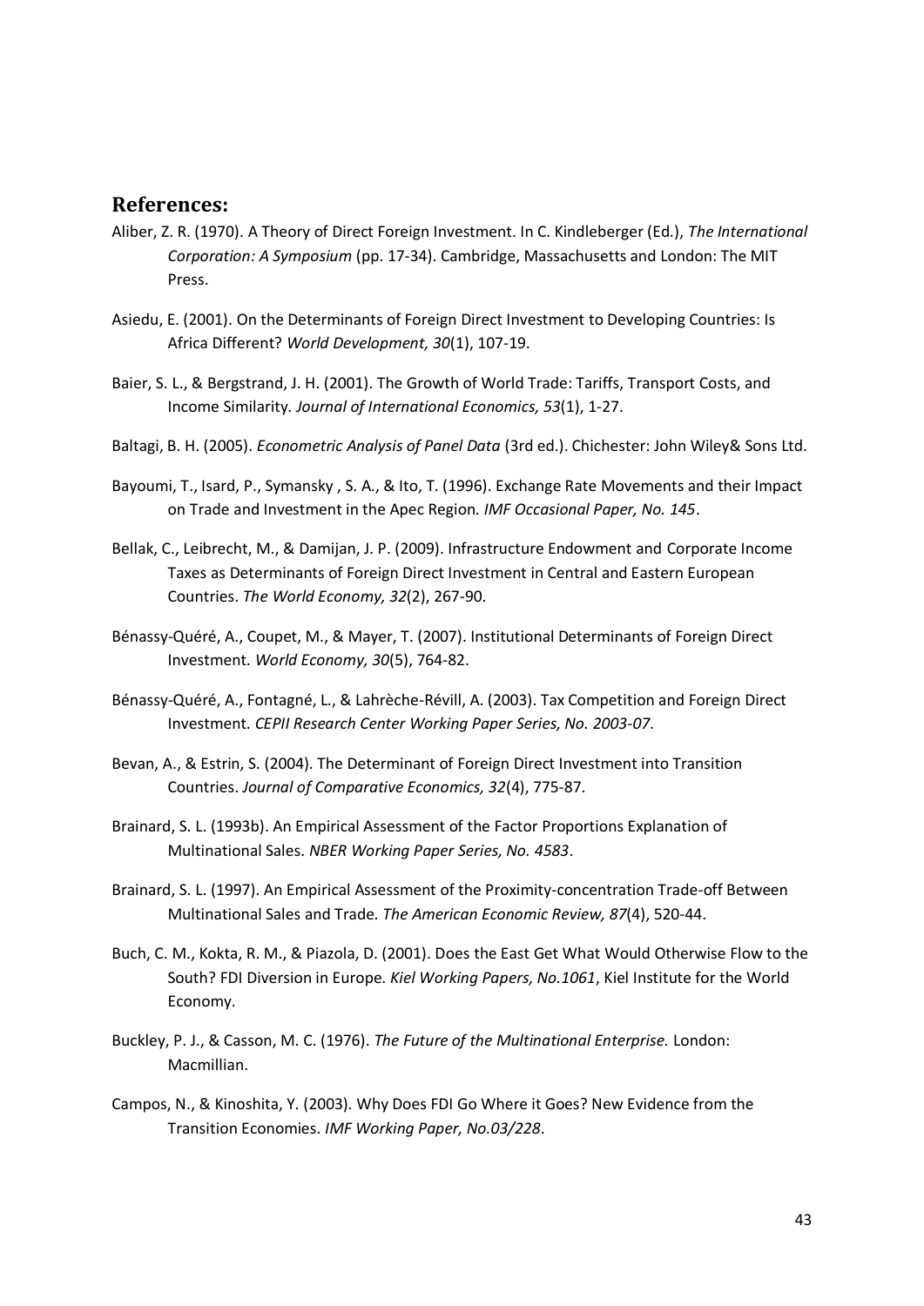## References:

Aliber, Z. R. (1970). A Theory of Direct Foreign Investment. In C. Kindleberger (Ed.), *The International Corporation: A Symposium* (pp. 17-34). Cambridge, Massachusetts and London: The MIT Press.

Asiedu, E. (2001). On the Determinants of Foreign Direct Investment to Developing Countries: Is Africa Different? *World Development, 30*(1), 107-19.

Baier, S. L., & Bergstrand, J. H. (2001). The Growth of World Trade: Tariffs, Transport Costs, and Income Similarity. *Journal of International Economics, 53*(1), 1-27.

Baltagi, B. H. (2005). *Econometric Analysis of Panel Data* (3rd ed.). Chichester: John Wiley& Sons Ltd.

Bayoumi, T., Isard, P., Symansky , S. A., & Ito, T. (1996). Exchange Rate Movements and their Impact on Trade and Investment in the Apec Region. *IMF Occasional Paper, No. 145*.

Bellak, C., Leibrecht, M., & Damijan, J. P. (2009). Infrastructure Endowment and Corporate Income Taxes as Determinants of Foreign Direct Investment in Central and Eastern European Countries. *The World Economy, 32*(2), 267-90.

Bénassy-Quéré, A., Coupet, M., & Mayer, T. (2007). Institutional Determinants of Foreign Direct Investment. *World Economy, 30*(5), 764-82.

Bénassy-Quéré, A., Fontagné, L., & Lahrèche-Révill, A. (2003). Tax Competition and Foreign Direct Investment. *CEPII Research Center Working Paper Series, No. 2003-07*.

Bevan, A., & Estrin, S. (2004). The Determinant of Foreign Direct Investment into Transition Countries. *Journal of Comparative Economics, 32*(4), 775-87.

Brainard, S. L. (1993b). An Empirical Assessment of the Factor Proportions Explanation of Multinational Sales. *NBER Working Paper Series, No. 4583*.

Brainard, S. L. (1997). An Empirical Assessment of the Proximity-concentration Trade-off Between Multinational Sales and Trade. *The American Economic Review, 87*(4), 520-44.

Buch, C. M., Kokta, R. M., & Piazola, D. (2001). Does the East Get What Would Otherwise Flow to the South? FDI Diversion in Europe. *Kiel Working Papers, No.1061*, Kiel Institute for the World Economy.

Buckley, P. J., & Casson, M. C. (1976). *The Future of the Multinational Enterprise.* London: Macmillian.

Campos, N., & Kinoshita, Y. (2003). Why Does FDI Go Where it Goes? New Evidence from the Transition Economies. *IMF Working Paper, No.03/228*.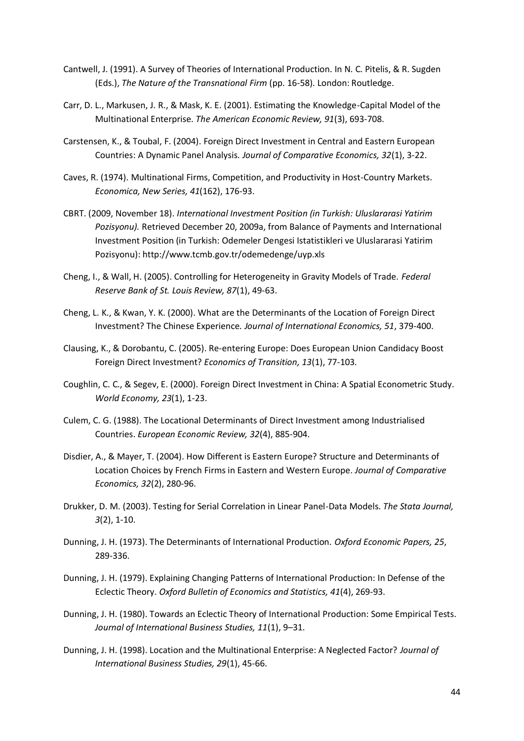Cantwell, J. (1991). A Survey of Theories of International Production. In N. C. Pitelis, & R. Sugden (Eds.), *The Nature of the Transnational Firm* (pp. 16-58). London: Routledge.

Carr, D. L., Markusen, J. R., & Mask, K. E. (2001). Estimating the Knowledge-Capital Model of the Multinational Enterprise. *The American Economic Review, 91*(3), 693-708.

Carstensen, K., & Toubal, F. (2004). Foreign Direct Investment in Central and Eastern European Countries: A Dynamic Panel Analysis. *Journal of Comparative Economics, 32*(1), 3-22.

Caves, R. (1974). Multinational Firms, Competition, and Productivity in Host-Country Markets. *Economica, New Series, 41*(162), 176-93.

CBRT. (2009, November 18). *International Investment Position (in Turkish: Uluslararasi Yatirim Pozisyonu).* Retrieved December 20, 2009a, from Balance of Payments and International Investment Position (in Turkish: Odemeler Dengesi Istatistikleri ve Uluslararasi Yatirim Pozisyonu): http://www.tcmb.gov.tr/odemedenge/uyp.xls

Cheng, I., & Wall, H. (2005). Controlling for Heterogeneity in Gravity Models of Trade. *Federal Reserve Bank of St. Louis Review, 87*(1), 49-63.

Cheng, L. K., & Kwan, Y. K. (2000). What are the Determinants of the Location of Foreign Direct Investment? The Chinese Experience. *Journal of International Economics, 51*, 379-400.

Clausing, K., & Dorobantu, C. (2005). Re-entering Europe: Does European Union Candidacy Boost Foreign Direct Investment? *Economics of Transition, 13*(1), 77-103.

Coughlin, C. C., & Segev, E. (2000). Foreign Direct Investment in China: A Spatial Econometric Study. *World Economy, 23*(1), 1-23.

Culem, C. G. (1988). The Locational Determinants of Direct Investment among Industrialised Countries. *European Economic Review, 32*(4), 885-904.

Disdier, A., & Mayer, T. (2004). How Different is Eastern Europe? Structure and Determinants of Location Choices by French Firms in Eastern and Western Europe. *Journal of Comparative Economics, 32*(2), 280-96.

Drukker, D. M. (2003). Testing for Serial Correlation in Linear Panel-Data Models. *The Stata Journal, 3*(2), 1-10.

Dunning, J. H. (1973). The Determinants of International Production. *Oxford Economic Papers, 25*, 289-336.

Dunning, J. H. (1979). Explaining Changing Patterns of International Production: In Defense of the Eclectic Theory. *Oxford Bulletin of Economics and Statistics, 41*(4), 269-93.

Dunning, J. H. (1980). Towards an Eclectic Theory of International Production: Some Empirical Tests. *Journal of International Business Studies, 11*(1), 9–31.

Dunning, J. H. (1998). Location and the Multinational Enterprise: A Neglected Factor? *Journal of International Business Studies, 29*(1), 45-66.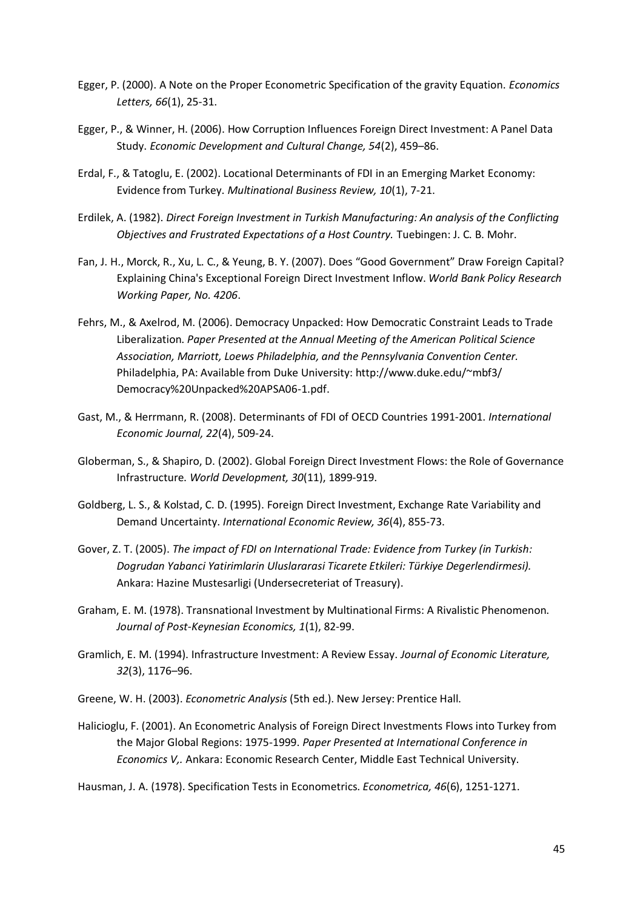Egger, P. (2000). A Note on the Proper Econometric Specification of the gravity Equation. *Economics Letters, 66*(1), 25-31.

Egger, P., & Winner, H. (2006). How Corruption Influences Foreign Direct Investment: A Panel Data Study. *Economic Development and Cultural Change, 54*(2), 459–86.

Erdal, F., & Tatoglu, E. (2002). Locational Determinants of FDI in an Emerging Market Economy: Evidence from Turkey. *Multinational Business Review, 10*(1), 7-21.

Erdilek, A. (1982). *Direct Foreign Investment in Turkish Manufacturing: An analysis of the Conflicting Objectives and Frustrated Expectations of a Host Country.* Tuebingen: J. C. B. Mohr.

Fan, J. H., Morck, R., Xu, L. C., & Yeung, B. Y. (2007). Does "Good Government" Draw Foreign Capital? Explaining China's Exceptional Foreign Direct Investment Inflow. *World Bank Policy Research Working Paper, No. 4206*.

Fehrs, M., & Axelrod, M. (2006). Democracy Unpacked: How Democratic Constraint Leads to Trade Liberalization. *Paper Presented at the Annual Meeting of the American Political Science Association, Marriott, Loews Philadelphia, and the Pennsylvania Convention Center.* Philadelphia, PA: Available from Duke University: http://www.duke.edu/~mbf3/ Democracy%20Unpacked%20APSA06-1.pdf.

Gast, M., & Herrmann, R. (2008). Determinants of FDI of OECD Countries 1991-2001. *International Economic Journal, 22*(4), 509-24.

Globerman, S., & Shapiro, D. (2002). Global Foreign Direct Investment Flows: the Role of Governance Infrastructure. *World Development, 30*(11), 1899-919.

Goldberg, L. S., & Kolstad, C. D. (1995). Foreign Direct Investment, Exchange Rate Variability and Demand Uncertainty. *International Economic Review, 36*(4), 855-73.

Gover, Z. T. (2005). *The impact of FDI on International Trade: Evidence from Turkey (in Turkish: Dogrudan Yabanci Yatirimlarin Uluslararasi Ticarete Etkileri: Türkiye Degerlendirmesi).* Ankara: Hazine Mustesarligi (Undersecreteriat of Treasury).

Graham, E. M. (1978). Transnational Investment by Multinational Firms: A Rivalistic Phenomenon. *Journal of Post-Keynesian Economics, 1*(1), 82-99.

Gramlich, E. M. (1994). Infrastructure Investment: A Review Essay. *Journal of Economic Literature, 32*(3), 1176–96.

Greene, W. H. (2003). *Econometric Analysis* (5th ed.). New Jersey: Prentice Hall.

Halicioglu, F. (2001). An Econometric Analysis of Foreign Direct Investments Flows into Turkey from the Major Global Regions: 1975-1999. *Paper Presented at International Conference in Economics V,.* Ankara: Economic Research Center, Middle East Technical University.

Hausman, J. A. (1978). Specification Tests in Econometrics. *Econometrica, 46*(6), 1251-1271.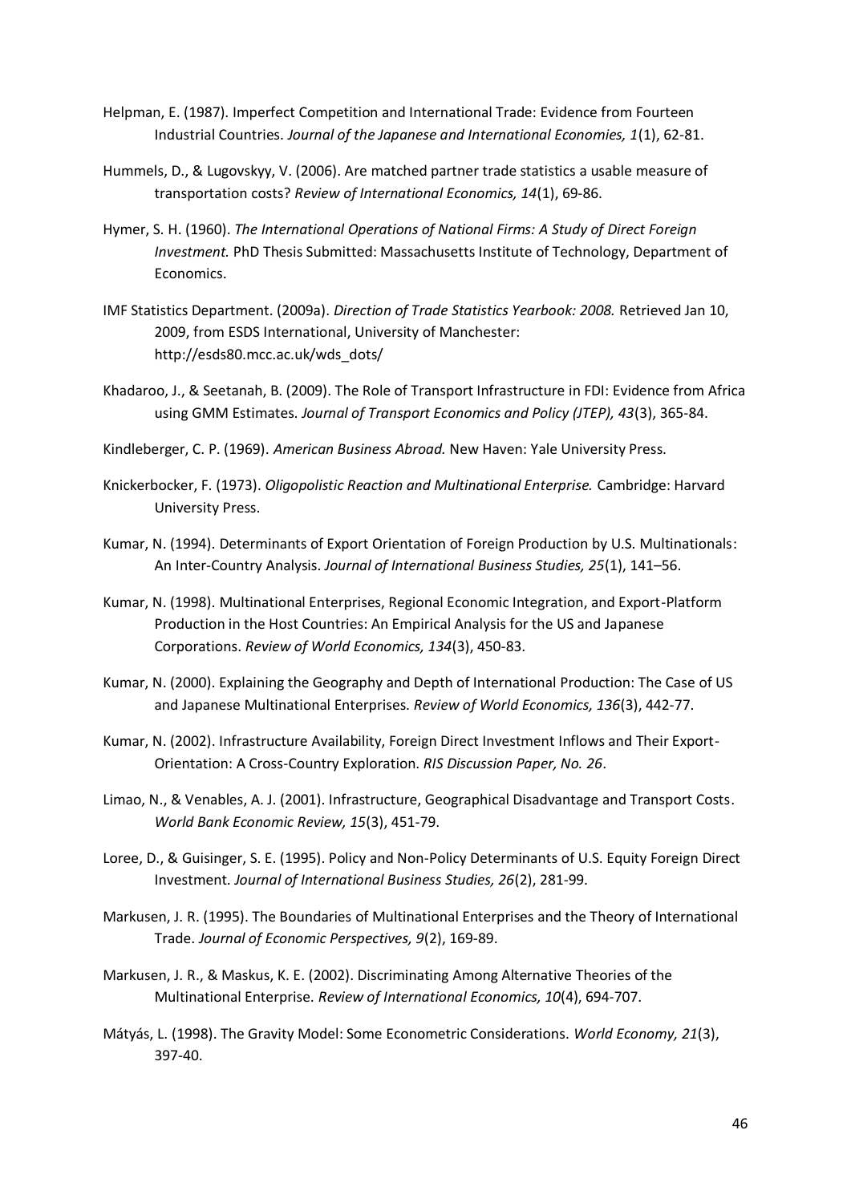Helpman, E. (1987). Imperfect Competition and International Trade: Evidence from Fourteen Industrial Countries. *Journal of the Japanese and International Economies, 1*(1), 62-81.

Hummels, D., & Lugovskyy, V. (2006). Are matched partner trade statistics a usable measure of transportation costs? *Review of International Economics, 14*(1), 69-86.

Hymer, S. H. (1960). *The International Operations of National Firms: A Study of Direct Foreign Investment.* PhD Thesis Submitted: Massachusetts Institute of Technology, Department of Economics.

IMF Statistics Department. (2009a). *Direction of Trade Statistics Yearbook: 2008.* Retrieved Jan 10, 2009, from ESDS International, University of Manchester: http://esds80.mcc.ac.uk/wds_dots/

Khadaroo, J., & Seetanah, B. (2009). The Role of Transport Infrastructure in FDI: Evidence from Africa using GMM Estimates. *Journal of Transport Economics and Policy (JTEP), 43*(3), 365-84.

Kindleberger, C. P. (1969). *American Business Abroad.* New Haven: Yale University Press.

Knickerbocker, F. (1973). *Oligopolistic Reaction and Multinational Enterprise.* Cambridge: Harvard University Press.

Kumar, N. (1994). Determinants of Export Orientation of Foreign Production by U.S. Multinationals: An Inter-Country Analysis. *Journal of International Business Studies, 25*(1), 141–56.

Kumar, N. (1998). Multinational Enterprises, Regional Economic Integration, and Export-Platform Production in the Host Countries: An Empirical Analysis for the US and Japanese Corporations. *Review of World Economics, 134*(3), 450-83.

Kumar, N. (2000). Explaining the Geography and Depth of International Production: The Case of US and Japanese Multinational Enterprises. *Review of World Economics, 136*(3), 442-77.

Kumar, N. (2002). Infrastructure Availability, Foreign Direct Investment Inflows and Their Export-Orientation: A Cross-Country Exploration. *RIS Discussion Paper, No. 26*.

Limao, N., & Venables, A. J. (2001). Infrastructure, Geographical Disadvantage and Transport Costs. *World Bank Economic Review, 15*(3), 451-79.

Loree, D., & Guisinger, S. E. (1995). Policy and Non-Policy Determinants of U.S. Equity Foreign Direct Investment. *Journal of International Business Studies, 26*(2), 281-99.

Markusen, J. R. (1995). The Boundaries of Multinational Enterprises and the Theory of International Trade. *Journal of Economic Perspectives, 9*(2), 169-89.

Markusen, J. R., & Maskus, K. E. (2002). Discriminating Among Alternative Theories of the Multinational Enterprise. *Review of International Economics, 10*(4), 694-707.

Mátyás, L. (1998). The Gravity Model: Some Econometric Considerations. *World Economy, 21*(3), 397-40.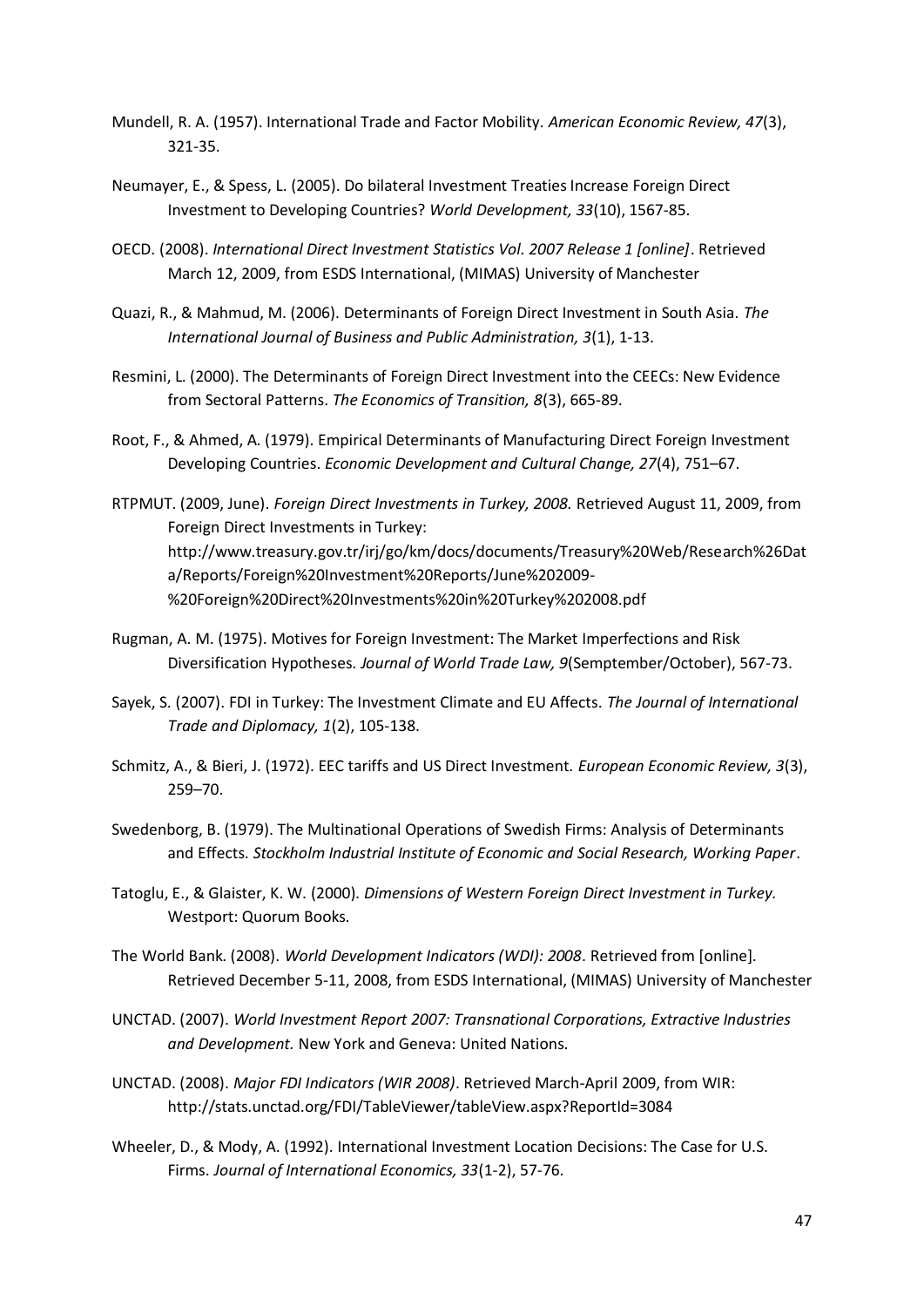Mundell, R. A. (1957). International Trade and Factor Mobility. *American Economic Review, 47*(3), 321-35.

Neumayer, E., & Spess, L. (2005). Do bilateral Investment Treaties Increase Foreign Direct Investment to Developing Countries? *World Development, 33*(10), 1567-85.

OECD. (2008). *International Direct Investment Statistics Vol. 2007 Release 1 [online]*. Retrieved March 12, 2009, from ESDS International, (MIMAS) University of Manchester

Quazi, R., & Mahmud, M. (2006). Determinants of Foreign Direct Investment in South Asia. *The International Journal of Business and Public Administration, 3*(1), 1-13.

Resmini, L. (2000). The Determinants of Foreign Direct Investment into the CEECs: New Evidence from Sectoral Patterns. *The Economics of Transition, 8*(3), 665-89.

Root, F., & Ahmed, A. (1979). Empirical Determinants of Manufacturing Direct Foreign Investment Developing Countries. *Economic Development and Cultural Change, 27*(4), 751–67.

RTPMUT. (2009, June). *Foreign Direct Investments in Turkey, 2008.* Retrieved August 11, 2009, from Foreign Direct Investments in Turkey: http://www.treasury.gov.tr/irj/go/km/docs/documents/Treasury%20Web/Research%26Data/Reports/Foreign%20Investment%20Reports/June%202009-%20Foreign%20Direct%20Investments%20in%20Turkey%202008.pdf

Rugman, A. M. (1975). Motives for Foreign Investment: The Market Imperfections and Risk Diversification Hypotheses. *Journal of World Trade Law, 9*(Semptember/October), 567-73.

Sayek, S. (2007). FDI in Turkey: The Investment Climate and EU Affects. *The Journal of International Trade and Diplomacy, 1*(2), 105-138.

Schmitz, A., & Bieri, J. (1972). EEC tariffs and US Direct Investment. *European Economic Review, 3*(3), 259–70.

Swedenborg, B. (1979). The Multinational Operations of Swedish Firms: Analysis of Determinants and Effects. *Stockholm Industrial Institute of Economic and Social Research, Working Paper*.

Tatoglu, E., & Glaister, K. W. (2000). *Dimensions of Western Foreign Direct Investment in Turkey.* Westport: Quorum Books.

The World Bank. (2008). *World Development Indicators (WDI): 2008*. Retrieved from [online]. Retrieved December 5-11, 2008, from ESDS International, (MIMAS) University of Manchester

UNCTAD. (2007). *World Investment Report 2007: Transnational Corporations, Extractive Industries and Development.* New York and Geneva: United Nations.

UNCTAD. (2008). *Major FDI Indicators (WIR 2008)*. Retrieved March-April 2009, from WIR: http://stats.unctad.org/FDI/TableViewer/tableView.aspx?ReportId=3084

Wheeler, D., & Mody, A. (1992). International Investment Location Decisions: The Case for U.S. Firms. *Journal of International Economics, 33*(1-2), 57-76.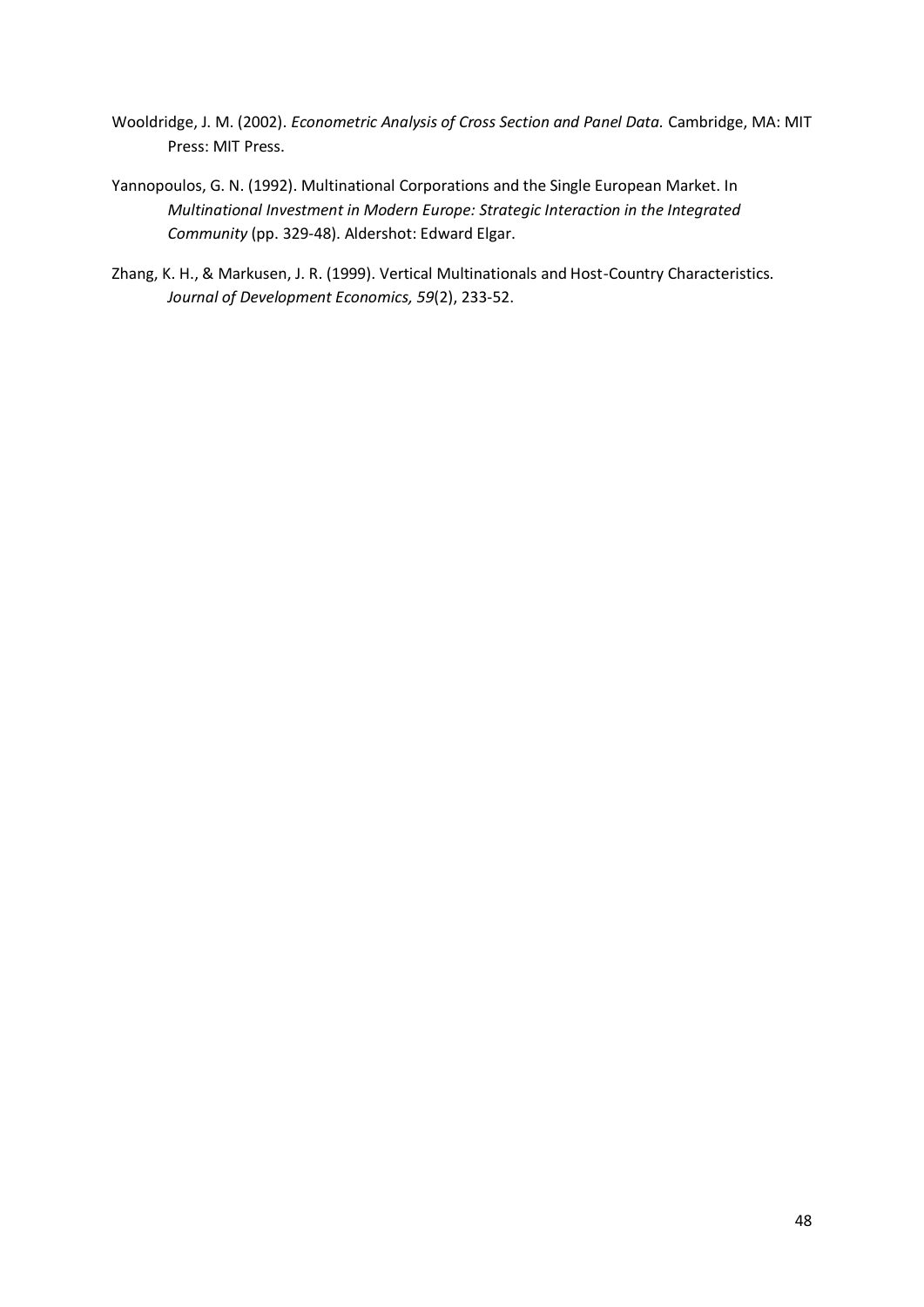Wooldridge, J. M. (2002). *Econometric Analysis of Cross Section and Panel Data.* Cambridge, MA: MIT Press: MIT Press.

Yannopoulos, G. N. (1992). Multinational Corporations and the Single European Market. In *Multinational Investment in Modern Europe: Strategic Interaction in the Integrated Community* (pp. 329-48). Aldershot: Edward Elgar.

Zhang, K. H., & Markusen, J. R. (1999). Vertical Multinationals and Host-Country Characteristics. *Journal of Development Economics, 59*(2), 233-52.